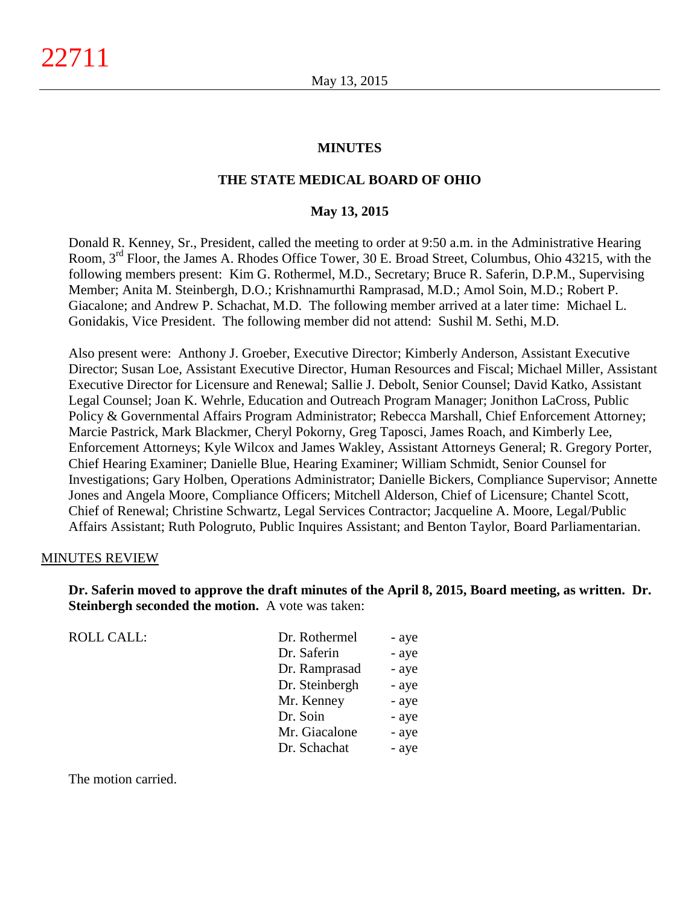# MINUTES

## THE STATE MEDICAL BOARD OF OHIO

### May 13, 2015

Donald R. Kenney, Sr., President, called the meeting to order at 9:50 a.m. in the Administrative Hearing Room, 3rd Floor, the James A. Rhodes Office Tower, 30 E. Broad Street, Columbus, Ohio 43215, with the following members present: Kim G. Rothermel, M.D., Secretary; Bruce R. Saferin, D.P.M., Supervising Member; Anita M. Steinbergh, D.O.; Krishnamurthi Ramprasad, M.D.; Amol Soin, M.D.; Robert P. Giacalone; and Andrew P. Schachat, M.D. The following member arrived at a later time: Michael L. Gonidakis, Vice President. The following member did not attend: Sushil M. Sethi, M.D.

Also present were: Anthony J. Groeber, Executive Director; Kimberly Anderson, Assistant Executive Director; Susan Loe, Assistant Executive Director, Human Resources and Fiscal; Michael Miller, Assistant Executive Director for Licensure and Renewal; Sallie J. Debolt, Senior Counsel; David Katko, Assistant Legal Counsel; Joan K. Wehrle, Education and Outreach Program Manager; Jonithon LaCross, Public Policy & Governmental Affairs Program Administrator; Rebecca Marshall, Chief Enforcement Attorney; Marcie Pastrick, Mark Blackmer, Cheryl Pokorny, Greg Taposci, James Roach, and Kimberly Lee, Enforcement Attorneys; Kyle Wilcox and James Wakley, Assistant Attorneys General; R. Gregory Porter, Chief Hearing Examiner; Danielle Blue, Hearing Examiner; William Schmidt, Senior Counsel for Investigations; Gary Holben, Operations Administrator; Danielle Bickers, Compliance Supervisor; Annette Jones and Angela Moore, Compliance Officers; Mitchell Alderson, Chief of Licensure; Chantel Scott, Chief of Renewal; Christine Schwartz, Legal Services Contractor; Jacqueline A. Moore, Legal/Public Affairs Assistant; Ruth Pologruto, Public Inquires Assistant; and Benton Taylor, Board Parliamentarian.

MINUTES REVIEW

**Dr. Saferin moved to approve the draft minutes of the April 8, 2015, Board meeting, as written. Dr. Steinbergh seconded the motion.** A vote was taken:

| ROLL CALL: | | |
|---|---|---|
| | Dr. Rothermel | - aye |
| | Dr. Saferin | - aye |
| | Dr. Ramprasad | - aye |
| | Dr. Steinbergh | - aye |
| | Mr. Kenney | - aye |
| | Dr. Soin | - aye |
| | Mr. Giacalone | - aye |
| | Dr. Schachat | - aye |

The motion carried.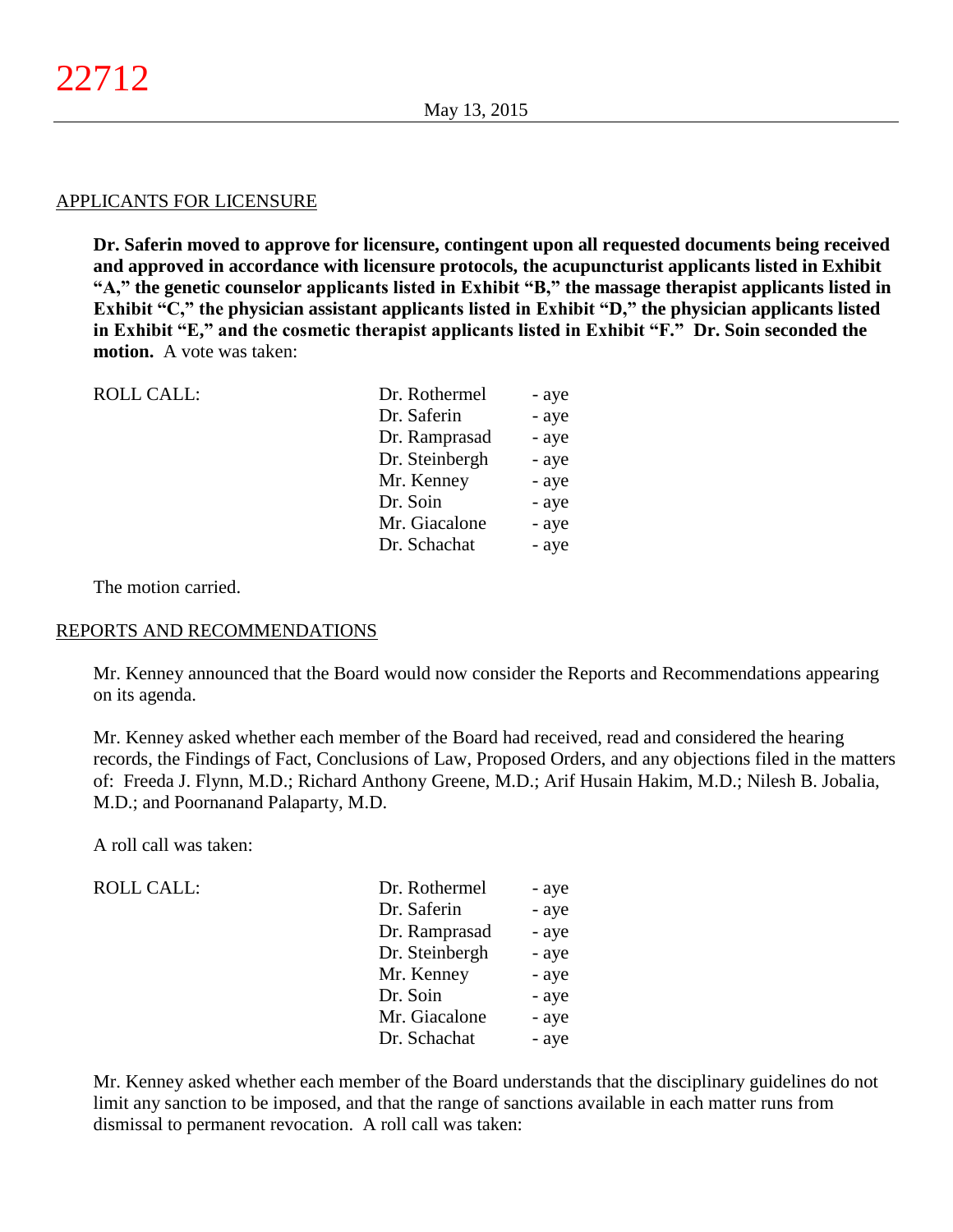APPLICANTS FOR LICENSURE

**Dr. Saferin moved to approve for licensure, contingent upon all requested documents being received and approved in accordance with licensure protocols, the acupuncturist applicants listed in Exhibit "A," the genetic counselor applicants listed in Exhibit "B," the massage therapist applicants listed in Exhibit "C," the physician assistant applicants listed in Exhibit "D," the physician applicants listed in Exhibit "E," and the cosmetic therapist applicants listed in Exhibit "F." Dr. Soin seconded the motion.** A vote was taken:

| ROLL CALL: | Dr. Rothermel | - aye |
|---|---|---|
| | Dr. Saferin | - aye |
| | Dr. Ramprasad | - aye |
| | Dr. Steinbergh | - aye |
| | Mr. Kenney | - aye |
| | Dr. Soin | - aye |
| | Mr. Giacalone | - aye |
| | Dr. Schachat | - aye |

The motion carried.

REPORTS AND RECOMMENDATIONS

Mr. Kenney announced that the Board would now consider the Reports and Recommendations appearing on its agenda.

Mr. Kenney asked whether each member of the Board had received, read and considered the hearing records, the Findings of Fact, Conclusions of Law, Proposed Orders, and any objections filed in the matters of: Freeda J. Flynn, M.D.; Richard Anthony Greene, M.D.; Arif Husain Hakim, M.D.; Nilesh B. Jobalia, M.D.; and Poornanand Palaparty, M.D.

A roll call was taken:

| ROLL CALL: | Dr. Rothermel | - aye |
|---|---|---|
| | Dr. Saferin | - aye |
| | Dr. Ramprasad | - aye |
| | Dr. Steinbergh | - aye |
| | Mr. Kenney | - aye |
| | Dr. Soin | - aye |
| | Mr. Giacalone | - aye |
| | Dr. Schachat | - aye |

Mr. Kenney asked whether each member of the Board understands that the disciplinary guidelines do not limit any sanction to be imposed, and that the range of sanctions available in each matter runs from dismissal to permanent revocation. A roll call was taken: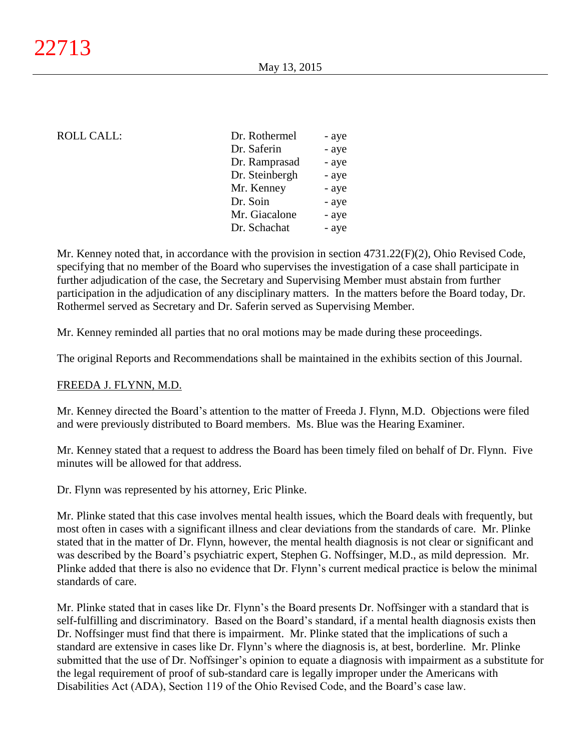ROLL CALL:

| | |
|---|---|
| Dr. Rothermel | - aye |
| Dr. Saferin | - aye |
| Dr. Ramprasad | - aye |
| Dr. Steinbergh | - aye |
| Mr. Kenney | - aye |
| Dr. Soin | - aye |
| Mr. Giacalone | - aye |
| Dr. Schachat | - aye |

Mr. Kenney noted that, in accordance with the provision in section 4731.22(F)(2), Ohio Revised Code, specifying that no member of the Board who supervises the investigation of a case shall participate in further adjudication of the case, the Secretary and Supervising Member must abstain from further participation in the adjudication of any disciplinary matters. In the matters before the Board today, Dr. Rothermel served as Secretary and Dr. Saferin served as Supervising Member.

Mr. Kenney reminded all parties that no oral motions may be made during these proceedings.

The original Reports and Recommendations shall be maintained in the exhibits section of this Journal.

FREEDA J. FLYNN, M.D.

Mr. Kenney directed the Board's attention to the matter of Freeda J. Flynn, M.D. Objections were filed and were previously distributed to Board members. Ms. Blue was the Hearing Examiner.

Mr. Kenney stated that a request to address the Board has been timely filed on behalf of Dr. Flynn. Five minutes will be allowed for that address.

Dr. Flynn was represented by his attorney, Eric Plinke.

Mr. Plinke stated that this case involves mental health issues, which the Board deals with frequently, but most often in cases with a significant illness and clear deviations from the standards of care. Mr. Plinke stated that in the matter of Dr. Flynn, however, the mental health diagnosis is not clear or significant and was described by the Board's psychiatric expert, Stephen G. Noffsinger, M.D., as mild depression. Mr. Plinke added that there is also no evidence that Dr. Flynn's current medical practice is below the minimal standards of care.

Mr. Plinke stated that in cases like Dr. Flynn's the Board presents Dr. Noffsinger with a standard that is self-fulfilling and discriminatory. Based on the Board's standard, if a mental health diagnosis exists then Dr. Noffsinger must find that there is impairment. Mr. Plinke stated that the implications of such a standard are extensive in cases like Dr. Flynn's where the diagnosis is, at best, borderline. Mr. Plinke submitted that the use of Dr. Noffsinger's opinion to equate a diagnosis with impairment as a substitute for the legal requirement of proof of sub-standard care is legally improper under the Americans with Disabilities Act (ADA), Section 119 of the Ohio Revised Code, and the Board's case law.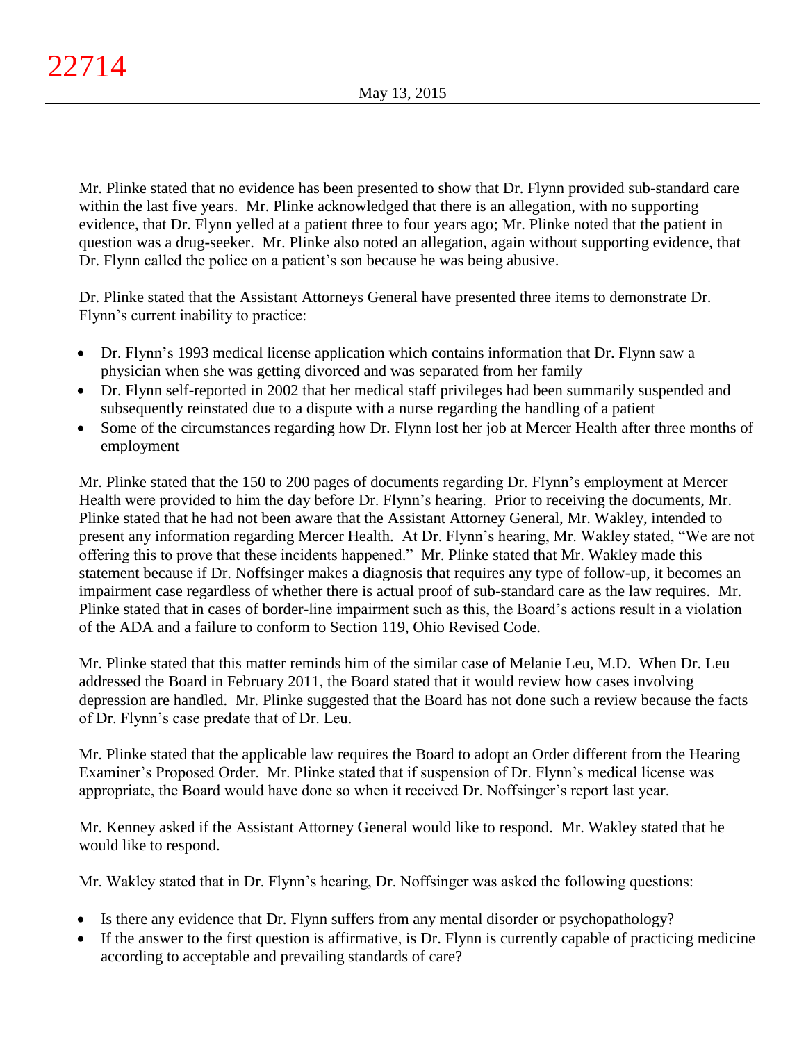Mr. Plinke stated that no evidence has been presented to show that Dr. Flynn provided sub-standard care within the last five years. Mr. Plinke acknowledged that there is an allegation, with no supporting evidence, that Dr. Flynn yelled at a patient three to four years ago; Mr. Plinke noted that the patient in question was a drug-seeker. Mr. Plinke also noted an allegation, again without supporting evidence, that Dr. Flynn called the police on a patient's son because he was being abusive.

Dr. Plinke stated that the Assistant Attorneys General have presented three items to demonstrate Dr. Flynn's current inability to practice:

- Dr. Flynn's 1993 medical license application which contains information that Dr. Flynn saw a physician when she was getting divorced and was separated from her family
- Dr. Flynn self-reported in 2002 that her medical staff privileges had been summarily suspended and subsequently reinstated due to a dispute with a nurse regarding the handling of a patient
- Some of the circumstances regarding how Dr. Flynn lost her job at Mercer Health after three months of employment

Mr. Plinke stated that the 150 to 200 pages of documents regarding Dr. Flynn's employment at Mercer Health were provided to him the day before Dr. Flynn's hearing. Prior to receiving the documents, Mr. Plinke stated that he had not been aware that the Assistant Attorney General, Mr. Wakley, intended to present any information regarding Mercer Health. At Dr. Flynn's hearing, Mr. Wakley stated, "We are not offering this to prove that these incidents happened." Mr. Plinke stated that Mr. Wakley made this statement because if Dr. Noffsinger makes a diagnosis that requires any type of follow-up, it becomes an impairment case regardless of whether there is actual proof of sub-standard care as the law requires. Mr. Plinke stated that in cases of border-line impairment such as this, the Board's actions result in a violation of the ADA and a failure to conform to Section 119, Ohio Revised Code.

Mr. Plinke stated that this matter reminds him of the similar case of Melanie Leu, M.D. When Dr. Leu addressed the Board in February 2011, the Board stated that it would review how cases involving depression are handled. Mr. Plinke suggested that the Board has not done such a review because the facts of Dr. Flynn's case predate that of Dr. Leu.

Mr. Plinke stated that the applicable law requires the Board to adopt an Order different from the Hearing Examiner's Proposed Order. Mr. Plinke stated that if suspension of Dr. Flynn's medical license was appropriate, the Board would have done so when it received Dr. Noffsinger's report last year.

Mr. Kenney asked if the Assistant Attorney General would like to respond. Mr. Wakley stated that he would like to respond.

Mr. Wakley stated that in Dr. Flynn's hearing, Dr. Noffsinger was asked the following questions:

- Is there any evidence that Dr. Flynn suffers from any mental disorder or psychopathology?
- If the answer to the first question is affirmative, is Dr. Flynn is currently capable of practicing medicine according to acceptable and prevailing standards of care?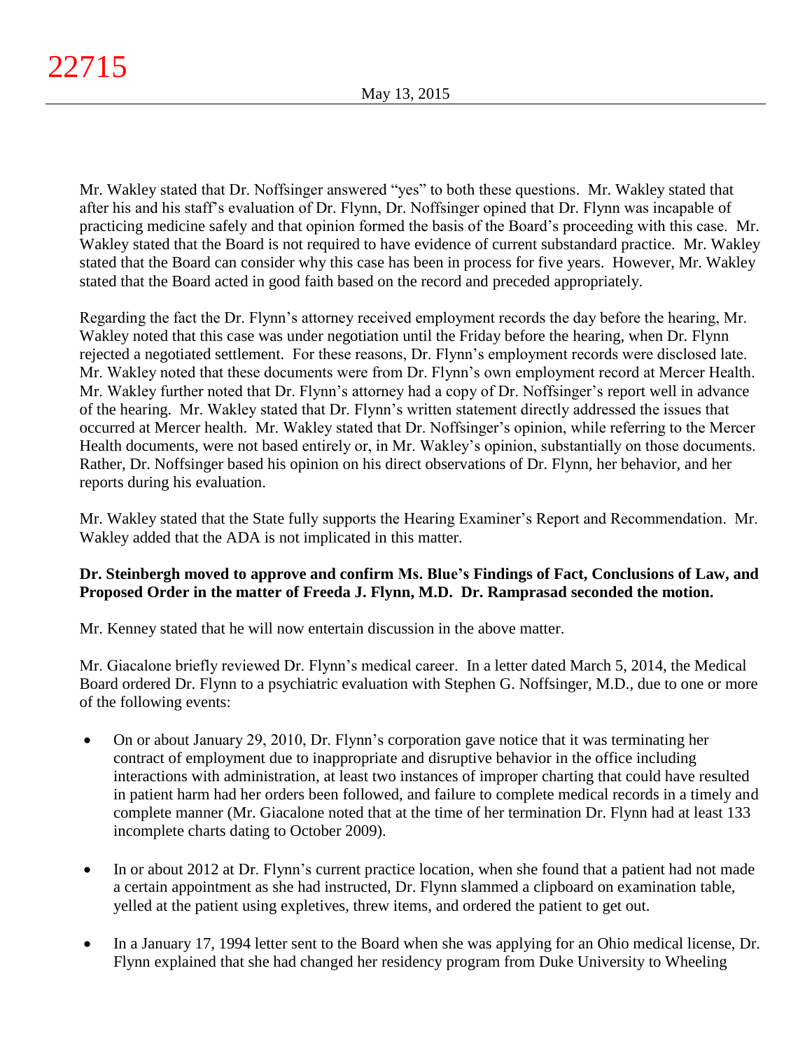Mr. Wakley stated that Dr. Noffsinger answered "yes" to both these questions. Mr. Wakley stated that after his and his staff's evaluation of Dr. Flynn, Dr. Noffsinger opined that Dr. Flynn was incapable of practicing medicine safely and that opinion formed the basis of the Board's proceeding with this case. Mr. Wakley stated that the Board is not required to have evidence of current substandard practice. Mr. Wakley stated that the Board can consider why this case has been in process for five years. However, Mr. Wakley stated that the Board acted in good faith based on the record and preceded appropriately.

Regarding the fact the Dr. Flynn's attorney received employment records the day before the hearing, Mr. Wakley noted that this case was under negotiation until the Friday before the hearing, when Dr. Flynn rejected a negotiated settlement. For these reasons, Dr. Flynn's employment records were disclosed late. Mr. Wakley noted that these documents were from Dr. Flynn's own employment record at Mercer Health. Mr. Wakley further noted that Dr. Flynn's attorney had a copy of Dr. Noffsinger's report well in advance of the hearing. Mr. Wakley stated that Dr. Flynn's written statement directly addressed the issues that occurred at Mercer health. Mr. Wakley stated that Dr. Noffsinger's opinion, while referring to the Mercer Health documents, were not based entirely or, in Mr. Wakley's opinion, substantially on those documents. Rather, Dr. Noffsinger based his opinion on his direct observations of Dr. Flynn, her behavior, and her reports during his evaluation.

Mr. Wakley stated that the State fully supports the Hearing Examiner's Report and Recommendation. Mr. Wakley added that the ADA is not implicated in this matter.

**Dr. Steinbergh moved to approve and confirm Ms. Blue's Findings of Fact, Conclusions of Law, and Proposed Order in the matter of Freeda J. Flynn, M.D. Dr. Ramprasad seconded the motion.**

Mr. Kenney stated that he will now entertain discussion in the above matter.

Mr. Giacalone briefly reviewed Dr. Flynn's medical career. In a letter dated March 5, 2014, the Medical Board ordered Dr. Flynn to a psychiatric evaluation with Stephen G. Noffsinger, M.D., due to one or more of the following events:

- On or about January 29, 2010, Dr. Flynn's corporation gave notice that it was terminating her contract of employment due to inappropriate and disruptive behavior in the office including interactions with administration, at least two instances of improper charting that could have resulted in patient harm had her orders been followed, and failure to complete medical records in a timely and complete manner (Mr. Giacalone noted that at the time of her termination Dr. Flynn had at least 133 incomplete charts dating to October 2009).

- In or about 2012 at Dr. Flynn's current practice location, when she found that a patient had not made a certain appointment as she had instructed, Dr. Flynn slammed a clipboard on examination table, yelled at the patient using expletives, threw items, and ordered the patient to get out.

- In a January 17, 1994 letter sent to the Board when she was applying for an Ohio medical license, Dr. Flynn explained that she had changed her residency program from Duke University to Wheeling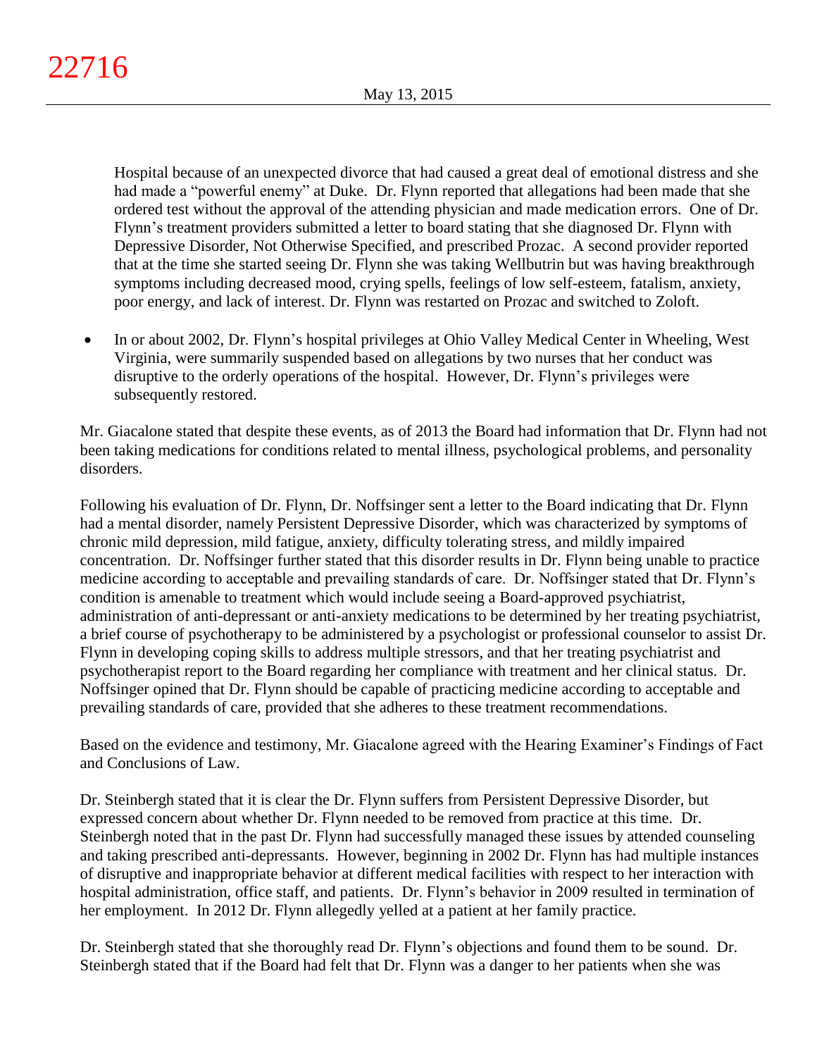Hospital because of an unexpected divorce that had caused a great deal of emotional distress and she had made a "powerful enemy" at Duke. Dr. Flynn reported that allegations had been made that she ordered test without the approval of the attending physician and made medication errors. One of Dr. Flynn's treatment providers submitted a letter to board stating that she diagnosed Dr. Flynn with Depressive Disorder, Not Otherwise Specified, and prescribed Prozac. A second provider reported that at the time she started seeing Dr. Flynn she was taking Wellbutrin but was having breakthrough symptoms including decreased mood, crying spells, feelings of low self-esteem, fatalism, anxiety, poor energy, and lack of interest. Dr. Flynn was restarted on Prozac and switched to Zoloft.

- In or about 2002, Dr. Flynn's hospital privileges at Ohio Valley Medical Center in Wheeling, West Virginia, were summarily suspended based on allegations by two nurses that her conduct was disruptive to the orderly operations of the hospital. However, Dr. Flynn's privileges were subsequently restored.

Mr. Giacalone stated that despite these events, as of 2013 the Board had information that Dr. Flynn had not been taking medications for conditions related to mental illness, psychological problems, and personality disorders.

Following his evaluation of Dr. Flynn, Dr. Noffsinger sent a letter to the Board indicating that Dr. Flynn had a mental disorder, namely Persistent Depressive Disorder, which was characterized by symptoms of chronic mild depression, mild fatigue, anxiety, difficulty tolerating stress, and mildly impaired concentration. Dr. Noffsinger further stated that this disorder results in Dr. Flynn being unable to practice medicine according to acceptable and prevailing standards of care. Dr. Noffsinger stated that Dr. Flynn's condition is amenable to treatment which would include seeing a Board-approved psychiatrist, administration of anti-depressant or anti-anxiety medications to be determined by her treating psychiatrist, a brief course of psychotherapy to be administered by a psychologist or professional counselor to assist Dr. Flynn in developing coping skills to address multiple stressors, and that her treating psychiatrist and psychotherapist report to the Board regarding her compliance with treatment and her clinical status. Dr. Noffsinger opined that Dr. Flynn should be capable of practicing medicine according to acceptable and prevailing standards of care, provided that she adheres to these treatment recommendations.

Based on the evidence and testimony, Mr. Giacalone agreed with the Hearing Examiner's Findings of Fact and Conclusions of Law.

Dr. Steinbergh stated that it is clear the Dr. Flynn suffers from Persistent Depressive Disorder, but expressed concern about whether Dr. Flynn needed to be removed from practice at this time. Dr. Steinbergh noted that in the past Dr. Flynn had successfully managed these issues by attended counseling and taking prescribed anti-depressants. However, beginning in 2002 Dr. Flynn has had multiple instances of disruptive and inappropriate behavior at different medical facilities with respect to her interaction with hospital administration, office staff, and patients. Dr. Flynn's behavior in 2009 resulted in termination of her employment. In 2012 Dr. Flynn allegedly yelled at a patient at her family practice.

Dr. Steinbergh stated that she thoroughly read Dr. Flynn's objections and found them to be sound. Dr. Steinbergh stated that if the Board had felt that Dr. Flynn was a danger to her patients when she was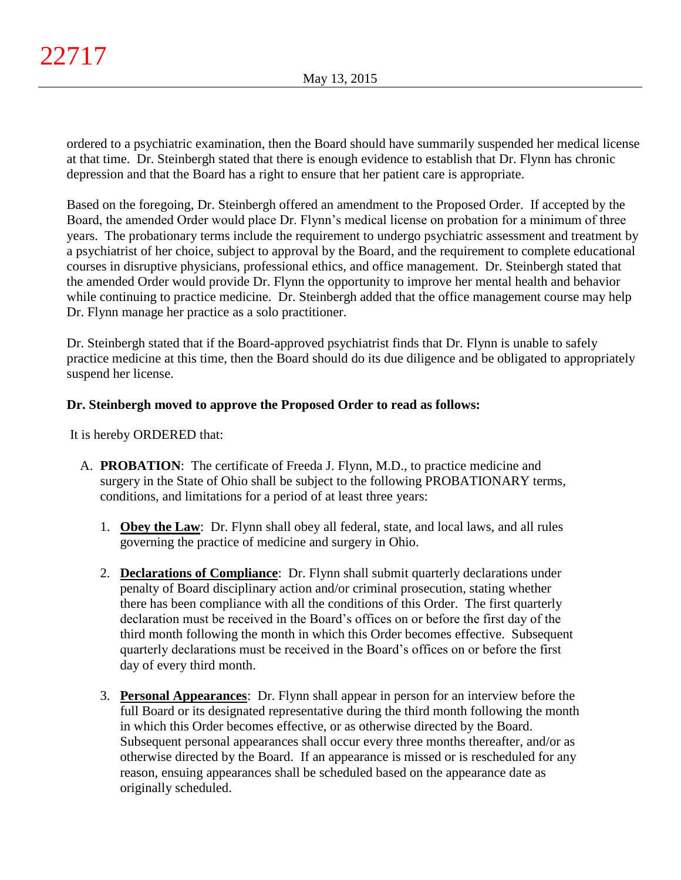ordered to a psychiatric examination, then the Board should have summarily suspended her medical license at that time. Dr. Steinbergh stated that there is enough evidence to establish that Dr. Flynn has chronic depression and that the Board has a right to ensure that her patient care is appropriate.

Based on the foregoing, Dr. Steinbergh offered an amendment to the Proposed Order. If accepted by the Board, the amended Order would place Dr. Flynn's medical license on probation for a minimum of three years. The probationary terms include the requirement to undergo psychiatric assessment and treatment by a psychiatrist of her choice, subject to approval by the Board, and the requirement to complete educational courses in disruptive physicians, professional ethics, and office management. Dr. Steinbergh stated that the amended Order would provide Dr. Flynn the opportunity to improve her mental health and behavior while continuing to practice medicine. Dr. Steinbergh added that the office management course may help Dr. Flynn manage her practice as a solo practitioner.

Dr. Steinbergh stated that if the Board-approved psychiatrist finds that Dr. Flynn is unable to safely practice medicine at this time, then the Board should do its due diligence and be obligated to appropriately suspend her license.

**Dr. Steinbergh moved to approve the Proposed Order to read as follows:**

It is hereby ORDERED that:

A. **PROBATION**: The certificate of Freeda J. Flynn, M.D., to practice medicine and surgery in the State of Ohio shall be subject to the following PROBATIONARY terms, conditions, and limitations for a period of at least three years:

   1. **Obey the Law**: Dr. Flynn shall obey all federal, state, and local laws, and all rules governing the practice of medicine and surgery in Ohio.

   2. **Declarations of Compliance**: Dr. Flynn shall submit quarterly declarations under penalty of Board disciplinary action and/or criminal prosecution, stating whether there has been compliance with all the conditions of this Order. The first quarterly declaration must be received in the Board's offices on or before the first day of the third month following the month in which this Order becomes effective. Subsequent quarterly declarations must be received in the Board's offices on or before the first day of every third month.

   3. **Personal Appearances**: Dr. Flynn shall appear in person for an interview before the full Board or its designated representative during the third month following the month in which this Order becomes effective, or as otherwise directed by the Board. Subsequent personal appearances shall occur every three months thereafter, and/or as otherwise directed by the Board. If an appearance is missed or is rescheduled for any reason, ensuing appearances shall be scheduled based on the appearance date as originally scheduled.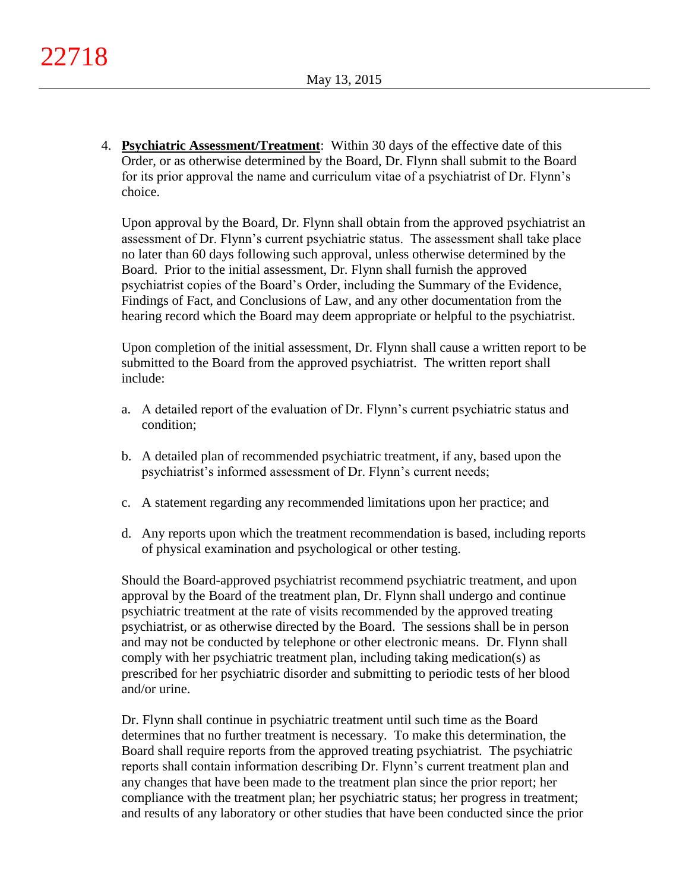4. **Psychiatric Assessment/Treatment**: Within 30 days of the effective date of this Order, or as otherwise determined by the Board, Dr. Flynn shall submit to the Board for its prior approval the name and curriculum vitae of a psychiatrist of Dr. Flynn's choice.

   Upon approval by the Board, Dr. Flynn shall obtain from the approved psychiatrist an assessment of Dr. Flynn's current psychiatric status. The assessment shall take place no later than 60 days following such approval, unless otherwise determined by the Board. Prior to the initial assessment, Dr. Flynn shall furnish the approved psychiatrist copies of the Board's Order, including the Summary of the Evidence, Findings of Fact, and Conclusions of Law, and any other documentation from the hearing record which the Board may deem appropriate or helpful to the psychiatrist.

   Upon completion of the initial assessment, Dr. Flynn shall cause a written report to be submitted to the Board from the approved psychiatrist. The written report shall include:

   a. A detailed report of the evaluation of Dr. Flynn's current psychiatric status and condition;

   b. A detailed plan of recommended psychiatric treatment, if any, based upon the psychiatrist's informed assessment of Dr. Flynn's current needs;

   c. A statement regarding any recommended limitations upon her practice; and

   d. Any reports upon which the treatment recommendation is based, including reports of physical examination and psychological or other testing.

   Should the Board-approved psychiatrist recommend psychiatric treatment, and upon approval by the Board of the treatment plan, Dr. Flynn shall undergo and continue psychiatric treatment at the rate of visits recommended by the approved treating psychiatrist, or as otherwise directed by the Board. The sessions shall be in person and may not be conducted by telephone or other electronic means. Dr. Flynn shall comply with her psychiatric treatment plan, including taking medication(s) as prescribed for her psychiatric disorder and submitting to periodic tests of her blood and/or urine.

   Dr. Flynn shall continue in psychiatric treatment until such time as the Board determines that no further treatment is necessary. To make this determination, the Board shall require reports from the approved treating psychiatrist. The psychiatric reports shall contain information describing Dr. Flynn's current treatment plan and any changes that have been made to the treatment plan since the prior report; her compliance with the treatment plan; her psychiatric status; her progress in treatment; and results of any laboratory or other studies that have been conducted since the prior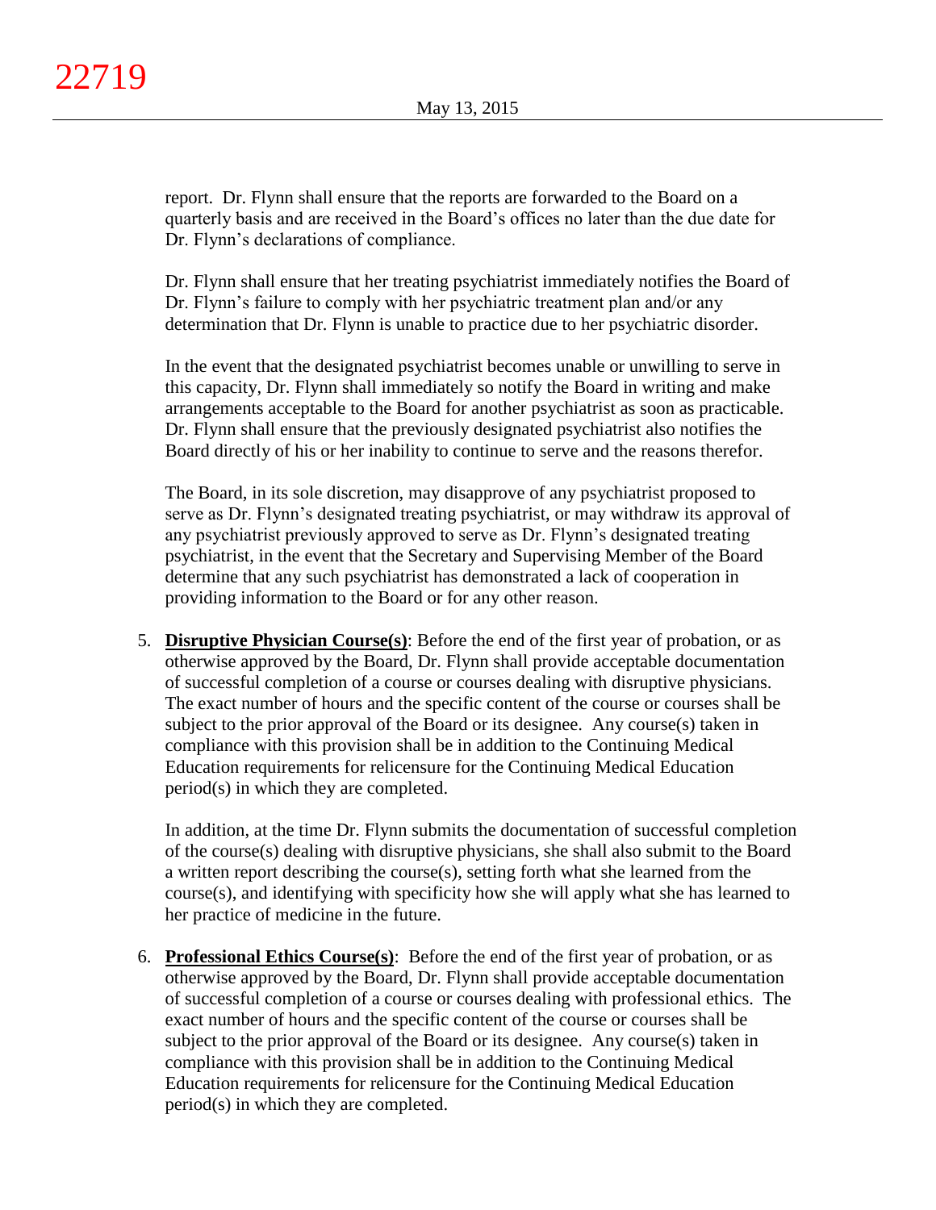report. Dr. Flynn shall ensure that the reports are forwarded to the Board on a quarterly basis and are received in the Board's offices no later than the due date for Dr. Flynn's declarations of compliance.

Dr. Flynn shall ensure that her treating psychiatrist immediately notifies the Board of Dr. Flynn's failure to comply with her psychiatric treatment plan and/or any determination that Dr. Flynn is unable to practice due to her psychiatric disorder.

In the event that the designated psychiatrist becomes unable or unwilling to serve in this capacity, Dr. Flynn shall immediately so notify the Board in writing and make arrangements acceptable to the Board for another psychiatrist as soon as practicable. Dr. Flynn shall ensure that the previously designated psychiatrist also notifies the Board directly of his or her inability to continue to serve and the reasons therefor.

The Board, in its sole discretion, may disapprove of any psychiatrist proposed to serve as Dr. Flynn's designated treating psychiatrist, or may withdraw its approval of any psychiatrist previously approved to serve as Dr. Flynn's designated treating psychiatrist, in the event that the Secretary and Supervising Member of the Board determine that any such psychiatrist has demonstrated a lack of cooperation in providing information to the Board or for any other reason.

5. **Disruptive Physician Course(s)**: Before the end of the first year of probation, or as otherwise approved by the Board, Dr. Flynn shall provide acceptable documentation of successful completion of a course or courses dealing with disruptive physicians. The exact number of hours and the specific content of the course or courses shall be subject to the prior approval of the Board or its designee. Any course(s) taken in compliance with this provision shall be in addition to the Continuing Medical Education requirements for relicensure for the Continuing Medical Education period(s) in which they are completed.

   In addition, at the time Dr. Flynn submits the documentation of successful completion of the course(s) dealing with disruptive physicians, she shall also submit to the Board a written report describing the course(s), setting forth what she learned from the course(s), and identifying with specificity how she will apply what she has learned to her practice of medicine in the future.

6. **Professional Ethics Course(s)**: Before the end of the first year of probation, or as otherwise approved by the Board, Dr. Flynn shall provide acceptable documentation of successful completion of a course or courses dealing with professional ethics. The exact number of hours and the specific content of the course or courses shall be subject to the prior approval of the Board or its designee. Any course(s) taken in compliance with this provision shall be in addition to the Continuing Medical Education requirements for relicensure for the Continuing Medical Education period(s) in which they are completed.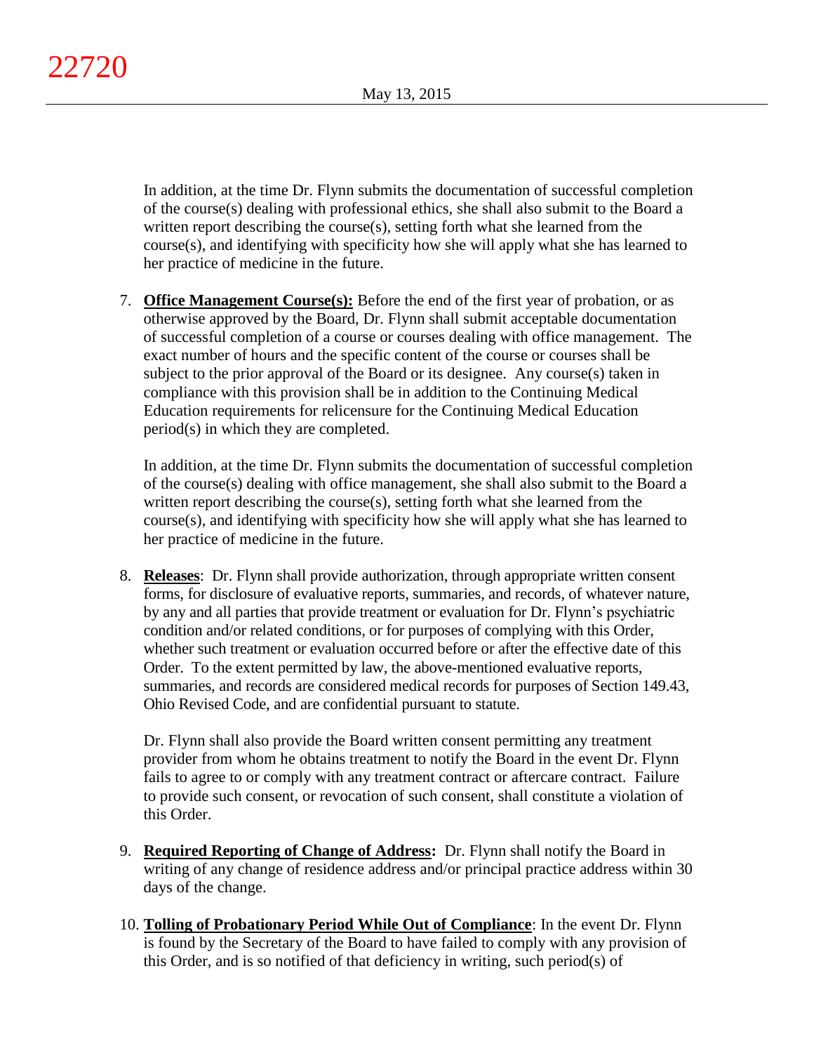In addition, at the time Dr. Flynn submits the documentation of successful completion of the course(s) dealing with professional ethics, she shall also submit to the Board a written report describing the course(s), setting forth what she learned from the course(s), and identifying with specificity how she will apply what she has learned to her practice of medicine in the future.

7. **Office Management Course(s):** Before the end of the first year of probation, or as otherwise approved by the Board, Dr. Flynn shall submit acceptable documentation of successful completion of a course or courses dealing with office management. The exact number of hours and the specific content of the course or courses shall be subject to the prior approval of the Board or its designee. Any course(s) taken in compliance with this provision shall be in addition to the Continuing Medical Education requirements for relicensure for the Continuing Medical Education period(s) in which they are completed.

   In addition, at the time Dr. Flynn submits the documentation of successful completion of the course(s) dealing with office management, she shall also submit to the Board a written report describing the course(s), setting forth what she learned from the course(s), and identifying with specificity how she will apply what she has learned to her practice of medicine in the future.

8. **Releases**: Dr. Flynn shall provide authorization, through appropriate written consent forms, for disclosure of evaluative reports, summaries, and records, of whatever nature, by any and all parties that provide treatment or evaluation for Dr. Flynn's psychiatric condition and/or related conditions, or for purposes of complying with this Order, whether such treatment or evaluation occurred before or after the effective date of this Order. To the extent permitted by law, the above-mentioned evaluative reports, summaries, and records are considered medical records for purposes of Section 149.43, Ohio Revised Code, and are confidential pursuant to statute.

   Dr. Flynn shall also provide the Board written consent permitting any treatment provider from whom he obtains treatment to notify the Board in the event Dr. Flynn fails to agree to or comply with any treatment contract or aftercare contract. Failure to provide such consent, or revocation of such consent, shall constitute a violation of this Order.

9. **Required Reporting of Change of Address:** Dr. Flynn shall notify the Board in writing of any change of residence address and/or principal practice address within 30 days of the change.

10. **Tolling of Probationary Period While Out of Compliance**: In the event Dr. Flynn is found by the Secretary of the Board to have failed to comply with any provision of this Order, and is so notified of that deficiency in writing, such period(s) of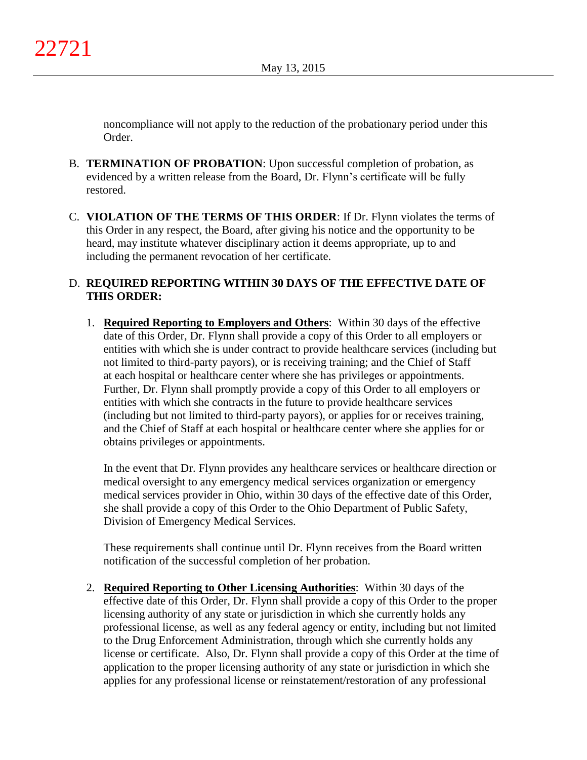noncompliance will not apply to the reduction of the probationary period under this Order.

B. **TERMINATION OF PROBATION**: Upon successful completion of probation, as evidenced by a written release from the Board, Dr. Flynn's certificate will be fully restored.

C. **VIOLATION OF THE TERMS OF THIS ORDER**: If Dr. Flynn violates the terms of this Order in any respect, the Board, after giving his notice and the opportunity to be heard, may institute whatever disciplinary action it deems appropriate, up to and including the permanent revocation of her certificate.

D. **REQUIRED REPORTING WITHIN 30 DAYS OF THE EFFECTIVE DATE OF THIS ORDER:**

1. **Required Reporting to Employers and Others**: Within 30 days of the effective date of this Order, Dr. Flynn shall provide a copy of this Order to all employers or entities with which she is under contract to provide healthcare services (including but not limited to third-party payors), or is receiving training; and the Chief of Staff at each hospital or healthcare center where she has privileges or appointments. Further, Dr. Flynn shall promptly provide a copy of this Order to all employers or entities with which she contracts in the future to provide healthcare services (including but not limited to third-party payors), or applies for or receives training, and the Chief of Staff at each hospital or healthcare center where she applies for or obtains privileges or appointments.

   In the event that Dr. Flynn provides any healthcare services or healthcare direction or medical oversight to any emergency medical services organization or emergency medical services provider in Ohio, within 30 days of the effective date of this Order, she shall provide a copy of this Order to the Ohio Department of Public Safety, Division of Emergency Medical Services.

   These requirements shall continue until Dr. Flynn receives from the Board written notification of the successful completion of her probation.

2. **Required Reporting to Other Licensing Authorities**: Within 30 days of the effective date of this Order, Dr. Flynn shall provide a copy of this Order to the proper licensing authority of any state or jurisdiction in which she currently holds any professional license, as well as any federal agency or entity, including but not limited to the Drug Enforcement Administration, through which she currently holds any license or certificate. Also, Dr. Flynn shall provide a copy of this Order at the time of application to the proper licensing authority of any state or jurisdiction in which she applies for any professional license or reinstatement/restoration of any professional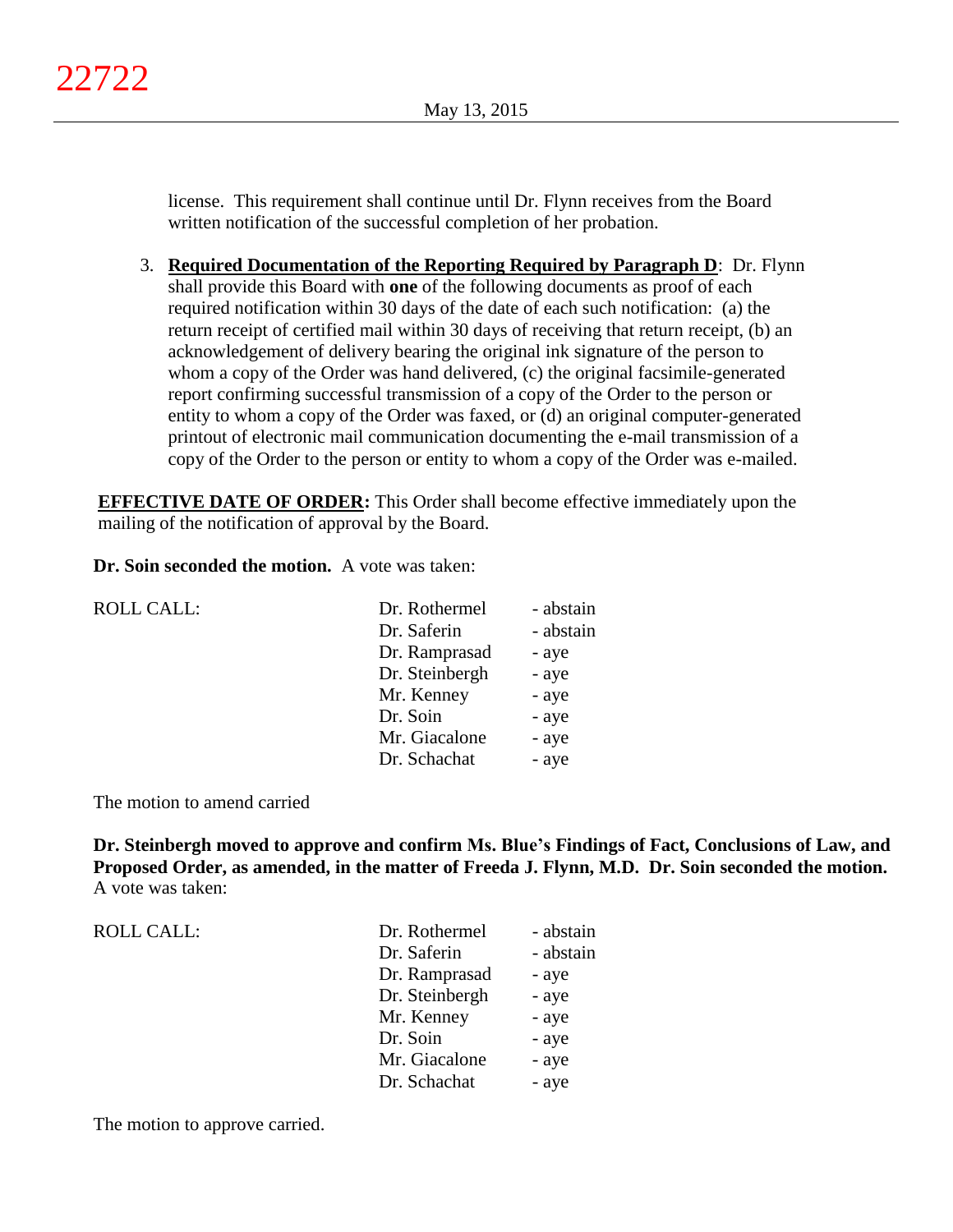license. This requirement shall continue until Dr. Flynn receives from the Board written notification of the successful completion of her probation.

3. **Required Documentation of the Reporting Required by Paragraph D**: Dr. Flynn shall provide this Board with **one** of the following documents as proof of each required notification within 30 days of the date of each such notification: (a) the return receipt of certified mail within 30 days of receiving that return receipt, (b) an acknowledgement of delivery bearing the original ink signature of the person to whom a copy of the Order was hand delivered, (c) the original facsimile-generated report confirming successful transmission of a copy of the Order to the person or entity to whom a copy of the Order was faxed, or (d) an original computer-generated printout of electronic mail communication documenting the e-mail transmission of a copy of the Order to the person or entity to whom a copy of the Order was e-mailed.

**EFFECTIVE DATE OF ORDER:** This Order shall become effective immediately upon the mailing of the notification of approval by the Board.

**Dr. Soin seconded the motion.** A vote was taken:

| ROLL CALL: | | |
|---|---|---|
| | Dr. Rothermel | - abstain |
| | Dr. Saferin | - abstain |
| | Dr. Ramprasad | - aye |
| | Dr. Steinbergh | - aye |
| | Mr. Kenney | - aye |
| | Dr. Soin | - aye |
| | Mr. Giacalone | - aye |
| | Dr. Schachat | - aye |

The motion to amend carried

**Dr. Steinbergh moved to approve and confirm Ms. Blue's Findings of Fact, Conclusions of Law, and Proposed Order, as amended, in the matter of Freeda J. Flynn, M.D. Dr. Soin seconded the motion.** A vote was taken:

| ROLL CALL: | | |
|---|---|---|
| | Dr. Rothermel | - abstain |
| | Dr. Saferin | - abstain |
| | Dr. Ramprasad | - aye |
| | Dr. Steinbergh | - aye |
| | Mr. Kenney | - aye |
| | Dr. Soin | - aye |
| | Mr. Giacalone | - aye |
| | Dr. Schachat | - aye |

The motion to approve carried.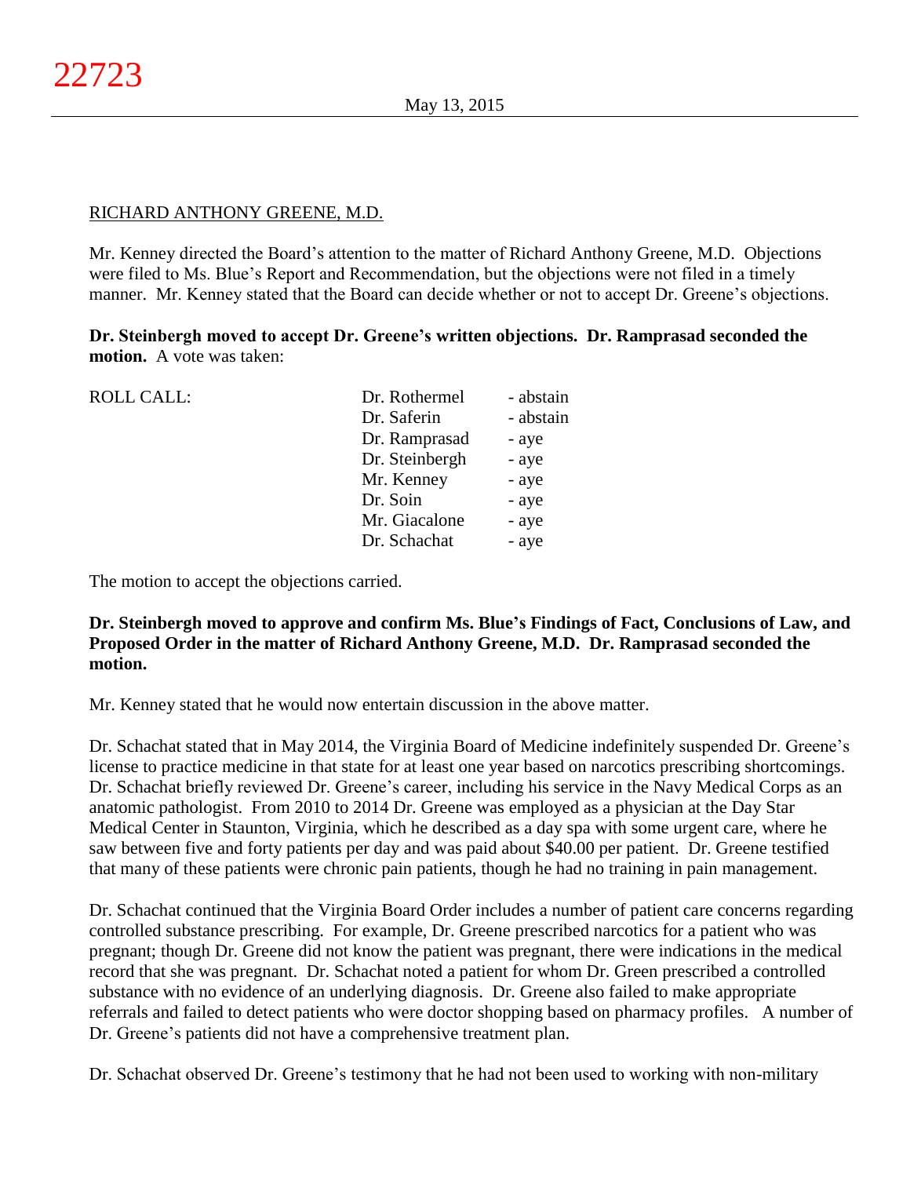RICHARD ANTHONY GREENE, M.D.

Mr. Kenney directed the Board's attention to the matter of Richard Anthony Greene, M.D. Objections were filed to Ms. Blue's Report and Recommendation, but the objections were not filed in a timely manner. Mr. Kenney stated that the Board can decide whether or not to accept Dr. Greene's objections.

**Dr. Steinbergh moved to accept Dr. Greene's written objections. Dr. Ramprasad seconded the motion.** A vote was taken:

| ROLL CALL: | | |
|---|---|---|
| | Dr. Rothermel | - abstain |
| | Dr. Saferin | - abstain |
| | Dr. Ramprasad | - aye |
| | Dr. Steinbergh | - aye |
| | Mr. Kenney | - aye |
| | Dr. Soin | - aye |
| | Mr. Giacalone | - aye |
| | Dr. Schachat | - aye |

The motion to accept the objections carried.

**Dr. Steinbergh moved to approve and confirm Ms. Blue's Findings of Fact, Conclusions of Law, and Proposed Order in the matter of Richard Anthony Greene, M.D. Dr. Ramprasad seconded the motion.**

Mr. Kenney stated that he would now entertain discussion in the above matter.

Dr. Schachat stated that in May 2014, the Virginia Board of Medicine indefinitely suspended Dr. Greene's license to practice medicine in that state for at least one year based on narcotics prescribing shortcomings. Dr. Schachat briefly reviewed Dr. Greene's career, including his service in the Navy Medical Corps as an anatomic pathologist. From 2010 to 2014 Dr. Greene was employed as a physician at the Day Star Medical Center in Staunton, Virginia, which he described as a day spa with some urgent care, where he saw between five and forty patients per day and was paid about $40.00 per patient. Dr. Greene testified that many of these patients were chronic pain patients, though he had no training in pain management.

Dr. Schachat continued that the Virginia Board Order includes a number of patient care concerns regarding controlled substance prescribing. For example, Dr. Greene prescribed narcotics for a patient who was pregnant; though Dr. Greene did not know the patient was pregnant, there were indications in the medical record that she was pregnant. Dr. Schachat noted a patient for whom Dr. Green prescribed a controlled substance with no evidence of an underlying diagnosis. Dr. Greene also failed to make appropriate referrals and failed to detect patients who were doctor shopping based on pharmacy profiles. A number of Dr. Greene's patients did not have a comprehensive treatment plan.

Dr. Schachat observed Dr. Greene's testimony that he had not been used to working with non-military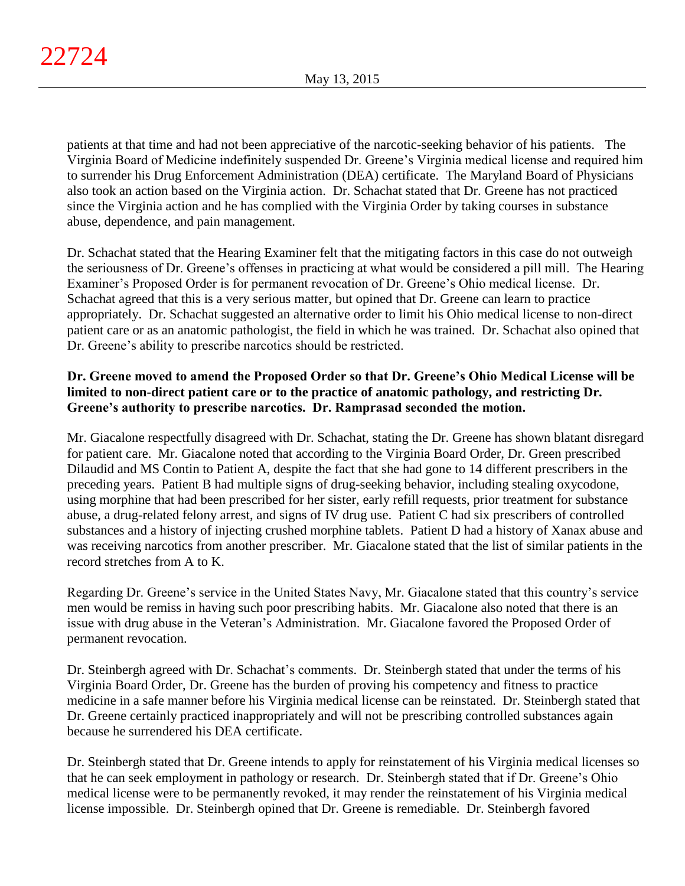patients at that time and had not been appreciative of the narcotic-seeking behavior of his patients. The Virginia Board of Medicine indefinitely suspended Dr. Greene's Virginia medical license and required him to surrender his Drug Enforcement Administration (DEA) certificate. The Maryland Board of Physicians also took an action based on the Virginia action. Dr. Schachat stated that Dr. Greene has not practiced since the Virginia action and he has complied with the Virginia Order by taking courses in substance abuse, dependence, and pain management.

Dr. Schachat stated that the Hearing Examiner felt that the mitigating factors in this case do not outweigh the seriousness of Dr. Greene's offenses in practicing at what would be considered a pill mill. The Hearing Examiner's Proposed Order is for permanent revocation of Dr. Greene's Ohio medical license. Dr. Schachat agreed that this is a very serious matter, but opined that Dr. Greene can learn to practice appropriately. Dr. Schachat suggested an alternative order to limit his Ohio medical license to non-direct patient care or as an anatomic pathologist, the field in which he was trained. Dr. Schachat also opined that Dr. Greene's ability to prescribe narcotics should be restricted.

**Dr. Greene moved to amend the Proposed Order so that Dr. Greene's Ohio Medical License will be limited to non-direct patient care or to the practice of anatomic pathology, and restricting Dr. Greene's authority to prescribe narcotics. Dr. Ramprasad seconded the motion.**

Mr. Giacalone respectfully disagreed with Dr. Schachat, stating the Dr. Greene has shown blatant disregard for patient care. Mr. Giacalone noted that according to the Virginia Board Order, Dr. Green prescribed Dilaudid and MS Contin to Patient A, despite the fact that she had gone to 14 different prescribers in the preceding years. Patient B had multiple signs of drug-seeking behavior, including stealing oxycodone, using morphine that had been prescribed for her sister, early refill requests, prior treatment for substance abuse, a drug-related felony arrest, and signs of IV drug use. Patient C had six prescribers of controlled substances and a history of injecting crushed morphine tablets. Patient D had a history of Xanax abuse and was receiving narcotics from another prescriber. Mr. Giacalone stated that the list of similar patients in the record stretches from A to K.

Regarding Dr. Greene's service in the United States Navy, Mr. Giacalone stated that this country's service men would be remiss in having such poor prescribing habits. Mr. Giacalone also noted that there is an issue with drug abuse in the Veteran's Administration. Mr. Giacalone favored the Proposed Order of permanent revocation.

Dr. Steinbergh agreed with Dr. Schachat's comments. Dr. Steinbergh stated that under the terms of his Virginia Board Order, Dr. Greene has the burden of proving his competency and fitness to practice medicine in a safe manner before his Virginia medical license can be reinstated. Dr. Steinbergh stated that Dr. Greene certainly practiced inappropriately and will not be prescribing controlled substances again because he surrendered his DEA certificate.

Dr. Steinbergh stated that Dr. Greene intends to apply for reinstatement of his Virginia medical licenses so that he can seek employment in pathology or research. Dr. Steinbergh stated that if Dr. Greene's Ohio medical license were to be permanently revoked, it may render the reinstatement of his Virginia medical license impossible. Dr. Steinbergh opined that Dr. Greene is remediable. Dr. Steinbergh favored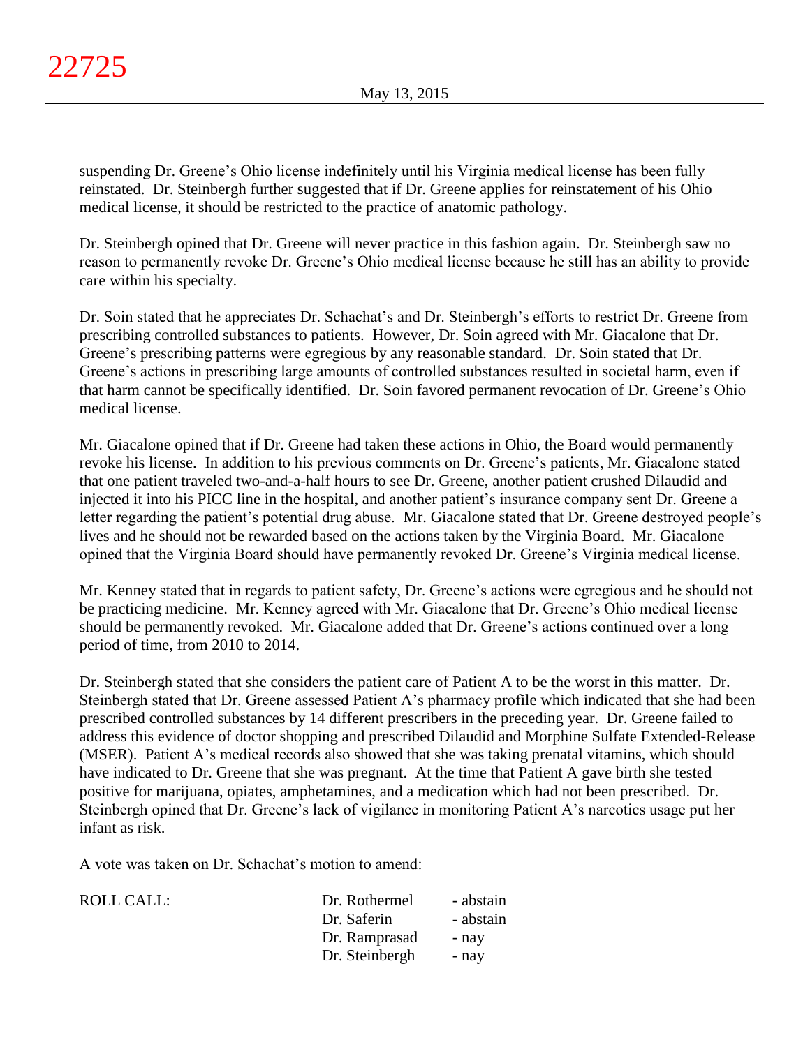suspending Dr. Greene's Ohio license indefinitely until his Virginia medical license has been fully reinstated. Dr. Steinbergh further suggested that if Dr. Greene applies for reinstatement of his Ohio medical license, it should be restricted to the practice of anatomic pathology.

Dr. Steinbergh opined that Dr. Greene will never practice in this fashion again. Dr. Steinbergh saw no reason to permanently revoke Dr. Greene's Ohio medical license because he still has an ability to provide care within his specialty.

Dr. Soin stated that he appreciates Dr. Schachat's and Dr. Steinbergh's efforts to restrict Dr. Greene from prescribing controlled substances to patients. However, Dr. Soin agreed with Mr. Giacalone that Dr. Greene's prescribing patterns were egregious by any reasonable standard. Dr. Soin stated that Dr. Greene's actions in prescribing large amounts of controlled substances resulted in societal harm, even if that harm cannot be specifically identified. Dr. Soin favored permanent revocation of Dr. Greene's Ohio medical license.

Mr. Giacalone opined that if Dr. Greene had taken these actions in Ohio, the Board would permanently revoke his license. In addition to his previous comments on Dr. Greene's patients, Mr. Giacalone stated that one patient traveled two-and-a-half hours to see Dr. Greene, another patient crushed Dilaudid and injected it into his PICC line in the hospital, and another patient's insurance company sent Dr. Greene a letter regarding the patient's potential drug abuse. Mr. Giacalone stated that Dr. Greene destroyed people's lives and he should not be rewarded based on the actions taken by the Virginia Board. Mr. Giacalone opined that the Virginia Board should have permanently revoked Dr. Greene's Virginia medical license.

Mr. Kenney stated that in regards to patient safety, Dr. Greene's actions were egregious and he should not be practicing medicine. Mr. Kenney agreed with Mr. Giacalone that Dr. Greene's Ohio medical license should be permanently revoked. Mr. Giacalone added that Dr. Greene's actions continued over a long period of time, from 2010 to 2014.

Dr. Steinbergh stated that she considers the patient care of Patient A to be the worst in this matter. Dr. Steinbergh stated that Dr. Greene assessed Patient A's pharmacy profile which indicated that she had been prescribed controlled substances by 14 different prescribers in the preceding year. Dr. Greene failed to address this evidence of doctor shopping and prescribed Dilaudid and Morphine Sulfate Extended-Release (MSER). Patient A's medical records also showed that she was taking prenatal vitamins, which should have indicated to Dr. Greene that she was pregnant. At the time that Patient A gave birth she tested positive for marijuana, opiates, amphetamines, and a medication which had not been prescribed. Dr. Steinbergh opined that Dr. Greene's lack of vigilance in monitoring Patient A's narcotics usage put her infant as risk.

A vote was taken on Dr. Schachat's motion to amend:

| ROLL CALL: | Dr. Rothermel | - abstain |
|---|---|---|
| | Dr. Saferin | - abstain |
| | Dr. Ramprasad | - nay |
| | Dr. Steinbergh | - nay |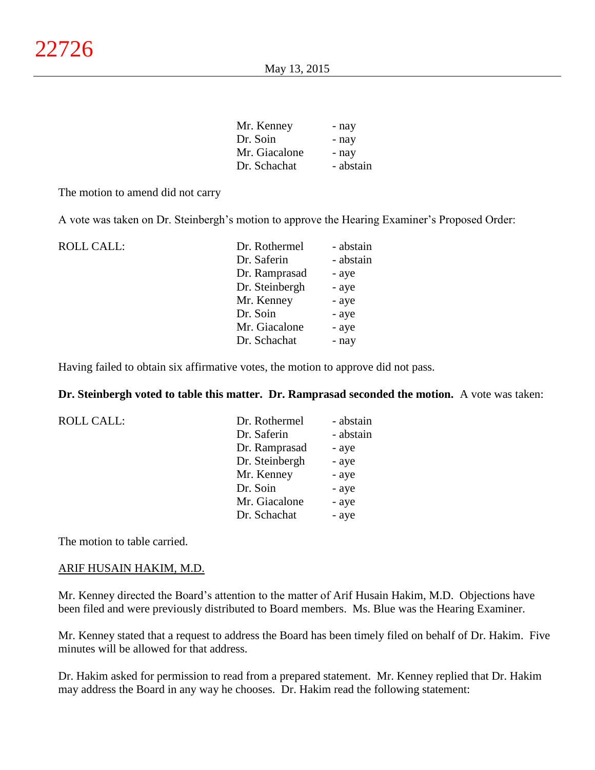| | |
|---|---|
| Mr. Kenney | - nay |
| Dr. Soin | - nay |
| Mr. Giacalone | - nay |
| Dr. Schachat | - abstain |

The motion to amend did not carry

A vote was taken on Dr. Steinbergh's motion to approve the Hearing Examiner's Proposed Order:

| ROLL CALL: | | |
|---|---|---|
| | Dr. Rothermel | - abstain |
| | Dr. Saferin | - abstain |
| | Dr. Ramprasad | - aye |
| | Dr. Steinbergh | - aye |
| | Mr. Kenney | - aye |
| | Dr. Soin | - aye |
| | Mr. Giacalone | - aye |
| | Dr. Schachat | - nay |

Having failed to obtain six affirmative votes, the motion to approve did not pass.

**Dr. Steinbergh voted to table this matter. Dr. Ramprasad seconded the motion.** A vote was taken:

| ROLL CALL: | | |
|---|---|---|
| | Dr. Rothermel | - abstain |
| | Dr. Saferin | - abstain |
| | Dr. Ramprasad | - aye |
| | Dr. Steinbergh | - aye |
| | Mr. Kenney | - aye |
| | Dr. Soin | - aye |
| | Mr. Giacalone | - aye |
| | Dr. Schachat | - aye |

The motion to table carried.

ARIF HUSAIN HAKIM, M.D.

Mr. Kenney directed the Board's attention to the matter of Arif Husain Hakim, M.D. Objections have been filed and were previously distributed to Board members. Ms. Blue was the Hearing Examiner.

Mr. Kenney stated that a request to address the Board has been timely filed on behalf of Dr. Hakim. Five minutes will be allowed for that address.

Dr. Hakim asked for permission to read from a prepared statement. Mr. Kenney replied that Dr. Hakim may address the Board in any way he chooses. Dr. Hakim read the following statement: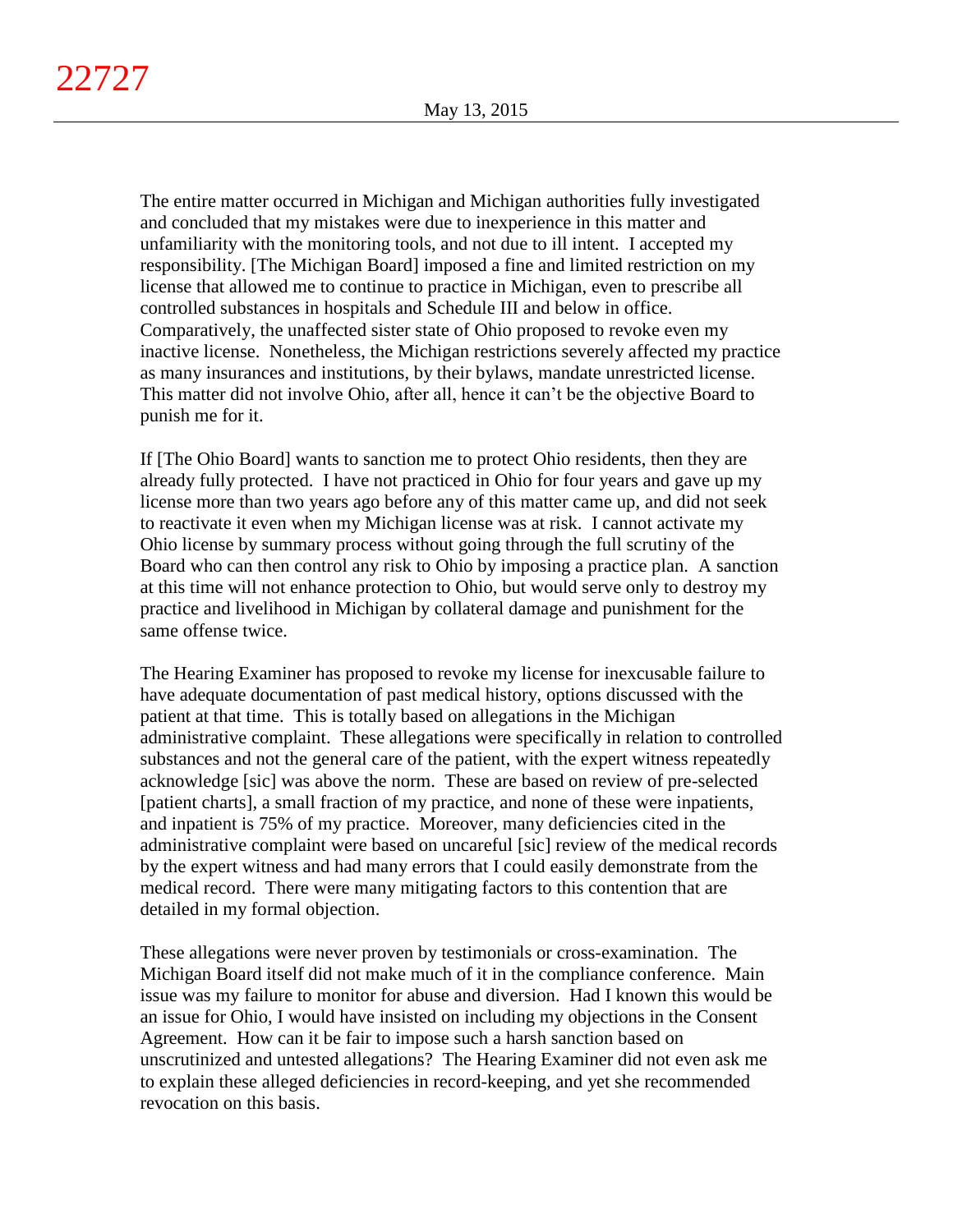The entire matter occurred in Michigan and Michigan authorities fully investigated and concluded that my mistakes were due to inexperience in this matter and unfamiliarity with the monitoring tools, and not due to ill intent. I accepted my responsibility. [The Michigan Board] imposed a fine and limited restriction on my license that allowed me to continue to practice in Michigan, even to prescribe all controlled substances in hospitals and Schedule III and below in office. Comparatively, the unaffected sister state of Ohio proposed to revoke even my inactive license. Nonetheless, the Michigan restrictions severely affected my practice as many insurances and institutions, by their bylaws, mandate unrestricted license. This matter did not involve Ohio, after all, hence it can't be the objective Board to punish me for it.

If [The Ohio Board] wants to sanction me to protect Ohio residents, then they are already fully protected. I have not practiced in Ohio for four years and gave up my license more than two years ago before any of this matter came up, and did not seek to reactivate it even when my Michigan license was at risk. I cannot activate my Ohio license by summary process without going through the full scrutiny of the Board who can then control any risk to Ohio by imposing a practice plan. A sanction at this time will not enhance protection to Ohio, but would serve only to destroy my practice and livelihood in Michigan by collateral damage and punishment for the same offense twice.

The Hearing Examiner has proposed to revoke my license for inexcusable failure to have adequate documentation of past medical history, options discussed with the patient at that time. This is totally based on allegations in the Michigan administrative complaint. These allegations were specifically in relation to controlled substances and not the general care of the patient, with the expert witness repeatedly acknowledge [sic] was above the norm. These are based on review of pre-selected [patient charts], a small fraction of my practice, and none of these were inpatients, and inpatient is 75% of my practice. Moreover, many deficiencies cited in the administrative complaint were based on uncareful [sic] review of the medical records by the expert witness and had many errors that I could easily demonstrate from the medical record. There were many mitigating factors to this contention that are detailed in my formal objection.

These allegations were never proven by testimonials or cross-examination. The Michigan Board itself did not make much of it in the compliance conference. Main issue was my failure to monitor for abuse and diversion. Had I known this would be an issue for Ohio, I would have insisted on including my objections in the Consent Agreement. How can it be fair to impose such a harsh sanction based on unscrutinized and untested allegations? The Hearing Examiner did not even ask me to explain these alleged deficiencies in record-keeping, and yet she recommended revocation on this basis.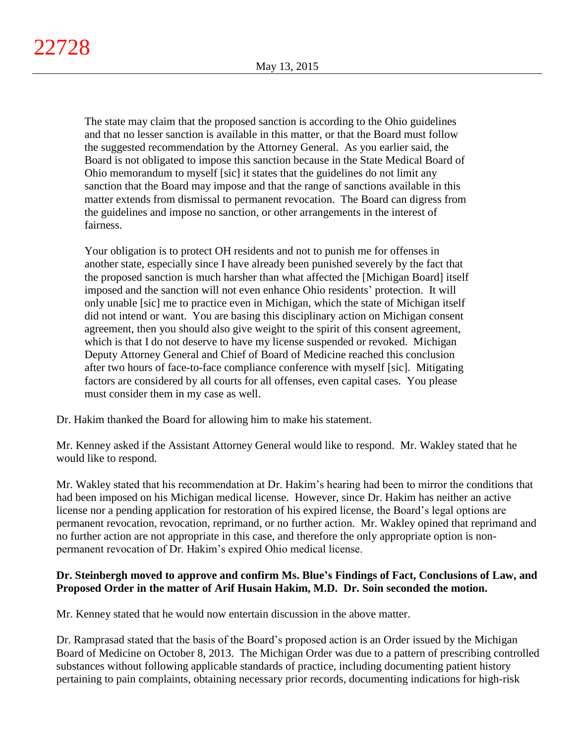> The state may claim that the proposed sanction is according to the Ohio guidelines and that no lesser sanction is available in this matter, or that the Board must follow the suggested recommendation by the Attorney General. As you earlier said, the Board is not obligated to impose this sanction because in the State Medical Board of Ohio memorandum to myself [sic] it states that the guidelines do not limit any sanction that the Board may impose and that the range of sanctions available in this matter extends from dismissal to permanent revocation. The Board can digress from the guidelines and impose no sanction, or other arrangements in the interest of fairness.
>
> Your obligation is to protect OH residents and not to punish me for offenses in another state, especially since I have already been punished severely by the fact that the proposed sanction is much harsher than what affected the [Michigan Board] itself imposed and the sanction will not even enhance Ohio residents' protection. It will only unable [sic] me to practice even in Michigan, which the state of Michigan itself did not intend or want. You are basing this disciplinary action on Michigan consent agreement, then you should also give weight to the spirit of this consent agreement, which is that I do not deserve to have my license suspended or revoked. Michigan Deputy Attorney General and Chief of Board of Medicine reached this conclusion after two hours of face-to-face compliance conference with myself [sic]. Mitigating factors are considered by all courts for all offenses, even capital cases. You please must consider them in my case as well.

Dr. Hakim thanked the Board for allowing him to make his statement.

Mr. Kenney asked if the Assistant Attorney General would like to respond. Mr. Wakley stated that he would like to respond.

Mr. Wakley stated that his recommendation at Dr. Hakim's hearing had been to mirror the conditions that had been imposed on his Michigan medical license. However, since Dr. Hakim has neither an active license nor a pending application for restoration of his expired license, the Board's legal options are permanent revocation, revocation, reprimand, or no further action. Mr. Wakley opined that reprimand and no further action are not appropriate in this case, and therefore the only appropriate option is non-permanent revocation of Dr. Hakim's expired Ohio medical license.

**Dr. Steinbergh moved to approve and confirm Ms. Blue's Findings of Fact, Conclusions of Law, and Proposed Order in the matter of Arif Husain Hakim, M.D. Dr. Soin seconded the motion.**

Mr. Kenney stated that he would now entertain discussion in the above matter.

Dr. Ramprasad stated that the basis of the Board's proposed action is an Order issued by the Michigan Board of Medicine on October 8, 2013. The Michigan Order was due to a pattern of prescribing controlled substances without following applicable standards of practice, including documenting patient history pertaining to pain complaints, obtaining necessary prior records, documenting indications for high-risk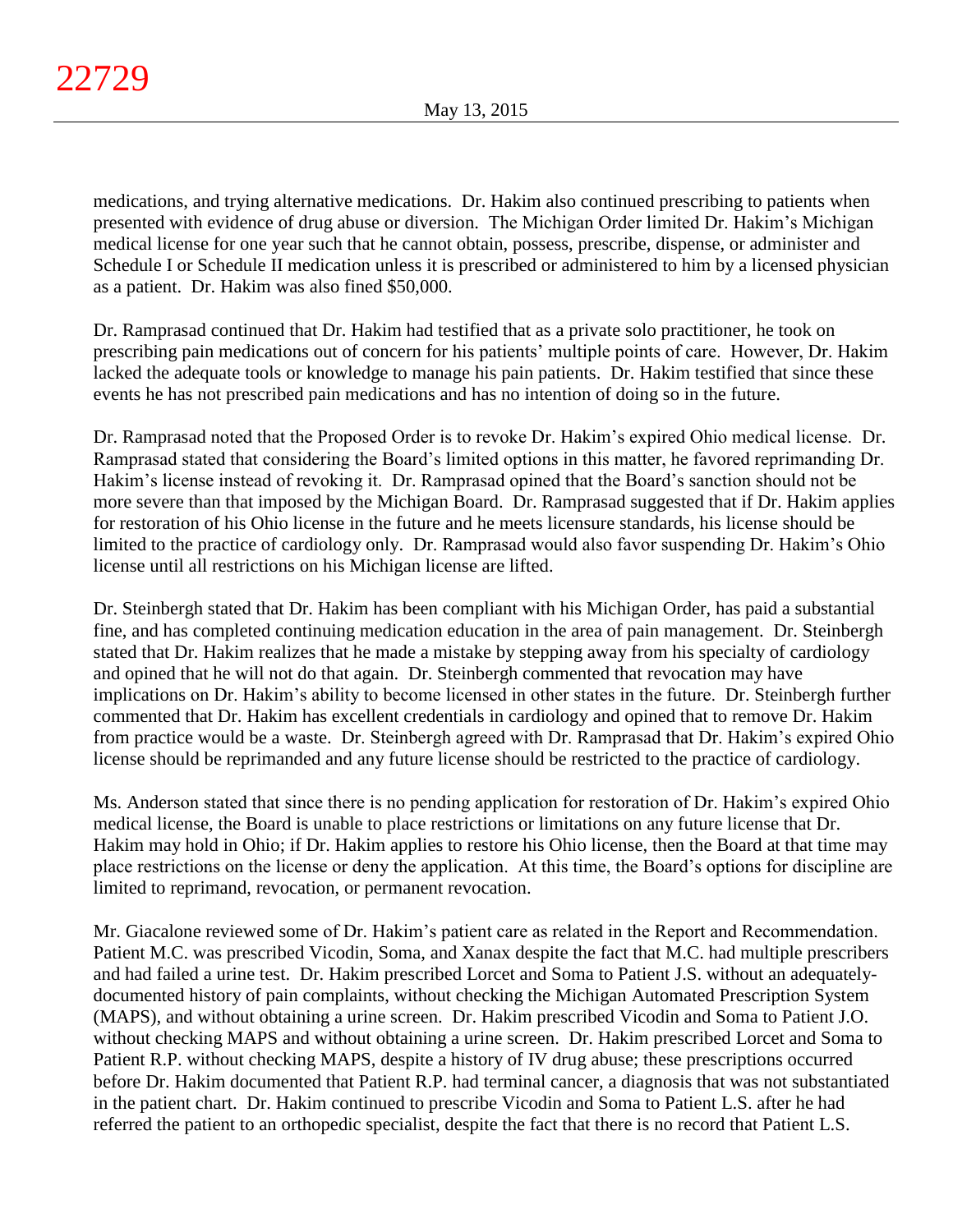medications, and trying alternative medications. Dr. Hakim also continued prescribing to patients when presented with evidence of drug abuse or diversion. The Michigan Order limited Dr. Hakim's Michigan medical license for one year such that he cannot obtain, possess, prescribe, dispense, or administer and Schedule I or Schedule II medication unless it is prescribed or administered to him by a licensed physician as a patient. Dr. Hakim was also fined $50,000.

Dr. Ramprasad continued that Dr. Hakim had testified that as a private solo practitioner, he took on prescribing pain medications out of concern for his patients' multiple points of care. However, Dr. Hakim lacked the adequate tools or knowledge to manage his pain patients. Dr. Hakim testified that since these events he has not prescribed pain medications and has no intention of doing so in the future.

Dr. Ramprasad noted that the Proposed Order is to revoke Dr. Hakim's expired Ohio medical license. Dr. Ramprasad stated that considering the Board's limited options in this matter, he favored reprimanding Dr. Hakim's license instead of revoking it. Dr. Ramprasad opined that the Board's sanction should not be more severe than that imposed by the Michigan Board. Dr. Ramprasad suggested that if Dr. Hakim applies for restoration of his Ohio license in the future and he meets licensure standards, his license should be limited to the practice of cardiology only. Dr. Ramprasad would also favor suspending Dr. Hakim's Ohio license until all restrictions on his Michigan license are lifted.

Dr. Steinbergh stated that Dr. Hakim has been compliant with his Michigan Order, has paid a substantial fine, and has completed continuing medication education in the area of pain management. Dr. Steinbergh stated that Dr. Hakim realizes that he made a mistake by stepping away from his specialty of cardiology and opined that he will not do that again. Dr. Steinbergh commented that revocation may have implications on Dr. Hakim's ability to become licensed in other states in the future. Dr. Steinbergh further commented that Dr. Hakim has excellent credentials in cardiology and opined that to remove Dr. Hakim from practice would be a waste. Dr. Steinbergh agreed with Dr. Ramprasad that Dr. Hakim's expired Ohio license should be reprimanded and any future license should be restricted to the practice of cardiology.

Ms. Anderson stated that since there is no pending application for restoration of Dr. Hakim's expired Ohio medical license, the Board is unable to place restrictions or limitations on any future license that Dr. Hakim may hold in Ohio; if Dr. Hakim applies to restore his Ohio license, then the Board at that time may place restrictions on the license or deny the application. At this time, the Board's options for discipline are limited to reprimand, revocation, or permanent revocation.

Mr. Giacalone reviewed some of Dr. Hakim's patient care as related in the Report and Recommendation. Patient M.C. was prescribed Vicodin, Soma, and Xanax despite the fact that M.C. had multiple prescribers and had failed a urine test. Dr. Hakim prescribed Lorcet and Soma to Patient J.S. without an adequately-documented history of pain complaints, without checking the Michigan Automated Prescription System (MAPS), and without obtaining a urine screen. Dr. Hakim prescribed Vicodin and Soma to Patient J.O. without checking MAPS and without obtaining a urine screen. Dr. Hakim prescribed Lorcet and Soma to Patient R.P. without checking MAPS, despite a history of IV drug abuse; these prescriptions occurred before Dr. Hakim documented that Patient R.P. had terminal cancer, a diagnosis that was not substantiated in the patient chart. Dr. Hakim continued to prescribe Vicodin and Soma to Patient L.S. after he had referred the patient to an orthopedic specialist, despite the fact that there is no record that Patient L.S.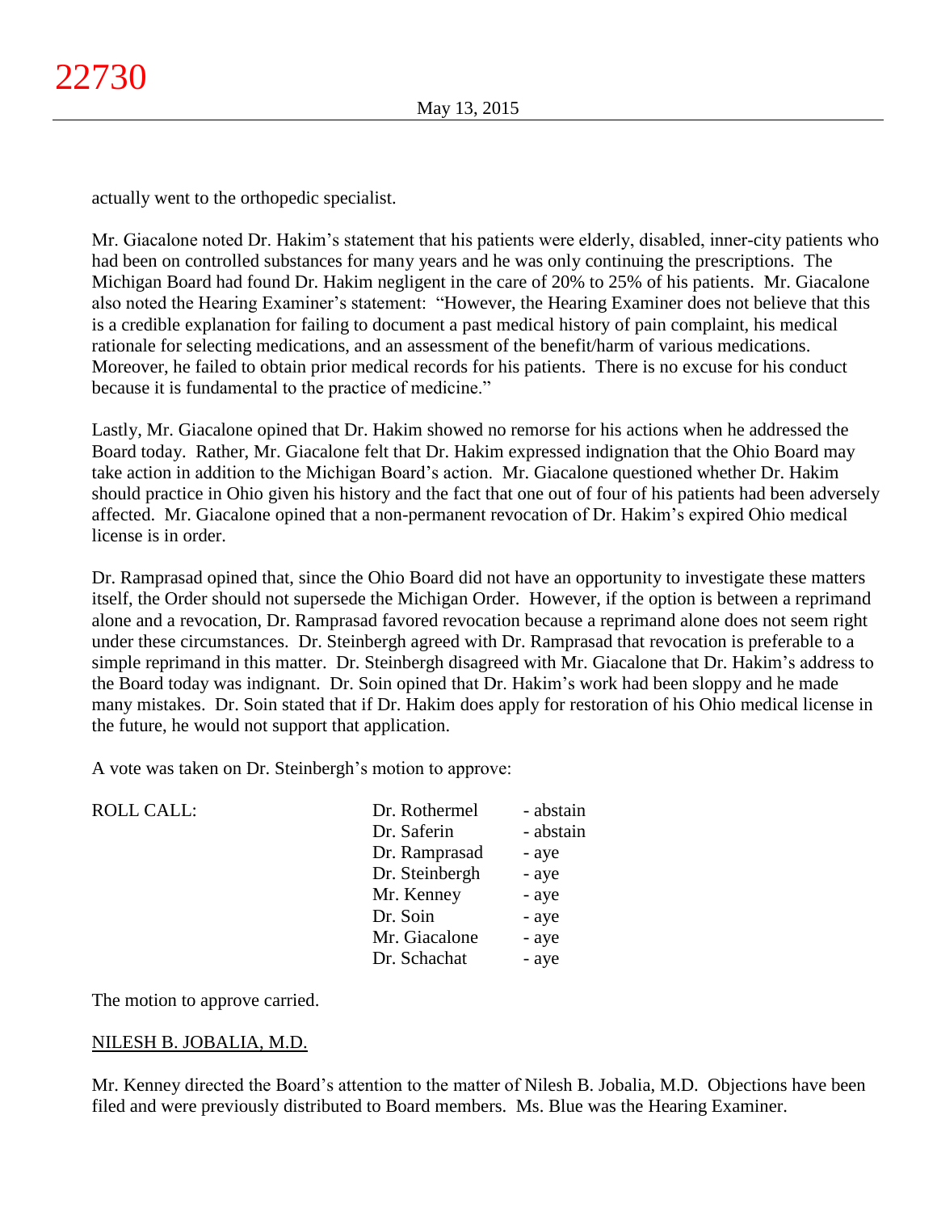actually went to the orthopedic specialist.

Mr. Giacalone noted Dr. Hakim's statement that his patients were elderly, disabled, inner-city patients who had been on controlled substances for many years and he was only continuing the prescriptions. The Michigan Board had found Dr. Hakim negligent in the care of 20% to 25% of his patients. Mr. Giacalone also noted the Hearing Examiner's statement: "However, the Hearing Examiner does not believe that this is a credible explanation for failing to document a past medical history of pain complaint, his medical rationale for selecting medications, and an assessment of the benefit/harm of various medications. Moreover, he failed to obtain prior medical records for his patients. There is no excuse for his conduct because it is fundamental to the practice of medicine."

Lastly, Mr. Giacalone opined that Dr. Hakim showed no remorse for his actions when he addressed the Board today. Rather, Mr. Giacalone felt that Dr. Hakim expressed indignation that the Ohio Board may take action in addition to the Michigan Board's action. Mr. Giacalone questioned whether Dr. Hakim should practice in Ohio given his history and the fact that one out of four of his patients had been adversely affected. Mr. Giacalone opined that a non-permanent revocation of Dr. Hakim's expired Ohio medical license is in order.

Dr. Ramprasad opined that, since the Ohio Board did not have an opportunity to investigate these matters itself, the Order should not supersede the Michigan Order. However, if the option is between a reprimand alone and a revocation, Dr. Ramprasad favored revocation because a reprimand alone does not seem right under these circumstances. Dr. Steinbergh agreed with Dr. Ramprasad that revocation is preferable to a simple reprimand in this matter. Dr. Steinbergh disagreed with Mr. Giacalone that Dr. Hakim's address to the Board today was indignant. Dr. Soin opined that Dr. Hakim's work had been sloppy and he made many mistakes. Dr. Soin stated that if Dr. Hakim does apply for restoration of his Ohio medical license in the future, he would not support that application.

A vote was taken on Dr. Steinbergh's motion to approve:

| ROLL CALL: | Dr. Rothermel | - abstain |
|---|---|---|
| | Dr. Saferin | - abstain |
| | Dr. Ramprasad | - aye |
| | Dr. Steinbergh | - aye |
| | Mr. Kenney | - aye |
| | Dr. Soin | - aye |
| | Mr. Giacalone | - aye |
| | Dr. Schachat | - aye |

The motion to approve carried.

NILESH B. JOBALIA, M.D.

Mr. Kenney directed the Board's attention to the matter of Nilesh B. Jobalia, M.D. Objections have been filed and were previously distributed to Board members. Ms. Blue was the Hearing Examiner.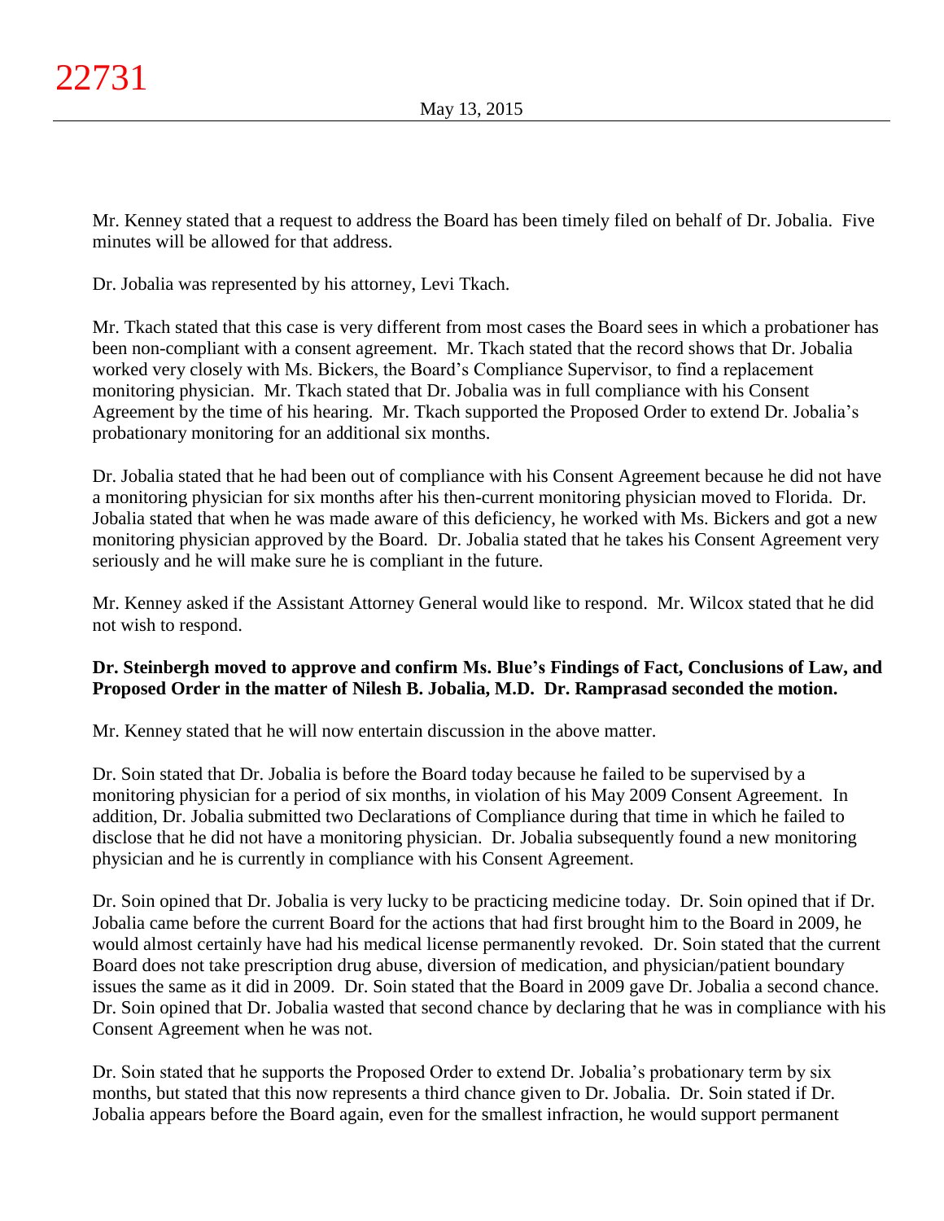Mr. Kenney stated that a request to address the Board has been timely filed on behalf of Dr. Jobalia. Five minutes will be allowed for that address.

Dr. Jobalia was represented by his attorney, Levi Tkach.

Mr. Tkach stated that this case is very different from most cases the Board sees in which a probationer has been non-compliant with a consent agreement. Mr. Tkach stated that the record shows that Dr. Jobalia worked very closely with Ms. Bickers, the Board's Compliance Supervisor, to find a replacement monitoring physician. Mr. Tkach stated that Dr. Jobalia was in full compliance with his Consent Agreement by the time of his hearing. Mr. Tkach supported the Proposed Order to extend Dr. Jobalia's probationary monitoring for an additional six months.

Dr. Jobalia stated that he had been out of compliance with his Consent Agreement because he did not have a monitoring physician for six months after his then-current monitoring physician moved to Florida. Dr. Jobalia stated that when he was made aware of this deficiency, he worked with Ms. Bickers and got a new monitoring physician approved by the Board. Dr. Jobalia stated that he takes his Consent Agreement very seriously and he will make sure he is compliant in the future.

Mr. Kenney asked if the Assistant Attorney General would like to respond. Mr. Wilcox stated that he did not wish to respond.

**Dr. Steinbergh moved to approve and confirm Ms. Blue's Findings of Fact, Conclusions of Law, and Proposed Order in the matter of Nilesh B. Jobalia, M.D. Dr. Ramprasad seconded the motion.**

Mr. Kenney stated that he will now entertain discussion in the above matter.

Dr. Soin stated that Dr. Jobalia is before the Board today because he failed to be supervised by a monitoring physician for a period of six months, in violation of his May 2009 Consent Agreement. In addition, Dr. Jobalia submitted two Declarations of Compliance during that time in which he failed to disclose that he did not have a monitoring physician. Dr. Jobalia subsequently found a new monitoring physician and he is currently in compliance with his Consent Agreement.

Dr. Soin opined that Dr. Jobalia is very lucky to be practicing medicine today. Dr. Soin opined that if Dr. Jobalia came before the current Board for the actions that had first brought him to the Board in 2009, he would almost certainly have had his medical license permanently revoked. Dr. Soin stated that the current Board does not take prescription drug abuse, diversion of medication, and physician/patient boundary issues the same as it did in 2009. Dr. Soin stated that the Board in 2009 gave Dr. Jobalia a second chance. Dr. Soin opined that Dr. Jobalia wasted that second chance by declaring that he was in compliance with his Consent Agreement when he was not.

Dr. Soin stated that he supports the Proposed Order to extend Dr. Jobalia's probationary term by six months, but stated that this now represents a third chance given to Dr. Jobalia. Dr. Soin stated if Dr. Jobalia appears before the Board again, even for the smallest infraction, he would support permanent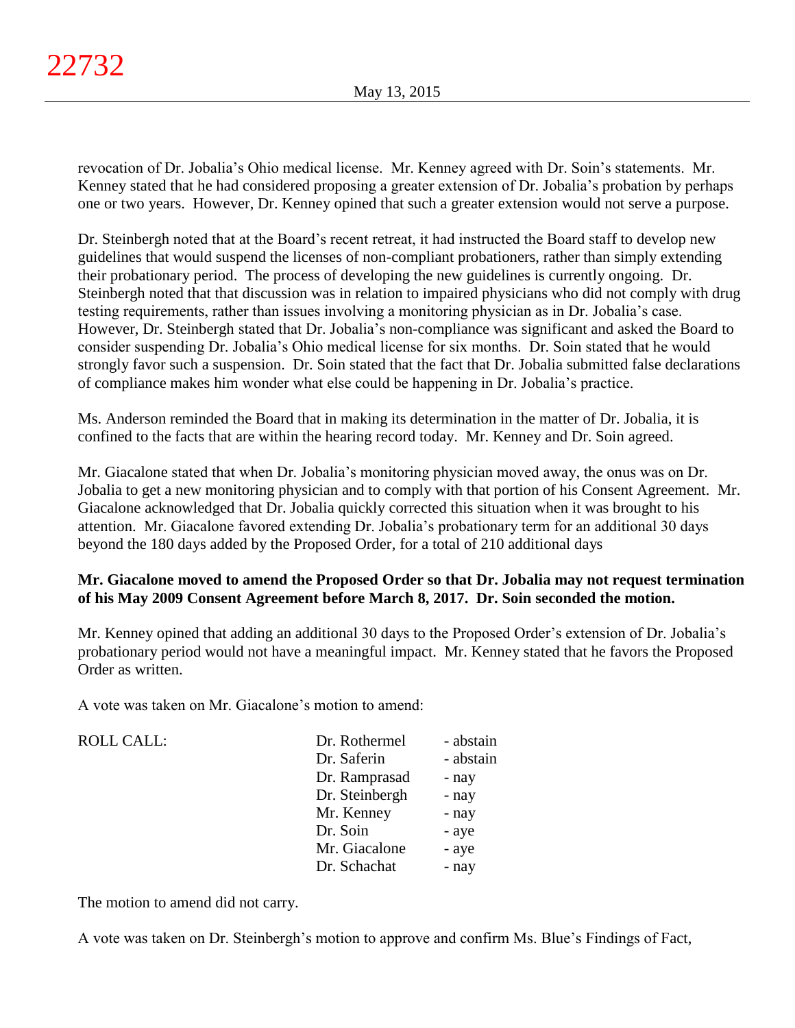revocation of Dr. Jobalia's Ohio medical license. Mr. Kenney agreed with Dr. Soin's statements. Mr. Kenney stated that he had considered proposing a greater extension of Dr. Jobalia's probation by perhaps one or two years. However, Dr. Kenney opined that such a greater extension would not serve a purpose.

Dr. Steinbergh noted that at the Board's recent retreat, it had instructed the Board staff to develop new guidelines that would suspend the licenses of non-compliant probationers, rather than simply extending their probationary period. The process of developing the new guidelines is currently ongoing. Dr. Steinbergh noted that that discussion was in relation to impaired physicians who did not comply with drug testing requirements, rather than issues involving a monitoring physician as in Dr. Jobalia's case. However, Dr. Steinbergh stated that Dr. Jobalia's non-compliance was significant and asked the Board to consider suspending Dr. Jobalia's Ohio medical license for six months. Dr. Soin stated that he would strongly favor such a suspension. Dr. Soin stated that the fact that Dr. Jobalia submitted false declarations of compliance makes him wonder what else could be happening in Dr. Jobalia's practice.

Ms. Anderson reminded the Board that in making its determination in the matter of Dr. Jobalia, it is confined to the facts that are within the hearing record today. Mr. Kenney and Dr. Soin agreed.

Mr. Giacalone stated that when Dr. Jobalia's monitoring physician moved away, the onus was on Dr. Jobalia to get a new monitoring physician and to comply with that portion of his Consent Agreement. Mr. Giacalone acknowledged that Dr. Jobalia quickly corrected this situation when it was brought to his attention. Mr. Giacalone favored extending Dr. Jobalia's probationary term for an additional 30 days beyond the 180 days added by the Proposed Order, for a total of 210 additional days

**Mr. Giacalone moved to amend the Proposed Order so that Dr. Jobalia may not request termination of his May 2009 Consent Agreement before March 8, 2017. Dr. Soin seconded the motion.**

Mr. Kenney opined that adding an additional 30 days to the Proposed Order's extension of Dr. Jobalia's probationary period would not have a meaningful impact. Mr. Kenney stated that he favors the Proposed Order as written.

A vote was taken on Mr. Giacalone's motion to amend:

| ROLL CALL: | | |
|---|---|---|
| | Dr. Rothermel | - abstain |
| | Dr. Saferin | - abstain |
| | Dr. Ramprasad | - nay |
| | Dr. Steinbergh | - nay |
| | Mr. Kenney | - nay |
| | Dr. Soin | - aye |
| | Mr. Giacalone | - aye |
| | Dr. Schachat | - nay |

The motion to amend did not carry.

A vote was taken on Dr. Steinbergh's motion to approve and confirm Ms. Blue's Findings of Fact,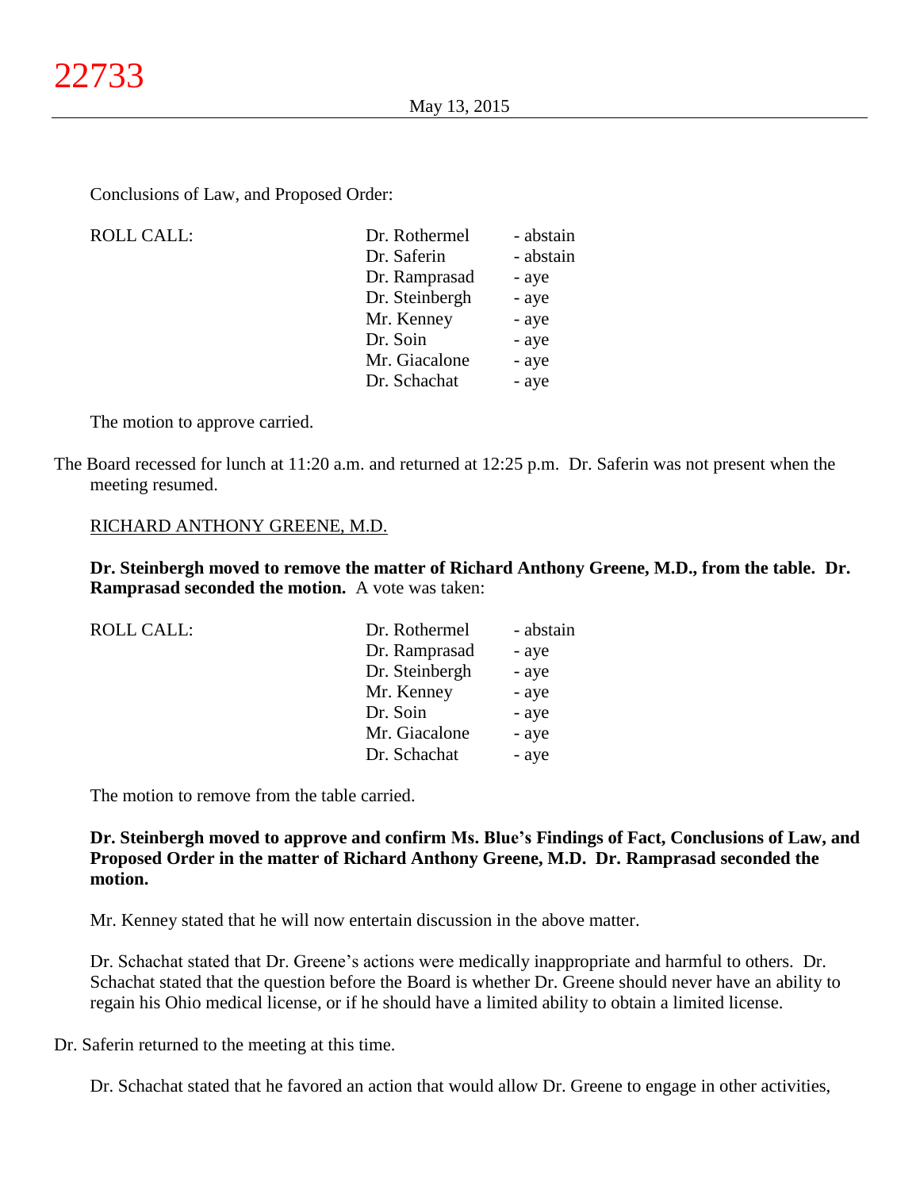Conclusions of Law, and Proposed Order:

| ROLL CALL: | | |
|---|---|---|
| | Dr. Rothermel | - abstain |
| | Dr. Saferin | - abstain |
| | Dr. Ramprasad | - aye |
| | Dr. Steinbergh | - aye |
| | Mr. Kenney | - aye |
| | Dr. Soin | - aye |
| | Mr. Giacalone | - aye |
| | Dr. Schachat | - aye |

The motion to approve carried.

The Board recessed for lunch at 11:20 a.m. and returned at 12:25 p.m. Dr. Saferin was not present when the meeting resumed.

RICHARD ANTHONY GREENE, M.D.

**Dr. Steinbergh moved to remove the matter of Richard Anthony Greene, M.D., from the table. Dr. Ramprasad seconded the motion.** A vote was taken:

| ROLL CALL: | | |
|---|---|---|
| | Dr. Rothermel | - abstain |
| | Dr. Ramprasad | - aye |
| | Dr. Steinbergh | - aye |
| | Mr. Kenney | - aye |
| | Dr. Soin | - aye |
| | Mr. Giacalone | - aye |
| | Dr. Schachat | - aye |

The motion to remove from the table carried.

**Dr. Steinbergh moved to approve and confirm Ms. Blue's Findings of Fact, Conclusions of Law, and Proposed Order in the matter of Richard Anthony Greene, M.D. Dr. Ramprasad seconded the motion.**

Mr. Kenney stated that he will now entertain discussion in the above matter.

Dr. Schachat stated that Dr. Greene's actions were medically inappropriate and harmful to others. Dr. Schachat stated that the question before the Board is whether Dr. Greene should never have an ability to regain his Ohio medical license, or if he should have a limited ability to obtain a limited license.

Dr. Saferin returned to the meeting at this time.

Dr. Schachat stated that he favored an action that would allow Dr. Greene to engage in other activities,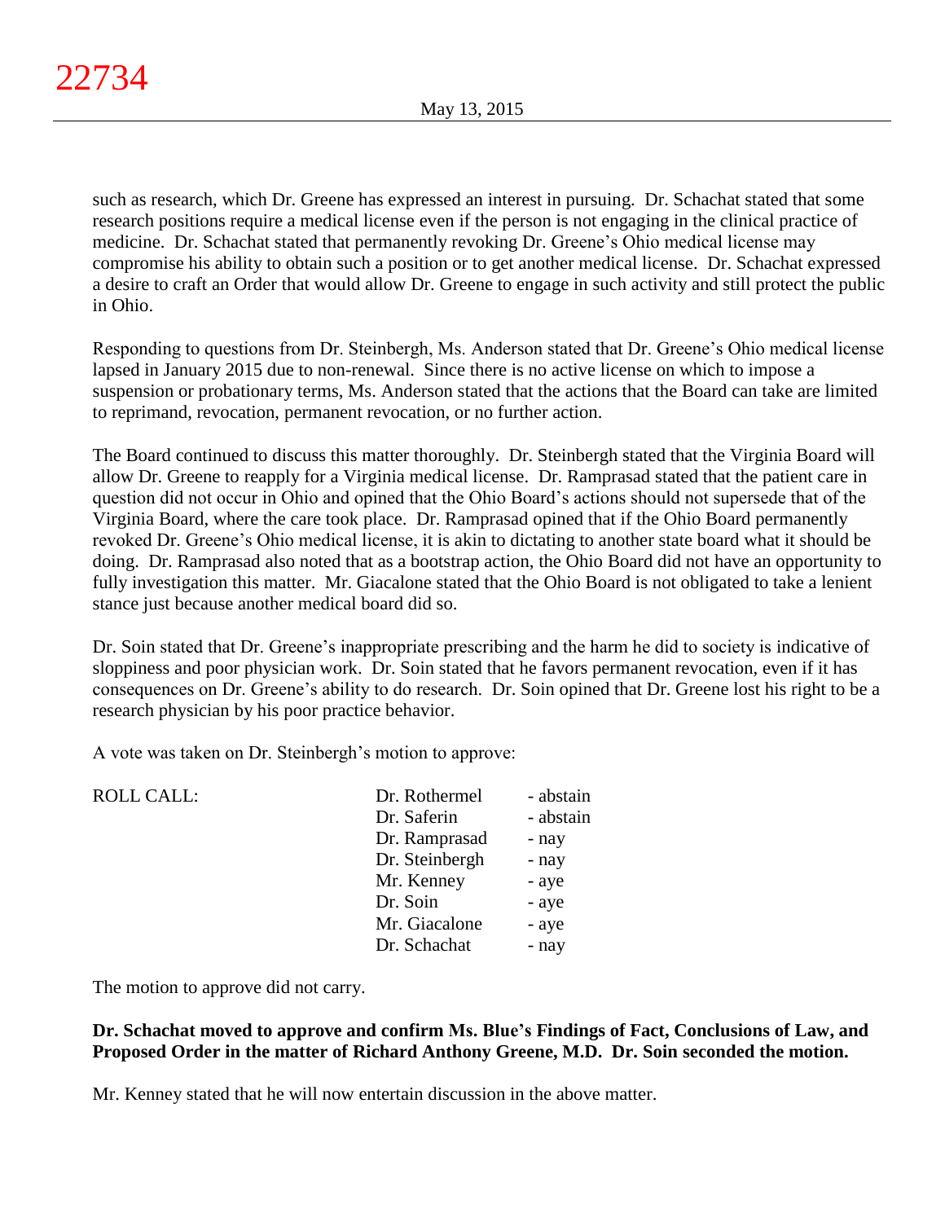such as research, which Dr. Greene has expressed an interest in pursuing. Dr. Schachat stated that some research positions require a medical license even if the person is not engaging in the clinical practice of medicine. Dr. Schachat stated that permanently revoking Dr. Greene's Ohio medical license may compromise his ability to obtain such a position or to get another medical license. Dr. Schachat expressed a desire to craft an Order that would allow Dr. Greene to engage in such activity and still protect the public in Ohio.

Responding to questions from Dr. Steinbergh, Ms. Anderson stated that Dr. Greene's Ohio medical license lapsed in January 2015 due to non-renewal. Since there is no active license on which to impose a suspension or probationary terms, Ms. Anderson stated that the actions that the Board can take are limited to reprimand, revocation, permanent revocation, or no further action.

The Board continued to discuss this matter thoroughly. Dr. Steinbergh stated that the Virginia Board will allow Dr. Greene to reapply for a Virginia medical license. Dr. Ramprasad stated that the patient care in question did not occur in Ohio and opined that the Ohio Board's actions should not supersede that of the Virginia Board, where the care took place. Dr. Ramprasad opined that if the Ohio Board permanently revoked Dr. Greene's Ohio medical license, it is akin to dictating to another state board what it should be doing. Dr. Ramprasad also noted that as a bootstrap action, the Ohio Board did not have an opportunity to fully investigation this matter. Mr. Giacalone stated that the Ohio Board is not obligated to take a lenient stance just because another medical board did so.

Dr. Soin stated that Dr. Greene's inappropriate prescribing and the harm he did to society is indicative of sloppiness and poor physician work. Dr. Soin stated that he favors permanent revocation, even if it has consequences on Dr. Greene's ability to do research. Dr. Soin opined that Dr. Greene lost his right to be a research physician by his poor practice behavior.

A vote was taken on Dr. Steinbergh's motion to approve:

| ROLL CALL: | Dr. Rothermel | - abstain |
|---|---|---|
| | Dr. Saferin | - abstain |
| | Dr. Ramprasad | - nay |
| | Dr. Steinbergh | - nay |
| | Mr. Kenney | - aye |
| | Dr. Soin | - aye |
| | Mr. Giacalone | - aye |
| | Dr. Schachat | - nay |

The motion to approve did not carry.

**Dr. Schachat moved to approve and confirm Ms. Blue's Findings of Fact, Conclusions of Law, and Proposed Order in the matter of Richard Anthony Greene, M.D. Dr. Soin seconded the motion.**

Mr. Kenney stated that he will now entertain discussion in the above matter.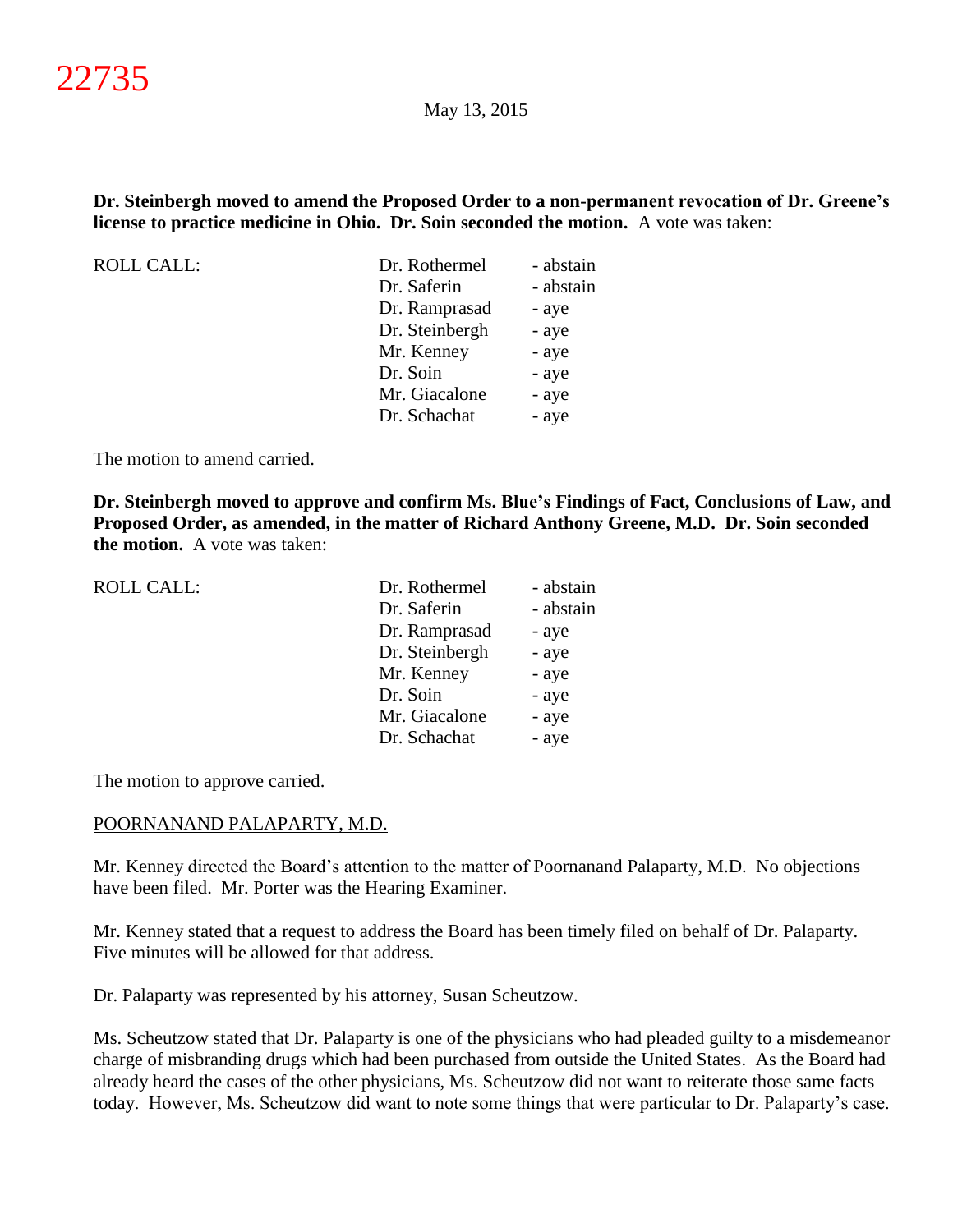**Dr. Steinbergh moved to amend the Proposed Order to a non-permanent revocation of Dr. Greene's license to practice medicine in Ohio. Dr. Soin seconded the motion.** A vote was taken:

| ROLL CALL: | Dr. Rothermel | - abstain |
|---|---|---|
| | Dr. Saferin | - abstain |
| | Dr. Ramprasad | - aye |
| | Dr. Steinbergh | - aye |
| | Mr. Kenney | - aye |
| | Dr. Soin | - aye |
| | Mr. Giacalone | - aye |
| | Dr. Schachat | - aye |

The motion to amend carried.

**Dr. Steinbergh moved to approve and confirm Ms. Blue's Findings of Fact, Conclusions of Law, and Proposed Order, as amended, in the matter of Richard Anthony Greene, M.D. Dr. Soin seconded the motion.** A vote was taken:

| ROLL CALL: | Dr. Rothermel | - abstain |
|---|---|---|
| | Dr. Saferin | - abstain |
| | Dr. Ramprasad | - aye |
| | Dr. Steinbergh | - aye |
| | Mr. Kenney | - aye |
| | Dr. Soin | - aye |
| | Mr. Giacalone | - aye |
| | Dr. Schachat | - aye |

The motion to approve carried.

POORNANAND PALAPARTY, M.D.

Mr. Kenney directed the Board's attention to the matter of Poornanand Palaparty, M.D. No objections have been filed. Mr. Porter was the Hearing Examiner.

Mr. Kenney stated that a request to address the Board has been timely filed on behalf of Dr. Palaparty. Five minutes will be allowed for that address.

Dr. Palaparty was represented by his attorney, Susan Scheutzow.

Ms. Scheutzow stated that Dr. Palaparty is one of the physicians who had pleaded guilty to a misdemeanor charge of misbranding drugs which had been purchased from outside the United States. As the Board had already heard the cases of the other physicians, Ms. Scheutzow did not want to reiterate those same facts today. However, Ms. Scheutzow did want to note some things that were particular to Dr. Palaparty's case.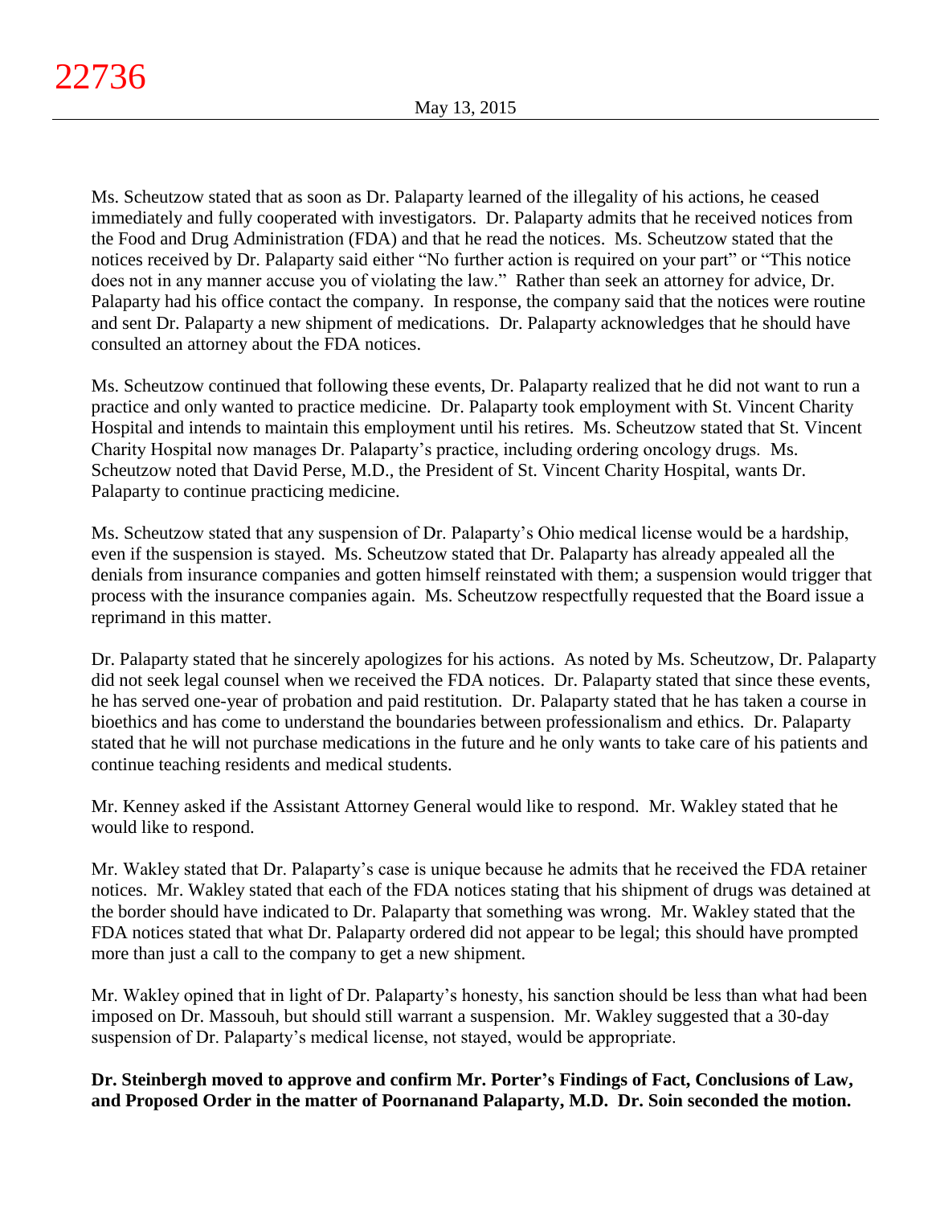Ms. Scheutzow stated that as soon as Dr. Palaparty learned of the illegality of his actions, he ceased immediately and fully cooperated with investigators. Dr. Palaparty admits that he received notices from the Food and Drug Administration (FDA) and that he read the notices. Ms. Scheutzow stated that the notices received by Dr. Palaparty said either "No further action is required on your part" or "This notice does not in any manner accuse you of violating the law." Rather than seek an attorney for advice, Dr. Palaparty had his office contact the company. In response, the company said that the notices were routine and sent Dr. Palaparty a new shipment of medications. Dr. Palaparty acknowledges that he should have consulted an attorney about the FDA notices.

Ms. Scheutzow continued that following these events, Dr. Palaparty realized that he did not want to run a practice and only wanted to practice medicine. Dr. Palaparty took employment with St. Vincent Charity Hospital and intends to maintain this employment until his retires. Ms. Scheutzow stated that St. Vincent Charity Hospital now manages Dr. Palaparty's practice, including ordering oncology drugs. Ms. Scheutzow noted that David Perse, M.D., the President of St. Vincent Charity Hospital, wants Dr. Palaparty to continue practicing medicine.

Ms. Scheutzow stated that any suspension of Dr. Palaparty's Ohio medical license would be a hardship, even if the suspension is stayed. Ms. Scheutzow stated that Dr. Palaparty has already appealed all the denials from insurance companies and gotten himself reinstated with them; a suspension would trigger that process with the insurance companies again. Ms. Scheutzow respectfully requested that the Board issue a reprimand in this matter.

Dr. Palaparty stated that he sincerely apologizes for his actions. As noted by Ms. Scheutzow, Dr. Palaparty did not seek legal counsel when we received the FDA notices. Dr. Palaparty stated that since these events, he has served one-year of probation and paid restitution. Dr. Palaparty stated that he has taken a course in bioethics and has come to understand the boundaries between professionalism and ethics. Dr. Palaparty stated that he will not purchase medications in the future and he only wants to take care of his patients and continue teaching residents and medical students.

Mr. Kenney asked if the Assistant Attorney General would like to respond. Mr. Wakley stated that he would like to respond.

Mr. Wakley stated that Dr. Palaparty's case is unique because he admits that he received the FDA retainer notices. Mr. Wakley stated that each of the FDA notices stating that his shipment of drugs was detained at the border should have indicated to Dr. Palaparty that something was wrong. Mr. Wakley stated that the FDA notices stated that what Dr. Palaparty ordered did not appear to be legal; this should have prompted more than just a call to the company to get a new shipment.

Mr. Wakley opined that in light of Dr. Palaparty's honesty, his sanction should be less than what had been imposed on Dr. Massouh, but should still warrant a suspension. Mr. Wakley suggested that a 30-day suspension of Dr. Palaparty's medical license, not stayed, would be appropriate.

**Dr. Steinbergh moved to approve and confirm Mr. Porter's Findings of Fact, Conclusions of Law, and Proposed Order in the matter of Poornanand Palaparty, M.D. Dr. Soin seconded the motion.**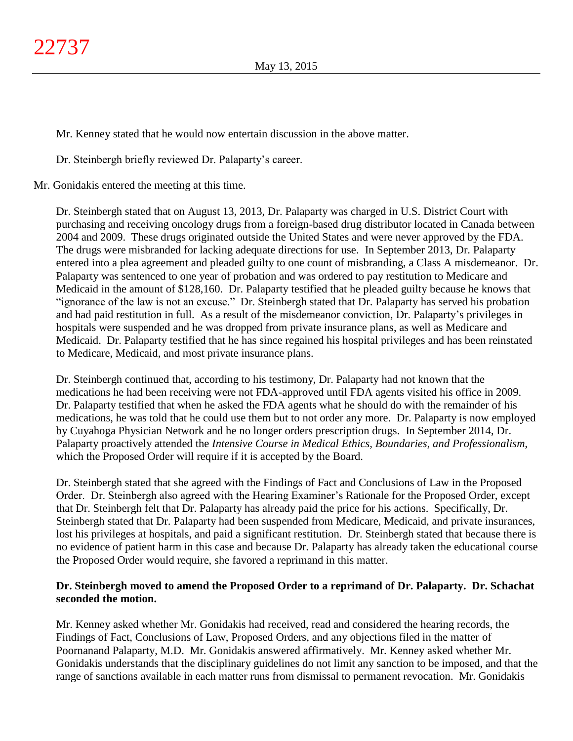Mr. Kenney stated that he would now entertain discussion in the above matter.

Dr. Steinbergh briefly reviewed Dr. Palaparty's career.

Mr. Gonidakis entered the meeting at this time.

Dr. Steinbergh stated that on August 13, 2013, Dr. Palaparty was charged in U.S. District Court with purchasing and receiving oncology drugs from a foreign-based drug distributor located in Canada between 2004 and 2009. These drugs originated outside the United States and were never approved by the FDA. The drugs were misbranded for lacking adequate directions for use. In September 2013, Dr. Palaparty entered into a plea agreement and pleaded guilty to one count of misbranding, a Class A misdemeanor. Dr. Palaparty was sentenced to one year of probation and was ordered to pay restitution to Medicare and Medicaid in the amount of $128,160. Dr. Palaparty testified that he pleaded guilty because he knows that "ignorance of the law is not an excuse." Dr. Steinbergh stated that Dr. Palaparty has served his probation and had paid restitution in full. As a result of the misdemeanor conviction, Dr. Palaparty's privileges in hospitals were suspended and he was dropped from private insurance plans, as well as Medicare and Medicaid. Dr. Palaparty testified that he has since regained his hospital privileges and has been reinstated to Medicare, Medicaid, and most private insurance plans.

Dr. Steinbergh continued that, according to his testimony, Dr. Palaparty had not known that the medications he had been receiving were not FDA-approved until FDA agents visited his office in 2009. Dr. Palaparty testified that when he asked the FDA agents what he should do with the remainder of his medications, he was told that he could use them but to not order any more. Dr. Palaparty is now employed by Cuyahoga Physician Network and he no longer orders prescription drugs. In September 2014, Dr. Palaparty proactively attended the *Intensive Course in Medical Ethics, Boundaries, and Professionalism*, which the Proposed Order will require if it is accepted by the Board.

Dr. Steinbergh stated that she agreed with the Findings of Fact and Conclusions of Law in the Proposed Order. Dr. Steinbergh also agreed with the Hearing Examiner's Rationale for the Proposed Order, except that Dr. Steinbergh felt that Dr. Palaparty has already paid the price for his actions. Specifically, Dr. Steinbergh stated that Dr. Palaparty had been suspended from Medicare, Medicaid, and private insurances, lost his privileges at hospitals, and paid a significant restitution. Dr. Steinbergh stated that because there is no evidence of patient harm in this case and because Dr. Palaparty has already taken the educational course the Proposed Order would require, she favored a reprimand in this matter.

**Dr. Steinbergh moved to amend the Proposed Order to a reprimand of Dr. Palaparty. Dr. Schachat seconded the motion.**

Mr. Kenney asked whether Mr. Gonidakis had received, read and considered the hearing records, the Findings of Fact, Conclusions of Law, Proposed Orders, and any objections filed in the matter of Poornanand Palaparty, M.D. Mr. Gonidakis answered affirmatively. Mr. Kenney asked whether Mr. Gonidakis understands that the disciplinary guidelines do not limit any sanction to be imposed, and that the range of sanctions available in each matter runs from dismissal to permanent revocation. Mr. Gonidakis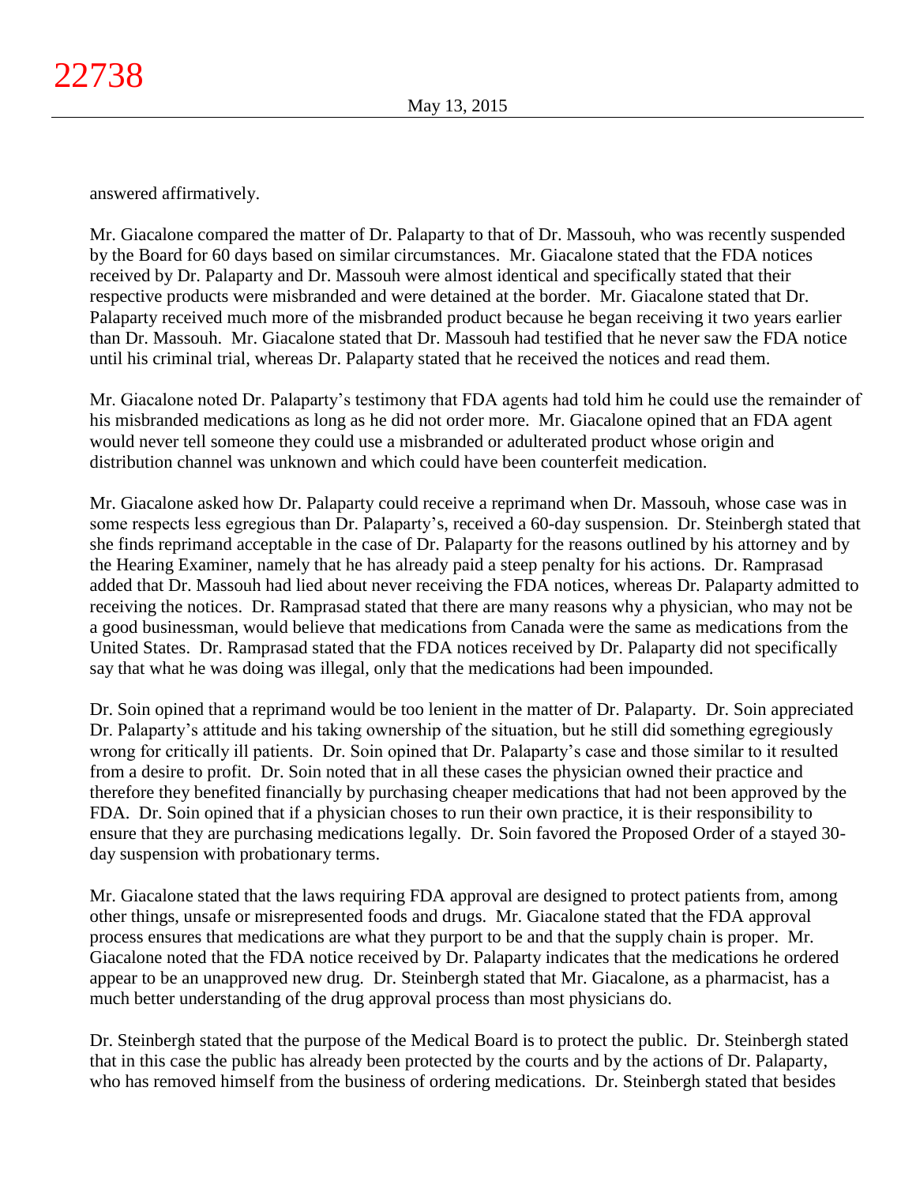answered affirmatively.

Mr. Giacalone compared the matter of Dr. Palaparty to that of Dr. Massouh, who was recently suspended by the Board for 60 days based on similar circumstances. Mr. Giacalone stated that the FDA notices received by Dr. Palaparty and Dr. Massouh were almost identical and specifically stated that their respective products were misbranded and were detained at the border. Mr. Giacalone stated that Dr. Palaparty received much more of the misbranded product because he began receiving it two years earlier than Dr. Massouh. Mr. Giacalone stated that Dr. Massouh had testified that he never saw the FDA notice until his criminal trial, whereas Dr. Palaparty stated that he received the notices and read them.

Mr. Giacalone noted Dr. Palaparty's testimony that FDA agents had told him he could use the remainder of his misbranded medications as long as he did not order more. Mr. Giacalone opined that an FDA agent would never tell someone they could use a misbranded or adulterated product whose origin and distribution channel was unknown and which could have been counterfeit medication.

Mr. Giacalone asked how Dr. Palaparty could receive a reprimand when Dr. Massouh, whose case was in some respects less egregious than Dr. Palaparty's, received a 60-day suspension. Dr. Steinbergh stated that she finds reprimand acceptable in the case of Dr. Palaparty for the reasons outlined by his attorney and by the Hearing Examiner, namely that he has already paid a steep penalty for his actions. Dr. Ramprasad added that Dr. Massouh had lied about never receiving the FDA notices, whereas Dr. Palaparty admitted to receiving the notices. Dr. Ramprasad stated that there are many reasons why a physician, who may not be a good businessman, would believe that medications from Canada were the same as medications from the United States. Dr. Ramprasad stated that the FDA notices received by Dr. Palaparty did not specifically say that what he was doing was illegal, only that the medications had been impounded.

Dr. Soin opined that a reprimand would be too lenient in the matter of Dr. Palaparty. Dr. Soin appreciated Dr. Palaparty's attitude and his taking ownership of the situation, but he still did something egregiously wrong for critically ill patients. Dr. Soin opined that Dr. Palaparty's case and those similar to it resulted from a desire to profit. Dr. Soin noted that in all these cases the physician owned their practice and therefore they benefited financially by purchasing cheaper medications that had not been approved by the FDA. Dr. Soin opined that if a physician choses to run their own practice, it is their responsibility to ensure that they are purchasing medications legally. Dr. Soin favored the Proposed Order of a stayed 30-day suspension with probationary terms.

Mr. Giacalone stated that the laws requiring FDA approval are designed to protect patients from, among other things, unsafe or misrepresented foods and drugs. Mr. Giacalone stated that the FDA approval process ensures that medications are what they purport to be and that the supply chain is proper. Mr. Giacalone noted that the FDA notice received by Dr. Palaparty indicates that the medications he ordered appear to be an unapproved new drug. Dr. Steinbergh stated that Mr. Giacalone, as a pharmacist, has a much better understanding of the drug approval process than most physicians do.

Dr. Steinbergh stated that the purpose of the Medical Board is to protect the public. Dr. Steinbergh stated that in this case the public has already been protected by the courts and by the actions of Dr. Palaparty, who has removed himself from the business of ordering medications. Dr. Steinbergh stated that besides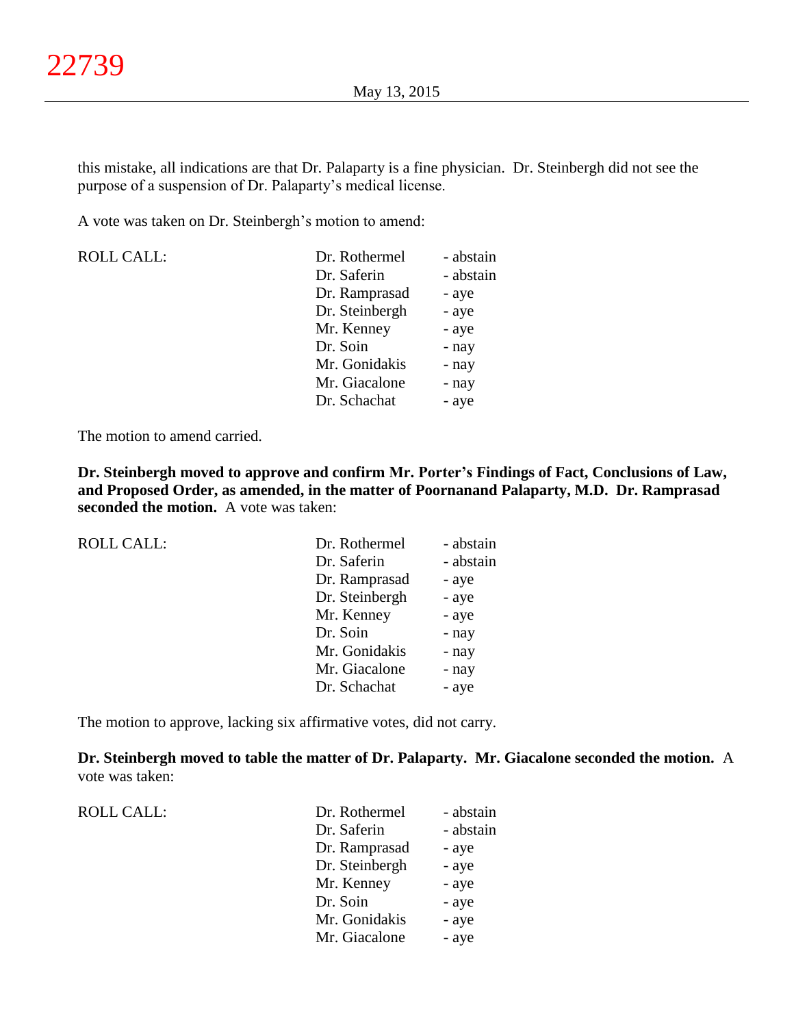this mistake, all indications are that Dr. Palaparty is a fine physician. Dr. Steinbergh did not see the purpose of a suspension of Dr. Palaparty's medical license.

A vote was taken on Dr. Steinbergh's motion to amend:

| ROLL CALL: | | |
|---|---|---|
| | Dr. Rothermel | - abstain |
| | Dr. Saferin | - abstain |
| | Dr. Ramprasad | - aye |
| | Dr. Steinbergh | - aye |
| | Mr. Kenney | - aye |
| | Dr. Soin | - nay |
| | Mr. Gonidakis | - nay |
| | Mr. Giacalone | - nay |
| | Dr. Schachat | - aye |

The motion to amend carried.

**Dr. Steinbergh moved to approve and confirm Mr. Porter's Findings of Fact, Conclusions of Law, and Proposed Order, as amended, in the matter of Poornanand Palaparty, M.D. Dr. Ramprasad seconded the motion.** A vote was taken:

| ROLL CALL: | | |
|---|---|---|
| | Dr. Rothermel | - abstain |
| | Dr. Saferin | - abstain |
| | Dr. Ramprasad | - aye |
| | Dr. Steinbergh | - aye |
| | Mr. Kenney | - aye |
| | Dr. Soin | - nay |
| | Mr. Gonidakis | - nay |
| | Mr. Giacalone | - nay |
| | Dr. Schachat | - aye |

The motion to approve, lacking six affirmative votes, did not carry.

**Dr. Steinbergh moved to table the matter of Dr. Palaparty. Mr. Giacalone seconded the motion.** A vote was taken:

| ROLL CALL: | | |
|---|---|---|
| | Dr. Rothermel | - abstain |
| | Dr. Saferin | - abstain |
| | Dr. Ramprasad | - aye |
| | Dr. Steinbergh | - aye |
| | Mr. Kenney | - aye |
| | Dr. Soin | - aye |
| | Mr. Gonidakis | - aye |
| | Mr. Giacalone | - aye |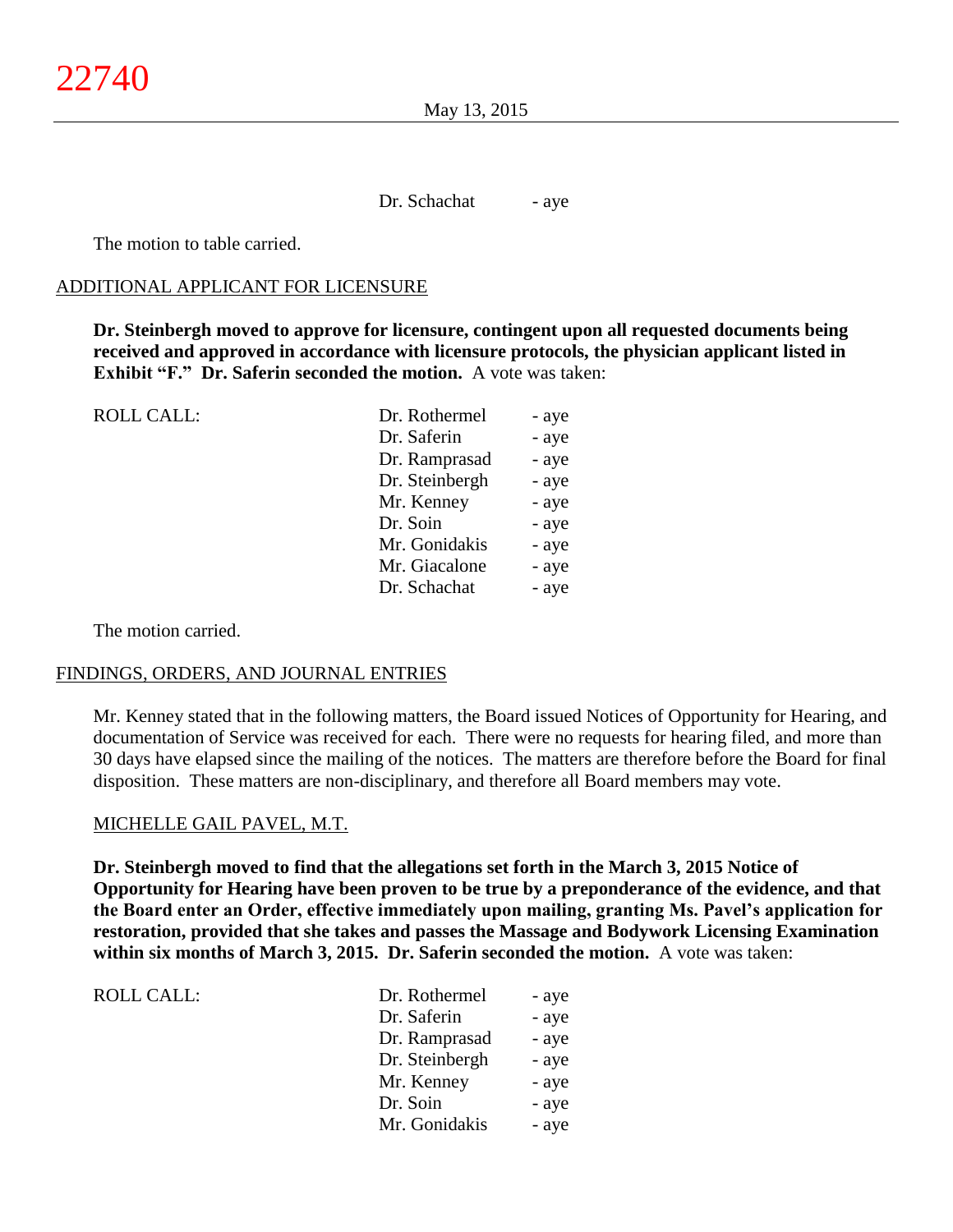Dr. Schachat - aye

The motion to table carried.

ADDITIONAL APPLICANT FOR LICENSURE

**Dr. Steinbergh moved to approve for licensure, contingent upon all requested documents being received and approved in accordance with licensure protocols, the physician applicant listed in Exhibit "F." Dr. Saferin seconded the motion.** A vote was taken:

| ROLL CALL: | | |
|---|---|---|
| | Dr. Rothermel | - aye |
| | Dr. Saferin | - aye |
| | Dr. Ramprasad | - aye |
| | Dr. Steinbergh | - aye |
| | Mr. Kenney | - aye |
| | Dr. Soin | - aye |
| | Mr. Gonidakis | - aye |
| | Mr. Giacalone | - aye |
| | Dr. Schachat | - aye |

The motion carried.

FINDINGS, ORDERS, AND JOURNAL ENTRIES

Mr. Kenney stated that in the following matters, the Board issued Notices of Opportunity for Hearing, and documentation of Service was received for each. There were no requests for hearing filed, and more than 30 days have elapsed since the mailing of the notices. The matters are therefore before the Board for final disposition. These matters are non-disciplinary, and therefore all Board members may vote.

MICHELLE GAIL PAVEL, M.T.

**Dr. Steinbergh moved to find that the allegations set forth in the March 3, 2015 Notice of Opportunity for Hearing have been proven to be true by a preponderance of the evidence, and that the Board enter an Order, effective immediately upon mailing, granting Ms. Pavel's application for restoration, provided that she takes and passes the Massage and Bodywork Licensing Examination within six months of March 3, 2015. Dr. Saferin seconded the motion.** A vote was taken:

| ROLL CALL: | | |
|---|---|---|
| | Dr. Rothermel | - aye |
| | Dr. Saferin | - aye |
| | Dr. Ramprasad | - aye |
| | Dr. Steinbergh | - aye |
| | Mr. Kenney | - aye |
| | Dr. Soin | - aye |
| | Mr. Gonidakis | - aye |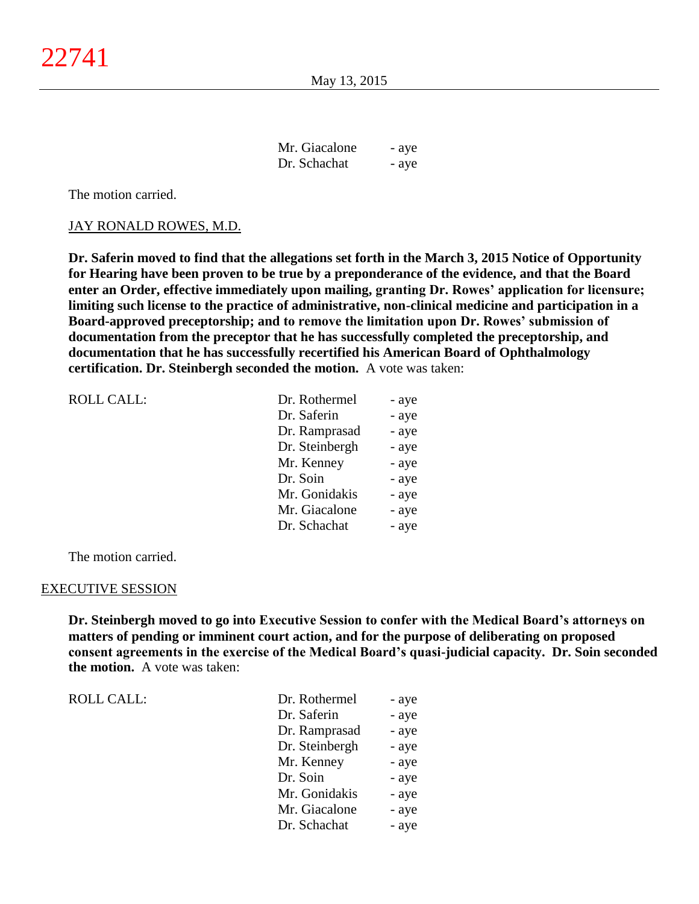| | |
|---|---|
| Mr. Giacalone | - aye |
| Dr. Schachat | - aye |

The motion carried.

JAY RONALD ROWES, M.D.

**Dr. Saferin moved to find that the allegations set forth in the March 3, 2015 Notice of Opportunity for Hearing have been proven to be true by a preponderance of the evidence, and that the Board enter an Order, effective immediately upon mailing, granting Dr. Rowes' application for licensure; limiting such license to the practice of administrative, non-clinical medicine and participation in a Board-approved preceptorship; and to remove the limitation upon Dr. Rowes' submission of documentation from the preceptor that he has successfully completed the preceptorship, and documentation that he has successfully recertified his American Board of Ophthalmology certification. Dr. Steinbergh seconded the motion.** A vote was taken:

| ROLL CALL: | | |
|---|---|---|
| | Dr. Rothermel | - aye |
| | Dr. Saferin | - aye |
| | Dr. Ramprasad | - aye |
| | Dr. Steinbergh | - aye |
| | Mr. Kenney | - aye |
| | Dr. Soin | - aye |
| | Mr. Gonidakis | - aye |
| | Mr. Giacalone | - aye |
| | Dr. Schachat | - aye |

The motion carried.

EXECUTIVE SESSION

**Dr. Steinbergh moved to go into Executive Session to confer with the Medical Board's attorneys on matters of pending or imminent court action, and for the purpose of deliberating on proposed consent agreements in the exercise of the Medical Board's quasi-judicial capacity. Dr. Soin seconded the motion.** A vote was taken:

| ROLL CALL: | | |
|---|---|---|
| | Dr. Rothermel | - aye |
| | Dr. Saferin | - aye |
| | Dr. Ramprasad | - aye |
| | Dr. Steinbergh | - aye |
| | Mr. Kenney | - aye |
| | Dr. Soin | - aye |
| | Mr. Gonidakis | - aye |
| | Mr. Giacalone | - aye |
| | Dr. Schachat | - aye |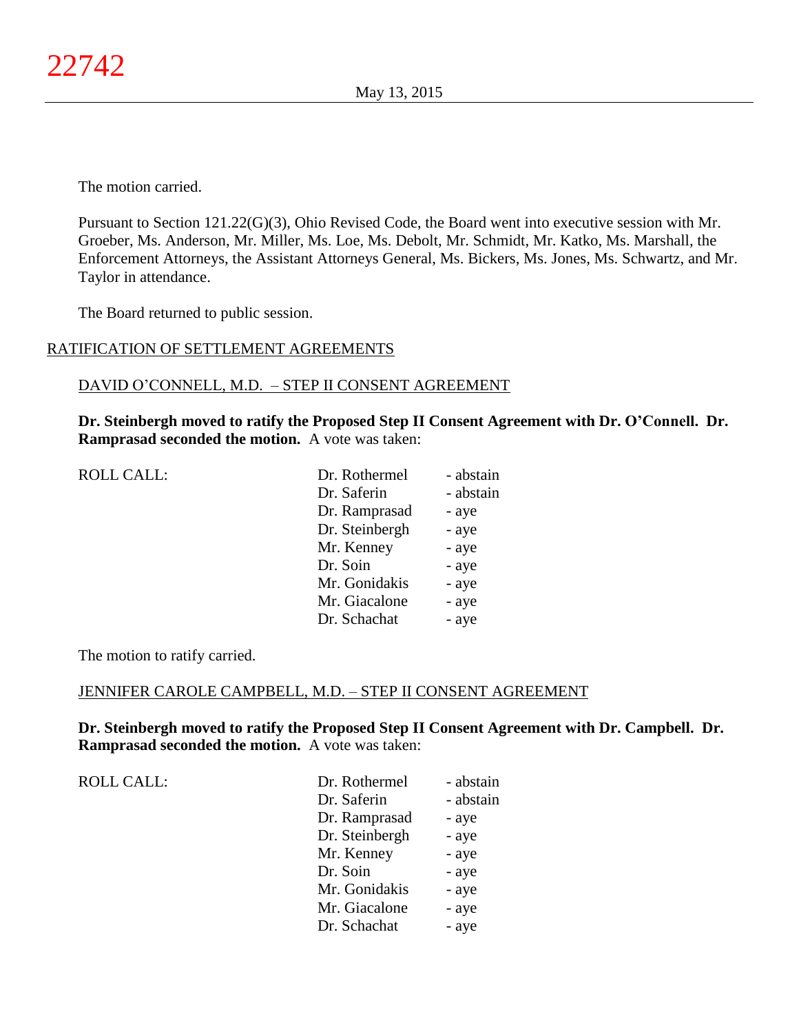The motion carried.

Pursuant to Section 121.22(G)(3), Ohio Revised Code, the Board went into executive session with Mr. Groeber, Ms. Anderson, Mr. Miller, Ms. Loe, Ms. Debolt, Mr. Schmidt, Mr. Katko, Ms. Marshall, the Enforcement Attorneys, the Assistant Attorneys General, Ms. Bickers, Ms. Jones, Ms. Schwartz, and Mr. Taylor in attendance.

The Board returned to public session.

RATIFICATION OF SETTLEMENT AGREEMENTS

DAVID O'CONNELL, M.D. – STEP II CONSENT AGREEMENT

**Dr. Steinbergh moved to ratify the Proposed Step II Consent Agreement with Dr. O'Connell. Dr. Ramprasad seconded the motion.** A vote was taken:

| ROLL CALL: | | |
|---|---|---|
| | Dr. Rothermel | - abstain |
| | Dr. Saferin | - abstain |
| | Dr. Ramprasad | - aye |
| | Dr. Steinbergh | - aye |
| | Mr. Kenney | - aye |
| | Dr. Soin | - aye |
| | Mr. Gonidakis | - aye |
| | Mr. Giacalone | - aye |
| | Dr. Schachat | - aye |

The motion to ratify carried.

JENNIFER CAROLE CAMPBELL, M.D. – STEP II CONSENT AGREEMENT

**Dr. Steinbergh moved to ratify the Proposed Step II Consent Agreement with Dr. Campbell. Dr. Ramprasad seconded the motion.** A vote was taken:

| ROLL CALL: | | |
|---|---|---|
| | Dr. Rothermel | - abstain |
| | Dr. Saferin | - abstain |
| | Dr. Ramprasad | - aye |
| | Dr. Steinbergh | - aye |
| | Mr. Kenney | - aye |
| | Dr. Soin | - aye |
| | Mr. Gonidakis | - aye |
| | Mr. Giacalone | - aye |
| | Dr. Schachat | - aye |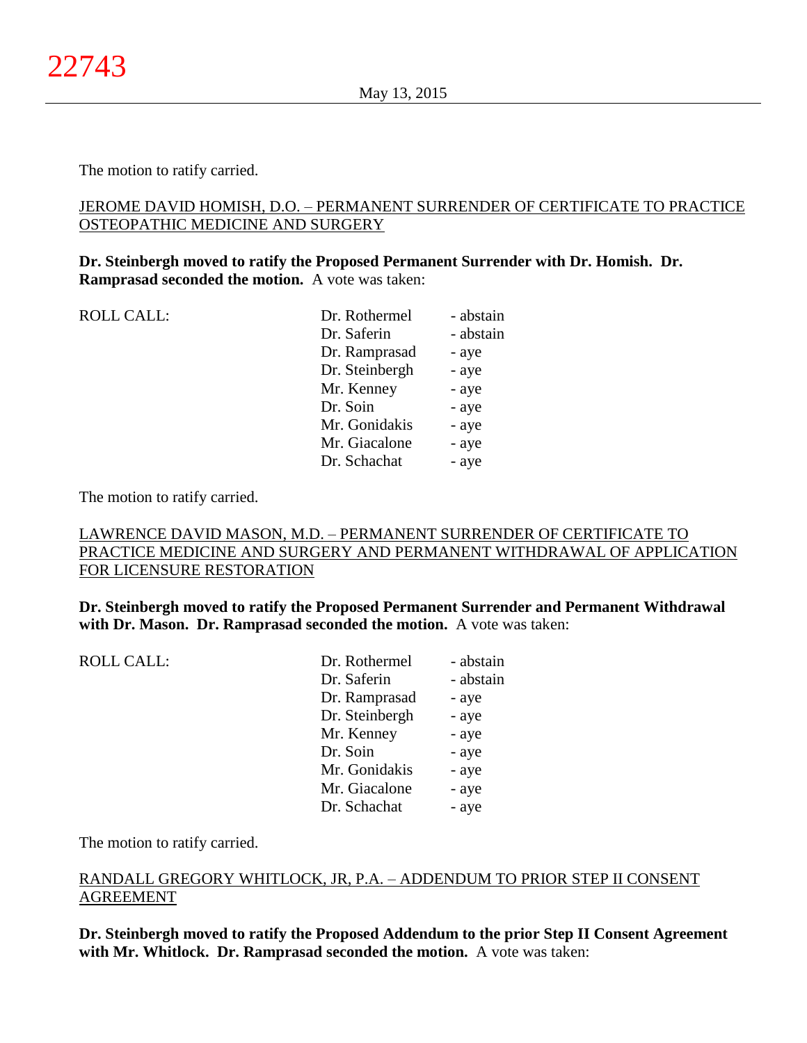The motion to ratify carried.

<u>JEROME DAVID HOMISH, D.O. – PERMANENT SURRENDER OF CERTIFICATE TO PRACTICE OSTEOPATHIC MEDICINE AND SURGERY</u>

**Dr. Steinbergh moved to ratify the Proposed Permanent Surrender with Dr. Homish. Dr. Ramprasad seconded the motion.** A vote was taken:

| ROLL CALL: | | |
|---|---|---|
| | Dr. Rothermel | - abstain |
| | Dr. Saferin | - abstain |
| | Dr. Ramprasad | - aye |
| | Dr. Steinbergh | - aye |
| | Mr. Kenney | - aye |
| | Dr. Soin | - aye |
| | Mr. Gonidakis | - aye |
| | Mr. Giacalone | - aye |
| | Dr. Schachat | - aye |

The motion to ratify carried.

<u>LAWRENCE DAVID MASON, M.D. – PERMANENT SURRENDER OF CERTIFICATE TO PRACTICE MEDICINE AND SURGERY AND PERMANENT WITHDRAWAL OF APPLICATION FOR LICENSURE RESTORATION</u>

**Dr. Steinbergh moved to ratify the Proposed Permanent Surrender and Permanent Withdrawal with Dr. Mason. Dr. Ramprasad seconded the motion.** A vote was taken:

| ROLL CALL: | | |
|---|---|---|
| | Dr. Rothermel | - abstain |
| | Dr. Saferin | - abstain |
| | Dr. Ramprasad | - aye |
| | Dr. Steinbergh | - aye |
| | Mr. Kenney | - aye |
| | Dr. Soin | - aye |
| | Mr. Gonidakis | - aye |
| | Mr. Giacalone | - aye |
| | Dr. Schachat | - aye |

The motion to ratify carried.

<u>RANDALL GREGORY WHITLOCK, JR, P.A. – ADDENDUM TO PRIOR STEP II CONSENT AGREEMENT</u>

**Dr. Steinbergh moved to ratify the Proposed Addendum to the prior Step II Consent Agreement with Mr. Whitlock. Dr. Ramprasad seconded the motion.** A vote was taken: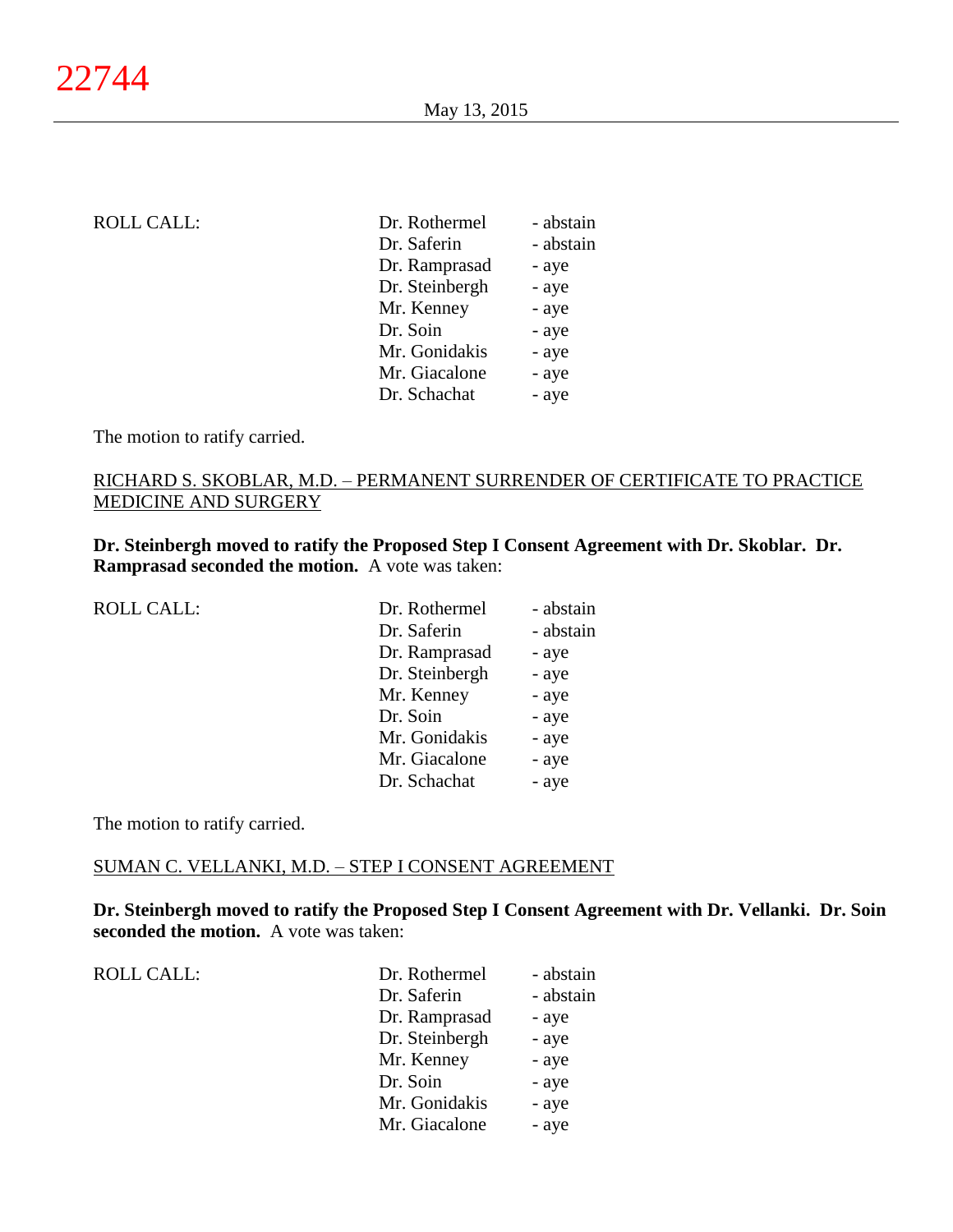ROLL CALL:

| | |
|---|---|
| Dr. Rothermel | - abstain |
| Dr. Saferin | - abstain |
| Dr. Ramprasad | - aye |
| Dr. Steinbergh | - aye |
| Mr. Kenney | - aye |
| Dr. Soin | - aye |
| Mr. Gonidakis | - aye |
| Mr. Giacalone | - aye |
| Dr. Schachat | - aye |

The motion to ratify carried.

RICHARD S. SKOBLAR, M.D. – PERMANENT SURRENDER OF CERTIFICATE TO PRACTICE MEDICINE AND SURGERY

**Dr. Steinbergh moved to ratify the Proposed Step I Consent Agreement with Dr. Skoblar. Dr. Ramprasad seconded the motion.** A vote was taken:

ROLL CALL:

| | |
|---|---|
| Dr. Rothermel | - abstain |
| Dr. Saferin | - abstain |
| Dr. Ramprasad | - aye |
| Dr. Steinbergh | - aye |
| Mr. Kenney | - aye |
| Dr. Soin | - aye |
| Mr. Gonidakis | - aye |
| Mr. Giacalone | - aye |
| Dr. Schachat | - aye |

The motion to ratify carried.

SUMAN C. VELLANKI, M.D. – STEP I CONSENT AGREEMENT

**Dr. Steinbergh moved to ratify the Proposed Step I Consent Agreement with Dr. Vellanki. Dr. Soin seconded the motion.** A vote was taken:

ROLL CALL:

| | |
|---|---|
| Dr. Rothermel | - abstain |
| Dr. Saferin | - abstain |
| Dr. Ramprasad | - aye |
| Dr. Steinbergh | - aye |
| Mr. Kenney | - aye |
| Dr. Soin | - aye |
| Mr. Gonidakis | - aye |
| Mr. Giacalone | - aye |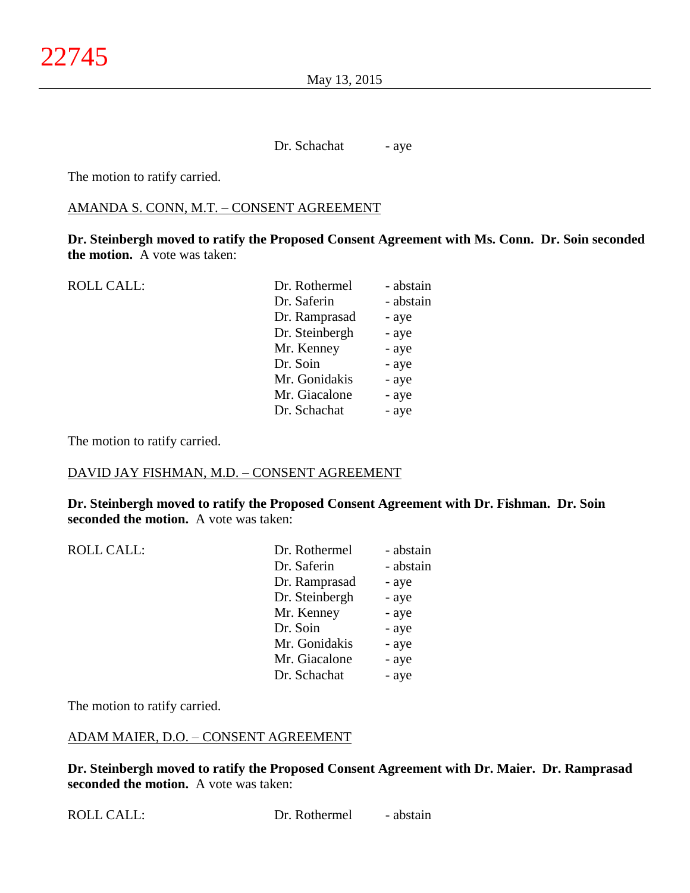Dr. Schachat - aye

The motion to ratify carried.

AMANDA S. CONN, M.T. – CONSENT AGREEMENT

**Dr. Steinbergh moved to ratify the Proposed Consent Agreement with Ms. Conn. Dr. Soin seconded the motion.** A vote was taken:

| ROLL CALL: | | |
|---|---|---|
| | Dr. Rothermel | - abstain |
| | Dr. Saferin | - abstain |
| | Dr. Ramprasad | - aye |
| | Dr. Steinbergh | - aye |
| | Mr. Kenney | - aye |
| | Dr. Soin | - aye |
| | Mr. Gonidakis | - aye |
| | Mr. Giacalone | - aye |
| | Dr. Schachat | - aye |

The motion to ratify carried.

DAVID JAY FISHMAN, M.D. – CONSENT AGREEMENT

**Dr. Steinbergh moved to ratify the Proposed Consent Agreement with Dr. Fishman. Dr. Soin seconded the motion.** A vote was taken:

| ROLL CALL: | | |
|---|---|---|
| | Dr. Rothermel | - abstain |
| | Dr. Saferin | - abstain |
| | Dr. Ramprasad | - aye |
| | Dr. Steinbergh | - aye |
| | Mr. Kenney | - aye |
| | Dr. Soin | - aye |
| | Mr. Gonidakis | - aye |
| | Mr. Giacalone | - aye |
| | Dr. Schachat | - aye |

The motion to ratify carried.

ADAM MAIER, D.O. – CONSENT AGREEMENT

**Dr. Steinbergh moved to ratify the Proposed Consent Agreement with Dr. Maier. Dr. Ramprasad seconded the motion.** A vote was taken:

ROLL CALL: Dr. Rothermel - abstain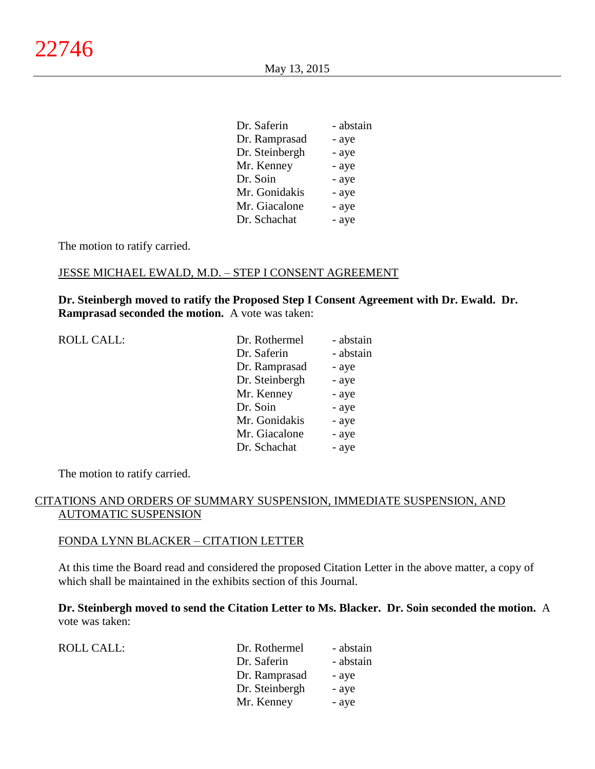| | | |
|---|---|---|
| | Dr. Saferin | - abstain |
| | Dr. Ramprasad | - aye |
| | Dr. Steinbergh | - aye |
| | Mr. Kenney | - aye |
| | Dr. Soin | - aye |
| | Mr. Gonidakis | - aye |
| | Mr. Giacalone | - aye |
| | Dr. Schachat | - aye |

The motion to ratify carried.

JESSE MICHAEL EWALD, M.D. – STEP I CONSENT AGREEMENT

**Dr. Steinbergh moved to ratify the Proposed Step I Consent Agreement with Dr. Ewald. Dr. Ramprasad seconded the motion.** A vote was taken:

| | | |
|---|---|---|
| ROLL CALL: | Dr. Rothermel | - abstain |
| | Dr. Saferin | - abstain |
| | Dr. Ramprasad | - aye |
| | Dr. Steinbergh | - aye |
| | Mr. Kenney | - aye |
| | Dr. Soin | - aye |
| | Mr. Gonidakis | - aye |
| | Mr. Giacalone | - aye |
| | Dr. Schachat | - aye |

The motion to ratify carried.

CITATIONS AND ORDERS OF SUMMARY SUSPENSION, IMMEDIATE SUSPENSION, AND AUTOMATIC SUSPENSION

FONDA LYNN BLACKER – CITATION LETTER

At this time the Board read and considered the proposed Citation Letter in the above matter, a copy of which shall be maintained in the exhibits section of this Journal.

**Dr. Steinbergh moved to send the Citation Letter to Ms. Blacker. Dr. Soin seconded the motion.** A vote was taken:

| | | |
|---|---|---|
| ROLL CALL: | Dr. Rothermel | - abstain |
| | Dr. Saferin | - abstain |
| | Dr. Ramprasad | - aye |
| | Dr. Steinbergh | - aye |
| | Mr. Kenney | - aye |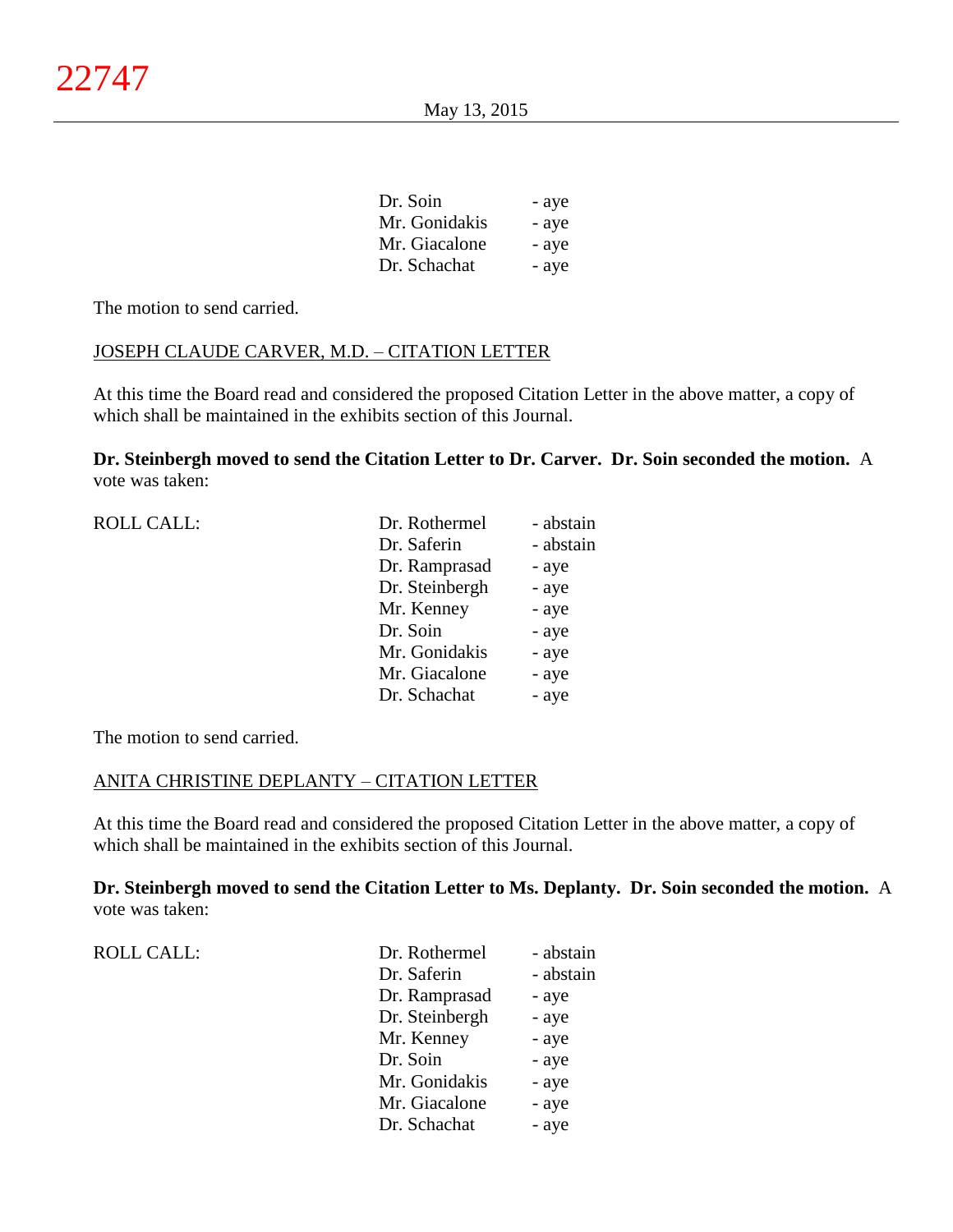| | |
|---|---|
| Dr. Soin | - aye |
| Mr. Gonidakis | - aye |
| Mr. Giacalone | - aye |
| Dr. Schachat | - aye |

The motion to send carried.

JOSEPH CLAUDE CARVER, M.D. – CITATION LETTER

At this time the Board read and considered the proposed Citation Letter in the above matter, a copy of which shall be maintained in the exhibits section of this Journal.

**Dr. Steinbergh moved to send the Citation Letter to Dr. Carver. Dr. Soin seconded the motion.** A vote was taken:

| ROLL CALL: | | |
|---|---|---|
| | Dr. Rothermel | - abstain |
| | Dr. Saferin | - abstain |
| | Dr. Ramprasad | - aye |
| | Dr. Steinbergh | - aye |
| | Mr. Kenney | - aye |
| | Dr. Soin | - aye |
| | Mr. Gonidakis | - aye |
| | Mr. Giacalone | - aye |
| | Dr. Schachat | - aye |

The motion to send carried.

ANITA CHRISTINE DEPLANTY – CITATION LETTER

At this time the Board read and considered the proposed Citation Letter in the above matter, a copy of which shall be maintained in the exhibits section of this Journal.

**Dr. Steinbergh moved to send the Citation Letter to Ms. Deplanty. Dr. Soin seconded the motion.** A vote was taken:

| ROLL CALL: | | |
|---|---|---|
| | Dr. Rothermel | - abstain |
| | Dr. Saferin | - abstain |
| | Dr. Ramprasad | - aye |
| | Dr. Steinbergh | - aye |
| | Mr. Kenney | - aye |
| | Dr. Soin | - aye |
| | Mr. Gonidakis | - aye |
| | Mr. Giacalone | - aye |
| | Dr. Schachat | - aye |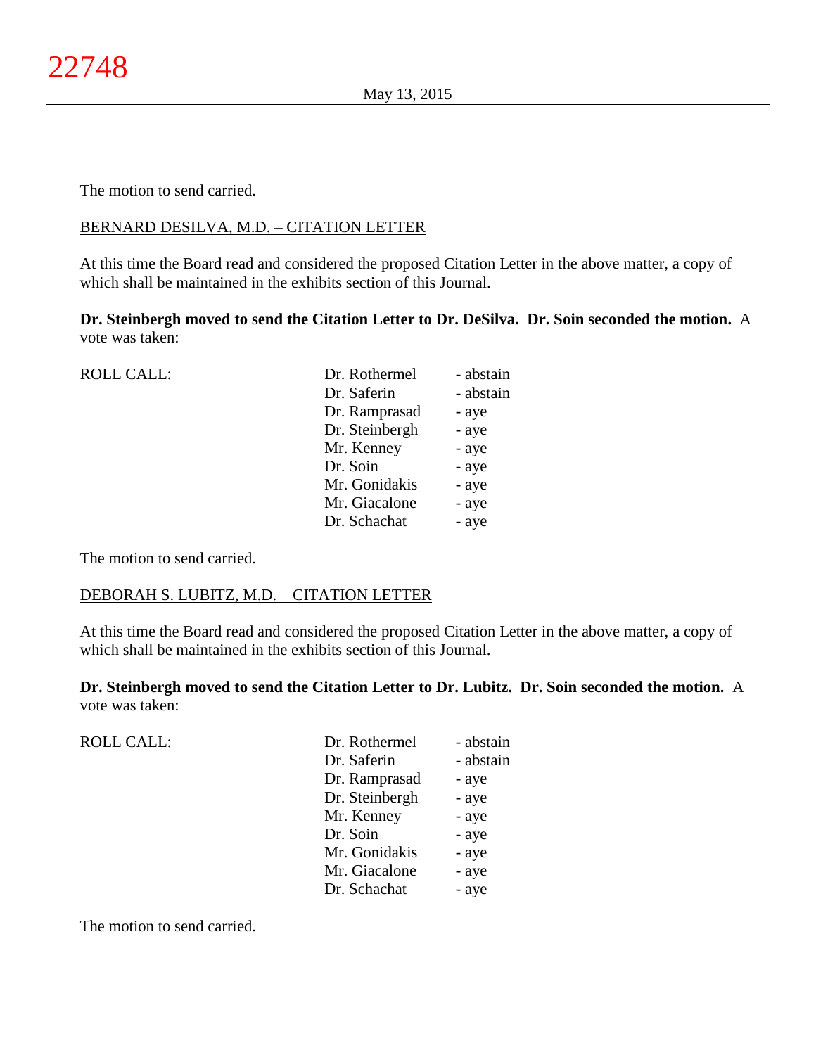The motion to send carried.

BERNARD DESILVA, M.D. – CITATION LETTER

At this time the Board read and considered the proposed Citation Letter in the above matter, a copy of which shall be maintained in the exhibits section of this Journal.

**Dr. Steinbergh moved to send the Citation Letter to Dr. DeSilva. Dr. Soin seconded the motion.** A vote was taken:

| ROLL CALL: | | |
|---|---|---|
| | Dr. Rothermel | - abstain |
| | Dr. Saferin | - abstain |
| | Dr. Ramprasad | - aye |
| | Dr. Steinbergh | - aye |
| | Mr. Kenney | - aye |
| | Dr. Soin | - aye |
| | Mr. Gonidakis | - aye |
| | Mr. Giacalone | - aye |
| | Dr. Schachat | - aye |

The motion to send carried.

DEBORAH S. LUBITZ, M.D. – CITATION LETTER

At this time the Board read and considered the proposed Citation Letter in the above matter, a copy of which shall be maintained in the exhibits section of this Journal.

**Dr. Steinbergh moved to send the Citation Letter to Dr. Lubitz. Dr. Soin seconded the motion.** A vote was taken:

| ROLL CALL: | | |
|---|---|---|
| | Dr. Rothermel | - abstain |
| | Dr. Saferin | - abstain |
| | Dr. Ramprasad | - aye |
| | Dr. Steinbergh | - aye |
| | Mr. Kenney | - aye |
| | Dr. Soin | - aye |
| | Mr. Gonidakis | - aye |
| | Mr. Giacalone | - aye |
| | Dr. Schachat | - aye |

The motion to send carried.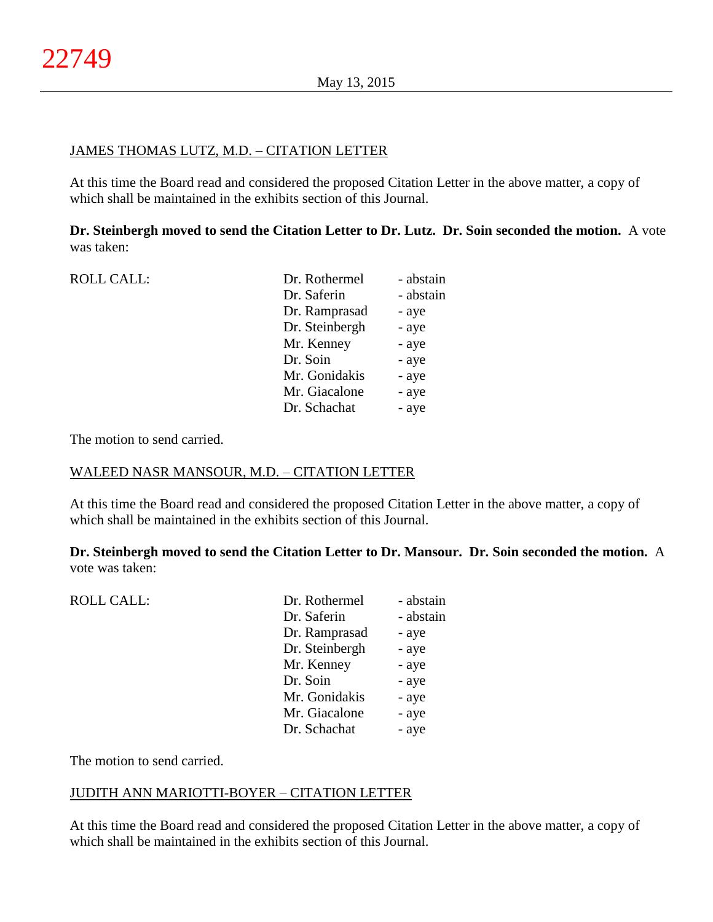JAMES THOMAS LUTZ, M.D. – CITATION LETTER

At this time the Board read and considered the proposed Citation Letter in the above matter, a copy of which shall be maintained in the exhibits section of this Journal.

**Dr. Steinbergh moved to send the Citation Letter to Dr. Lutz. Dr. Soin seconded the motion.** A vote was taken:

| ROLL CALL: | | |
|---|---|---|
| | Dr. Rothermel | - abstain |
| | Dr. Saferin | - abstain |
| | Dr. Ramprasad | - aye |
| | Dr. Steinbergh | - aye |
| | Mr. Kenney | - aye |
| | Dr. Soin | - aye |
| | Mr. Gonidakis | - aye |
| | Mr. Giacalone | - aye |
| | Dr. Schachat | - aye |

The motion to send carried.

WALEED NASR MANSOUR, M.D. – CITATION LETTER

At this time the Board read and considered the proposed Citation Letter in the above matter, a copy of which shall be maintained in the exhibits section of this Journal.

**Dr. Steinbergh moved to send the Citation Letter to Dr. Mansour. Dr. Soin seconded the motion.** A vote was taken:

| ROLL CALL: | | |
|---|---|---|
| | Dr. Rothermel | - abstain |
| | Dr. Saferin | - abstain |
| | Dr. Ramprasad | - aye |
| | Dr. Steinbergh | - aye |
| | Mr. Kenney | - aye |
| | Dr. Soin | - aye |
| | Mr. Gonidakis | - aye |
| | Mr. Giacalone | - aye |
| | Dr. Schachat | - aye |

The motion to send carried.

JUDITH ANN MARIOTTI-BOYER – CITATION LETTER

At this time the Board read and considered the proposed Citation Letter in the above matter, a copy of which shall be maintained in the exhibits section of this Journal.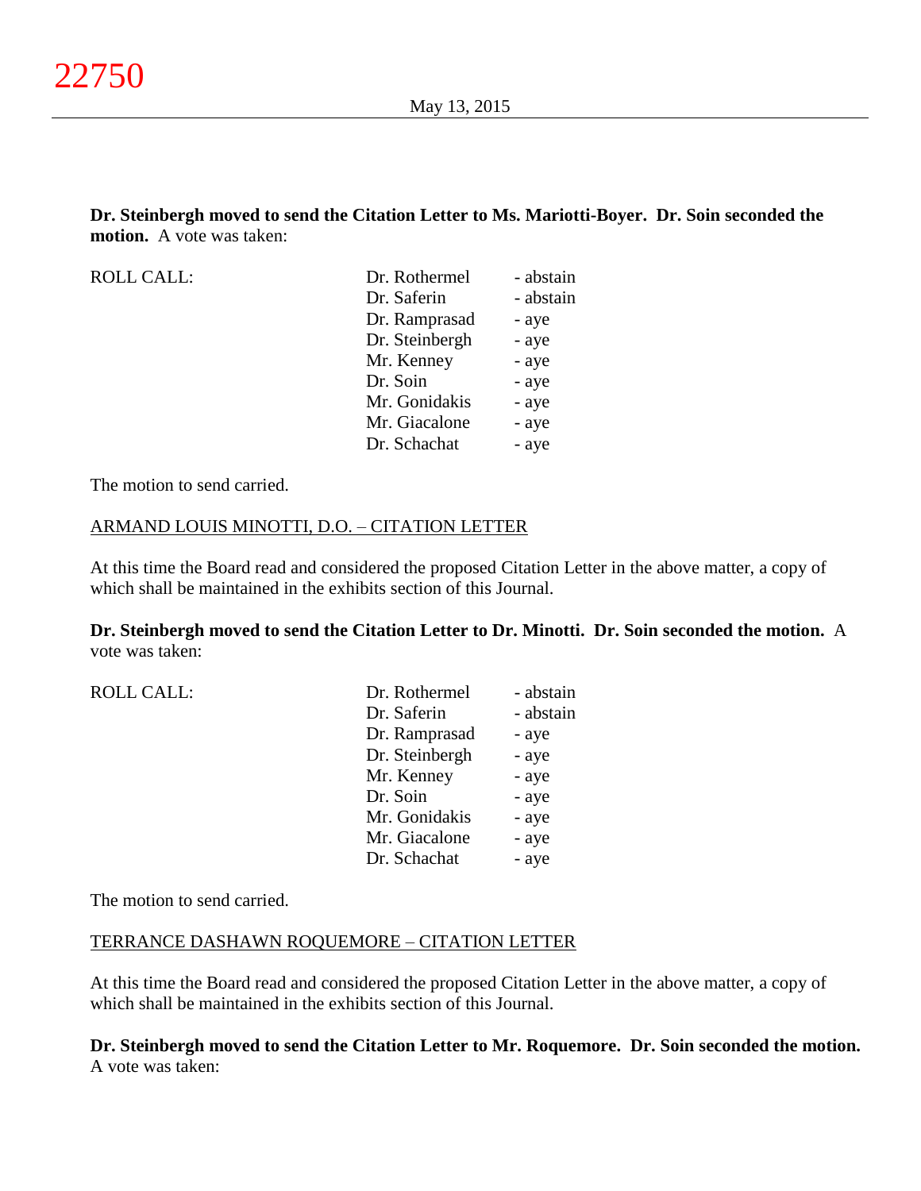**Dr. Steinbergh moved to send the Citation Letter to Ms. Mariotti-Boyer. Dr. Soin seconded the motion.** A vote was taken:

| ROLL CALL: | | |
|---|---|---|
| | Dr. Rothermel | - abstain |
| | Dr. Saferin | - abstain |
| | Dr. Ramprasad | - aye |
| | Dr. Steinbergh | - aye |
| | Mr. Kenney | - aye |
| | Dr. Soin | - aye |
| | Mr. Gonidakis | - aye |
| | Mr. Giacalone | - aye |
| | Dr. Schachat | - aye |

The motion to send carried.

ARMAND LOUIS MINOTTI, D.O. – CITATION LETTER

At this time the Board read and considered the proposed Citation Letter in the above matter, a copy of which shall be maintained in the exhibits section of this Journal.

**Dr. Steinbergh moved to send the Citation Letter to Dr. Minotti. Dr. Soin seconded the motion.** A vote was taken:

| ROLL CALL: | | |
|---|---|---|
| | Dr. Rothermel | - abstain |
| | Dr. Saferin | - abstain |
| | Dr. Ramprasad | - aye |
| | Dr. Steinbergh | - aye |
| | Mr. Kenney | - aye |
| | Dr. Soin | - aye |
| | Mr. Gonidakis | - aye |
| | Mr. Giacalone | - aye |
| | Dr. Schachat | - aye |

The motion to send carried.

TERRANCE DASHAWN ROQUEMORE – CITATION LETTER

At this time the Board read and considered the proposed Citation Letter in the above matter, a copy of which shall be maintained in the exhibits section of this Journal.

**Dr. Steinbergh moved to send the Citation Letter to Mr. Roquemore. Dr. Soin seconded the motion.** A vote was taken: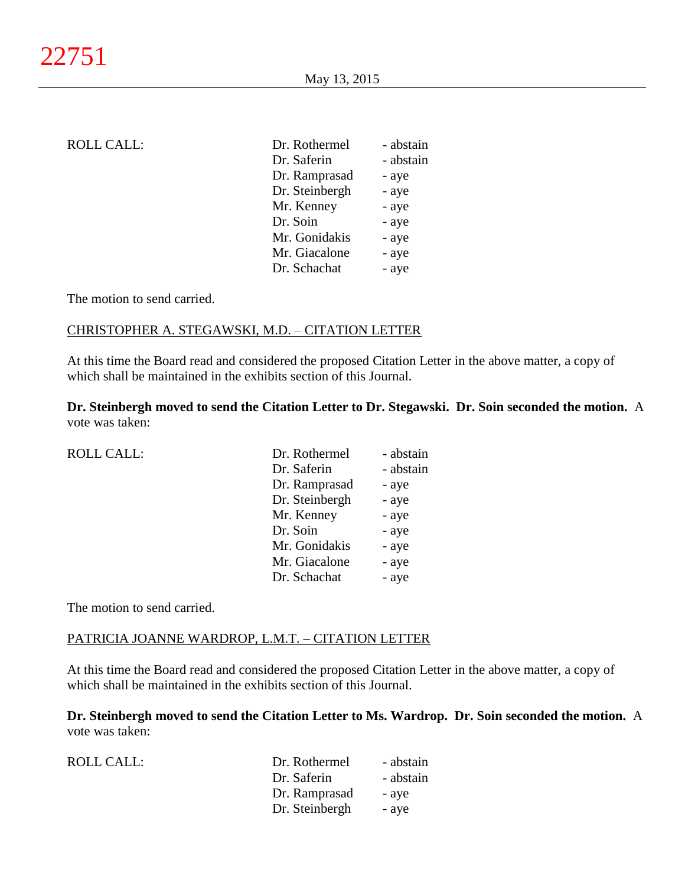ROLL CALL:

| | |
|---|---|
| Dr. Rothermel | - abstain |
| Dr. Saferin | - abstain |
| Dr. Ramprasad | - aye |
| Dr. Steinbergh | - aye |
| Mr. Kenney | - aye |
| Dr. Soin | - aye |
| Mr. Gonidakis | - aye |
| Mr. Giacalone | - aye |
| Dr. Schachat | - aye |

The motion to send carried.

CHRISTOPHER A. STEGAWSKI, M.D. – CITATION LETTER

At this time the Board read and considered the proposed Citation Letter in the above matter, a copy of which shall be maintained in the exhibits section of this Journal.

**Dr. Steinbergh moved to send the Citation Letter to Dr. Stegawski. Dr. Soin seconded the motion.** A vote was taken:

ROLL CALL:

| | |
|---|---|
| Dr. Rothermel | - abstain |
| Dr. Saferin | - abstain |
| Dr. Ramprasad | - aye |
| Dr. Steinbergh | - aye |
| Mr. Kenney | - aye |
| Dr. Soin | - aye |
| Mr. Gonidakis | - aye |
| Mr. Giacalone | - aye |
| Dr. Schachat | - aye |

The motion to send carried.

PATRICIA JOANNE WARDROP, L.M.T. – CITATION LETTER

At this time the Board read and considered the proposed Citation Letter in the above matter, a copy of which shall be maintained in the exhibits section of this Journal.

**Dr. Steinbergh moved to send the Citation Letter to Ms. Wardrop. Dr. Soin seconded the motion.** A vote was taken:

ROLL CALL:

| | |
|---|---|
| Dr. Rothermel | - abstain |
| Dr. Saferin | - abstain |
| Dr. Ramprasad | - aye |
| Dr. Steinbergh | - aye |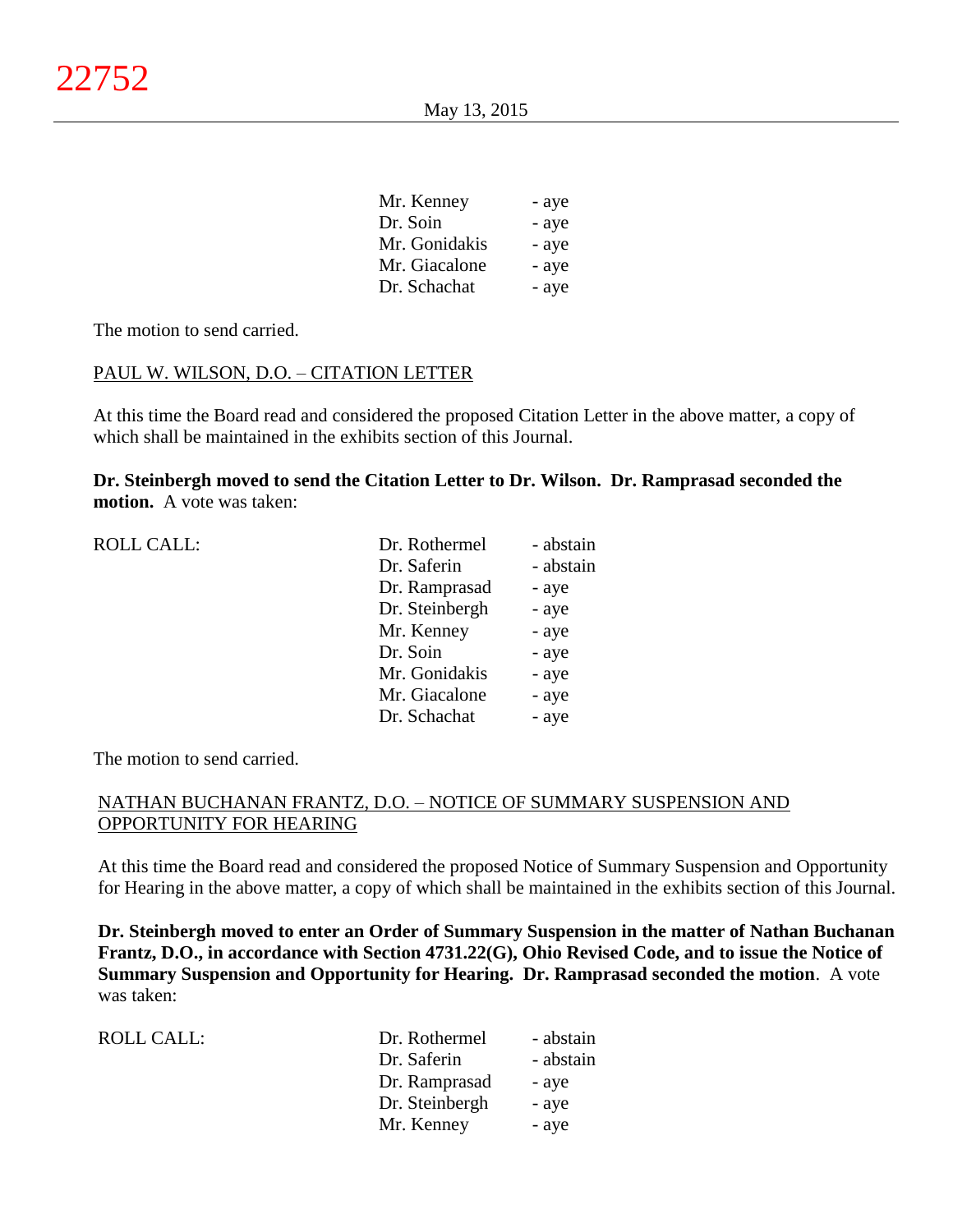| | |
|---|---|
| Mr. Kenney | - aye |
| Dr. Soin | - aye |
| Mr. Gonidakis | - aye |
| Mr. Giacalone | - aye |
| Dr. Schachat | - aye |

The motion to send carried.

PAUL W. WILSON, D.O. – CITATION LETTER

At this time the Board read and considered the proposed Citation Letter in the above matter, a copy of which shall be maintained in the exhibits section of this Journal.

**Dr. Steinbergh moved to send the Citation Letter to Dr. Wilson. Dr. Ramprasad seconded the motion.** A vote was taken:

| ROLL CALL: | | |
|---|---|---|
| | Dr. Rothermel | - abstain |
| | Dr. Saferin | - abstain |
| | Dr. Ramprasad | - aye |
| | Dr. Steinbergh | - aye |
| | Mr. Kenney | - aye |
| | Dr. Soin | - aye |
| | Mr. Gonidakis | - aye |
| | Mr. Giacalone | - aye |
| | Dr. Schachat | - aye |

The motion to send carried.

NATHAN BUCHANAN FRANTZ, D.O. – NOTICE OF SUMMARY SUSPENSION AND OPPORTUNITY FOR HEARING

At this time the Board read and considered the proposed Notice of Summary Suspension and Opportunity for Hearing in the above matter, a copy of which shall be maintained in the exhibits section of this Journal.

**Dr. Steinbergh moved to enter an Order of Summary Suspension in the matter of Nathan Buchanan Frantz, D.O., in accordance with Section 4731.22(G), Ohio Revised Code, and to issue the Notice of Summary Suspension and Opportunity for Hearing. Dr. Ramprasad seconded the motion**. A vote was taken:

| ROLL CALL: | | |
|---|---|---|
| | Dr. Rothermel | - abstain |
| | Dr. Saferin | - abstain |
| | Dr. Ramprasad | - aye |
| | Dr. Steinbergh | - aye |
| | Mr. Kenney | - aye |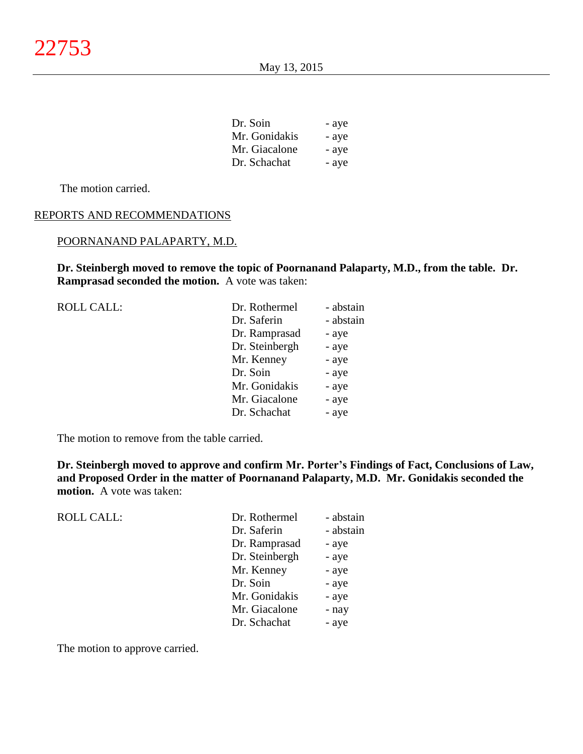| | |
|---|---|
| Dr. Soin | - aye |
| Mr. Gonidakis | - aye |
| Mr. Giacalone | - aye |
| Dr. Schachat | - aye |

The motion carried.

REPORTS AND RECOMMENDATIONS

POORNANAND PALAPARTY, M.D.

**Dr. Steinbergh moved to remove the topic of Poornanand Palaparty, M.D., from the table. Dr. Ramprasad seconded the motion.** A vote was taken:

| ROLL CALL: | | |
|---|---|---|
| | Dr. Rothermel | - abstain |
| | Dr. Saferin | - abstain |
| | Dr. Ramprasad | - aye |
| | Dr. Steinbergh | - aye |
| | Mr. Kenney | - aye |
| | Dr. Soin | - aye |
| | Mr. Gonidakis | - aye |
| | Mr. Giacalone | - aye |
| | Dr. Schachat | - aye |

The motion to remove from the table carried.

**Dr. Steinbergh moved to approve and confirm Mr. Porter's Findings of Fact, Conclusions of Law, and Proposed Order in the matter of Poornanand Palaparty, M.D. Mr. Gonidakis seconded the motion.** A vote was taken:

| ROLL CALL: | | |
|---|---|---|
| | Dr. Rothermel | - abstain |
| | Dr. Saferin | - abstain |
| | Dr. Ramprasad | - aye |
| | Dr. Steinbergh | - aye |
| | Mr. Kenney | - aye |
| | Dr. Soin | - aye |
| | Mr. Gonidakis | - aye |
| | Mr. Giacalone | - nay |
| | Dr. Schachat | - aye |

The motion to approve carried.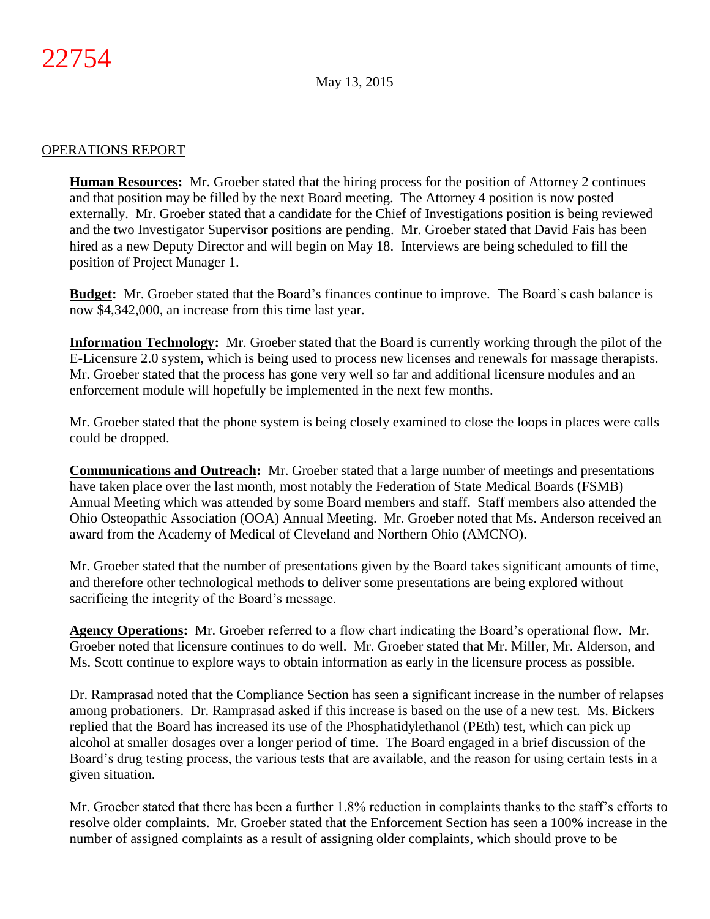## OPERATIONS REPORT

**Human Resources:** Mr. Groeber stated that the hiring process for the position of Attorney 2 continues and that position may be filled by the next Board meeting. The Attorney 4 position is now posted externally. Mr. Groeber stated that a candidate for the Chief of Investigations position is being reviewed and the two Investigator Supervisor positions are pending. Mr. Groeber stated that David Fais has been hired as a new Deputy Director and will begin on May 18. Interviews are being scheduled to fill the position of Project Manager 1.

**Budget:** Mr. Groeber stated that the Board's finances continue to improve. The Board's cash balance is now $4,342,000, an increase from this time last year.

**Information Technology:** Mr. Groeber stated that the Board is currently working through the pilot of the E-Licensure 2.0 system, which is being used to process new licenses and renewals for massage therapists. Mr. Groeber stated that the process has gone very well so far and additional licensure modules and an enforcement module will hopefully be implemented in the next few months.

Mr. Groeber stated that the phone system is being closely examined to close the loops in places were calls could be dropped.

**Communications and Outreach:** Mr. Groeber stated that a large number of meetings and presentations have taken place over the last month, most notably the Federation of State Medical Boards (FSMB) Annual Meeting which was attended by some Board members and staff. Staff members also attended the Ohio Osteopathic Association (OOA) Annual Meeting. Mr. Groeber noted that Ms. Anderson received an award from the Academy of Medical of Cleveland and Northern Ohio (AMCNO).

Mr. Groeber stated that the number of presentations given by the Board takes significant amounts of time, and therefore other technological methods to deliver some presentations are being explored without sacrificing the integrity of the Board's message.

**Agency Operations:** Mr. Groeber referred to a flow chart indicating the Board's operational flow. Mr. Groeber noted that licensure continues to do well. Mr. Groeber stated that Mr. Miller, Mr. Alderson, and Ms. Scott continue to explore ways to obtain information as early in the licensure process as possible.

Dr. Ramprasad noted that the Compliance Section has seen a significant increase in the number of relapses among probationers. Dr. Ramprasad asked if this increase is based on the use of a new test. Ms. Bickers replied that the Board has increased its use of the Phosphatidylethanol (PEth) test, which can pick up alcohol at smaller dosages over a longer period of time. The Board engaged in a brief discussion of the Board's drug testing process, the various tests that are available, and the reason for using certain tests in a given situation.

Mr. Groeber stated that there has been a further 1.8% reduction in complaints thanks to the staff's efforts to resolve older complaints. Mr. Groeber stated that the Enforcement Section has seen a 100% increase in the number of assigned complaints as a result of assigning older complaints, which should prove to be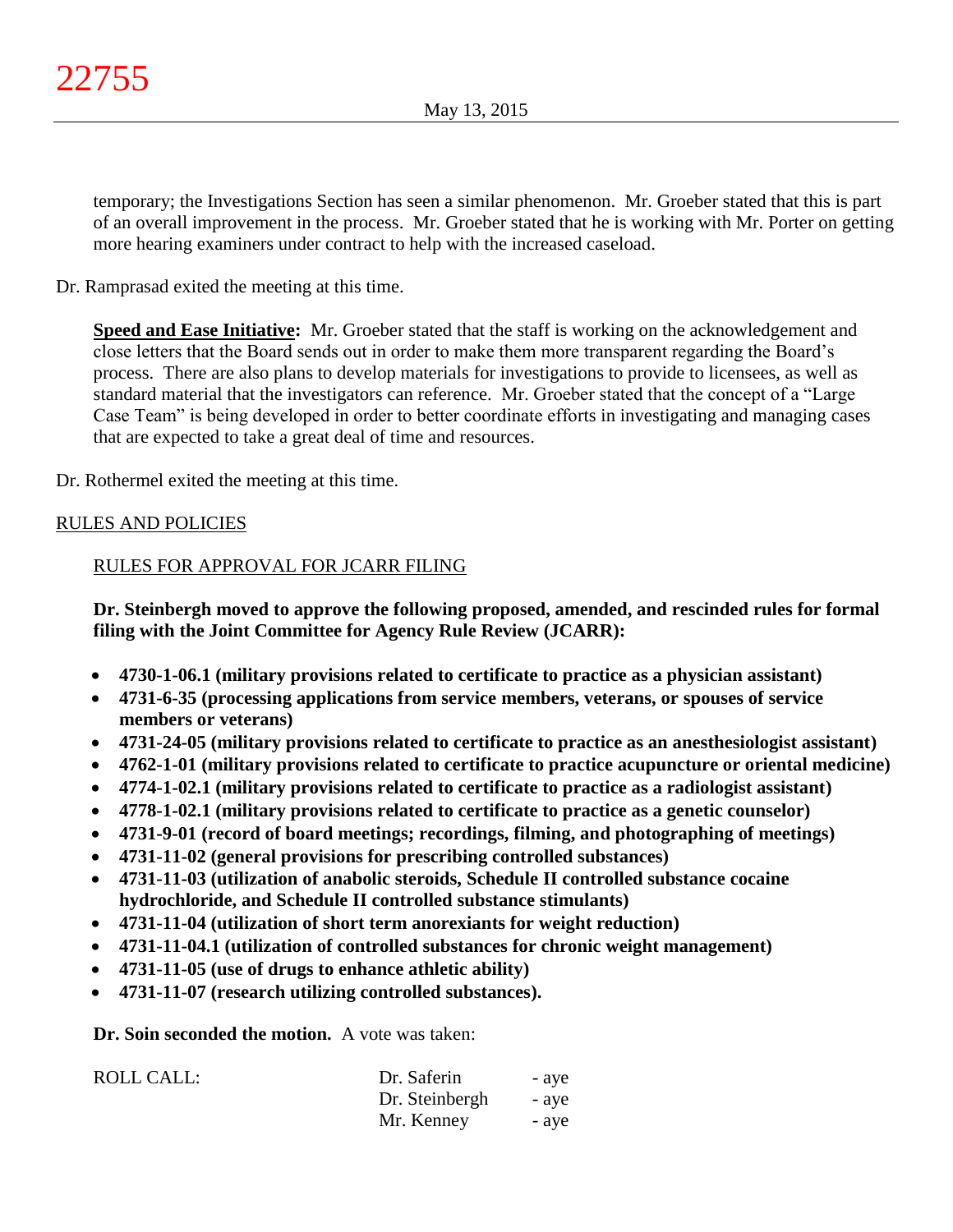temporary; the Investigations Section has seen a similar phenomenon. Mr. Groeber stated that this is part of an overall improvement in the process. Mr. Groeber stated that he is working with Mr. Porter on getting more hearing examiners under contract to help with the increased caseload.

Dr. Ramprasad exited the meeting at this time.

**Speed and Ease Initiative:** Mr. Groeber stated that the staff is working on the acknowledgement and close letters that the Board sends out in order to make them more transparent regarding the Board's process. There are also plans to develop materials for investigations to provide to licensees, as well as standard material that the investigators can reference. Mr. Groeber stated that the concept of a "Large Case Team" is being developed in order to better coordinate efforts in investigating and managing cases that are expected to take a great deal of time and resources.

Dr. Rothermel exited the meeting at this time.

## RULES AND POLICIES

### RULES FOR APPROVAL FOR JCARR FILING

**Dr. Steinbergh moved to approve the following proposed, amended, and rescinded rules for formal filing with the Joint Committee for Agency Rule Review (JCARR):**

- **4730-1-06.1 (military provisions related to certificate to practice as a physician assistant)**
- **4731-6-35 (processing applications from service members, veterans, or spouses of service members or veterans)**
- **4731-24-05 (military provisions related to certificate to practice as an anesthesiologist assistant)**
- **4762-1-01 (military provisions related to certificate to practice acupuncture or oriental medicine)**
- **4774-1-02.1 (military provisions related to certificate to practice as a radiologist assistant)**
- **4778-1-02.1 (military provisions related to certificate to practice as a genetic counselor)**
- **4731-9-01 (record of board meetings; recordings, filming, and photographing of meetings)**
- **4731-11-02 (general provisions for prescribing controlled substances)**
- **4731-11-03 (utilization of anabolic steroids, Schedule II controlled substance cocaine hydrochloride, and Schedule II controlled substance stimulants)**
- **4731-11-04 (utilization of short term anorexiants for weight reduction)**
- **4731-11-04.1 (utilization of controlled substances for chronic weight management)**
- **4731-11-05 (use of drugs to enhance athletic ability)**
- **4731-11-07 (research utilizing controlled substances).**

**Dr. Soin seconded the motion.** A vote was taken:

| ROLL CALL: | Dr. Saferin | - aye |
|---|---|---|
| | Dr. Steinbergh | - aye |
| | Mr. Kenney | - aye |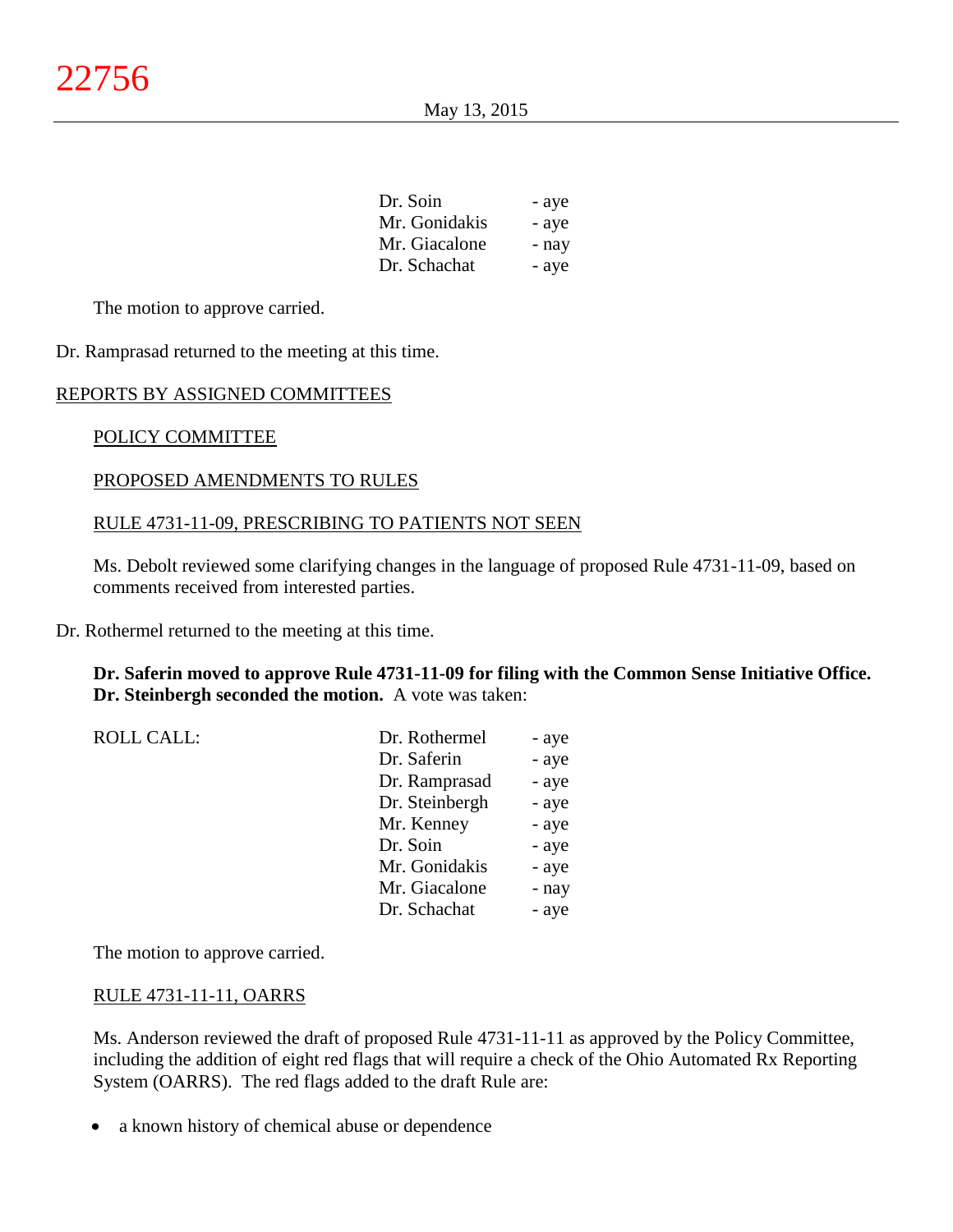| | |
|---|---|
| Dr. Soin | - aye |
| Mr. Gonidakis | - aye |
| Mr. Giacalone | - nay |
| Dr. Schachat | - aye |

The motion to approve carried.

Dr. Ramprasad returned to the meeting at this time.

REPORTS BY ASSIGNED COMMITTEES

POLICY COMMITTEE

PROPOSED AMENDMENTS TO RULES

RULE 4731-11-09, PRESCRIBING TO PATIENTS NOT SEEN

Ms. Debolt reviewed some clarifying changes in the language of proposed Rule 4731-11-09, based on comments received from interested parties.

Dr. Rothermel returned to the meeting at this time.

**Dr. Saferin moved to approve Rule 4731-11-09 for filing with the Common Sense Initiative Office. Dr. Steinbergh seconded the motion.** A vote was taken:

| ROLL CALL: | | |
|---|---|---|
| | Dr. Rothermel | - aye |
| | Dr. Saferin | - aye |
| | Dr. Ramprasad | - aye |
| | Dr. Steinbergh | - aye |
| | Mr. Kenney | - aye |
| | Dr. Soin | - aye |
| | Mr. Gonidakis | - aye |
| | Mr. Giacalone | - nay |
| | Dr. Schachat | - aye |

The motion to approve carried.

RULE 4731-11-11, OARRS

Ms. Anderson reviewed the draft of proposed Rule 4731-11-11 as approved by the Policy Committee, including the addition of eight red flags that will require a check of the Ohio Automated Rx Reporting System (OARRS). The red flags added to the draft Rule are:

- a known history of chemical abuse or dependence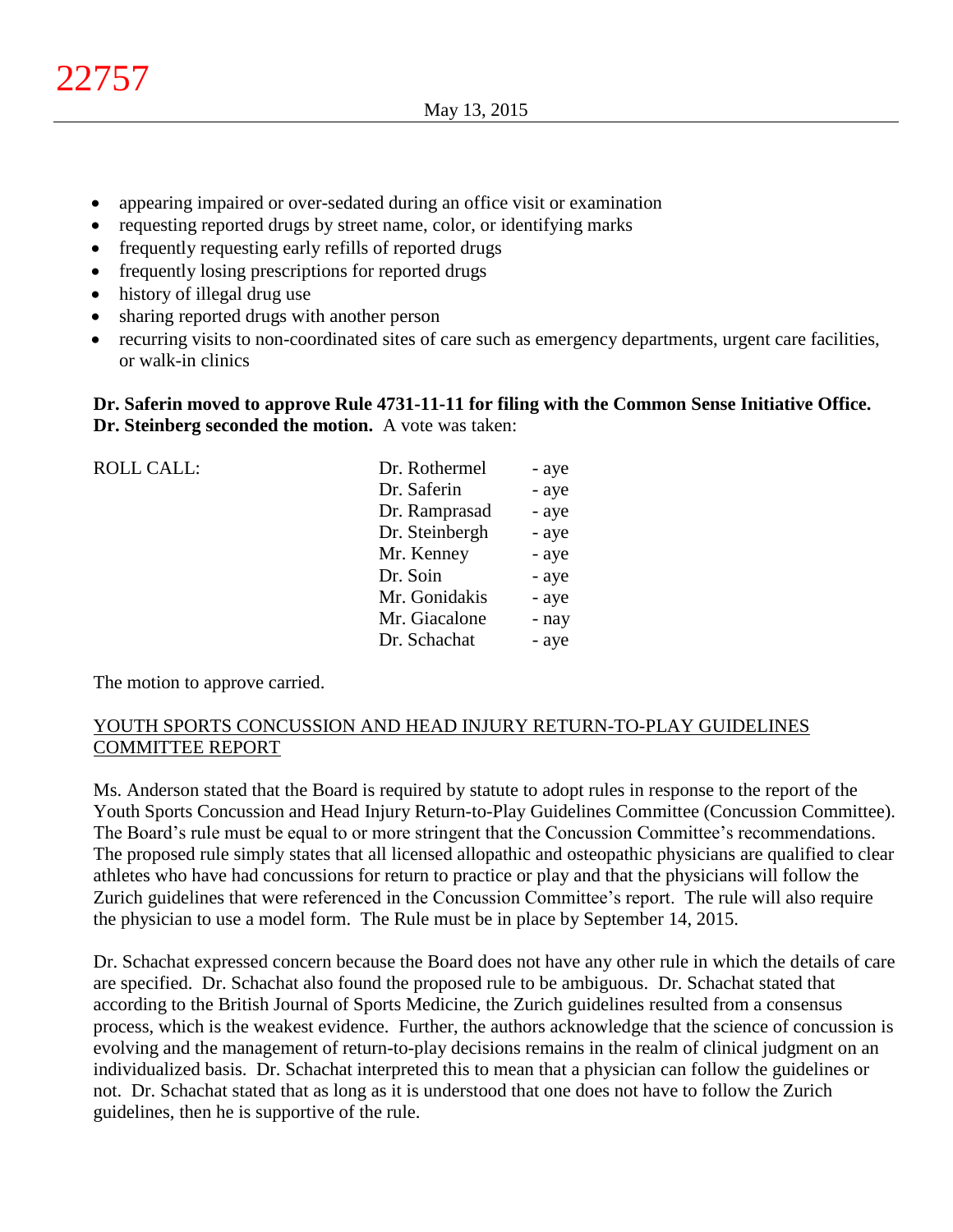- appearing impaired or over-sedated during an office visit or examination
- requesting reported drugs by street name, color, or identifying marks
- frequently requesting early refills of reported drugs
- frequently losing prescriptions for reported drugs
- history of illegal drug use
- sharing reported drugs with another person
- recurring visits to non-coordinated sites of care such as emergency departments, urgent care facilities, or walk-in clinics

**Dr. Saferin moved to approve Rule 4731-11-11 for filing with the Common Sense Initiative Office. Dr. Steinberg seconded the motion.** A vote was taken:

| ROLL CALL: | Dr. Rothermel | - aye |
|---|---|---|
| | Dr. Saferin | - aye |
| | Dr. Ramprasad | - aye |
| | Dr. Steinbergh | - aye |
| | Mr. Kenney | - aye |
| | Dr. Soin | - aye |
| | Mr. Gonidakis | - aye |
| | Mr. Giacalone | - nay |
| | Dr. Schachat | - aye |

The motion to approve carried.

## YOUTH SPORTS CONCUSSION AND HEAD INJURY RETURN-TO-PLAY GUIDELINES COMMITTEE REPORT

Ms. Anderson stated that the Board is required by statute to adopt rules in response to the report of the Youth Sports Concussion and Head Injury Return-to-Play Guidelines Committee (Concussion Committee). The Board's rule must be equal to or more stringent that the Concussion Committee's recommendations. The proposed rule simply states that all licensed allopathic and osteopathic physicians are qualified to clear athletes who have had concussions for return to practice or play and that the physicians will follow the Zurich guidelines that were referenced in the Concussion Committee's report. The rule will also require the physician to use a model form. The Rule must be in place by September 14, 2015.

Dr. Schachat expressed concern because the Board does not have any other rule in which the details of care are specified. Dr. Schachat also found the proposed rule to be ambiguous. Dr. Schachat stated that according to the British Journal of Sports Medicine, the Zurich guidelines resulted from a consensus process, which is the weakest evidence. Further, the authors acknowledge that the science of concussion is evolving and the management of return-to-play decisions remains in the realm of clinical judgment on an individualized basis. Dr. Schachat interpreted this to mean that a physician can follow the guidelines or not. Dr. Schachat stated that as long as it is understood that one does not have to follow the Zurich guidelines, then he is supportive of the rule.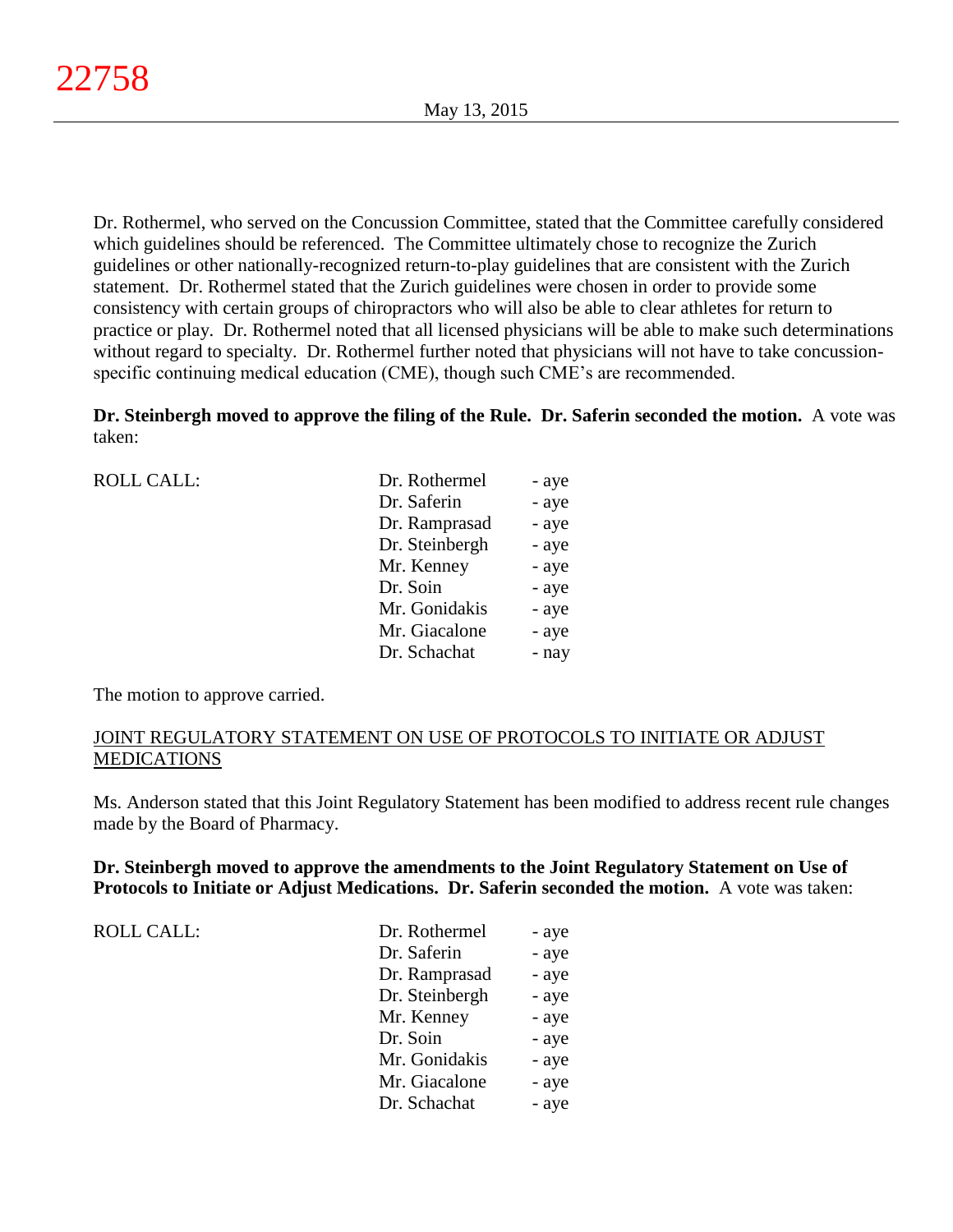Dr. Rothermel, who served on the Concussion Committee, stated that the Committee carefully considered which guidelines should be referenced. The Committee ultimately chose to recognize the Zurich guidelines or other nationally-recognized return-to-play guidelines that are consistent with the Zurich statement. Dr. Rothermel stated that the Zurich guidelines were chosen in order to provide some consistency with certain groups of chiropractors who will also be able to clear athletes for return to practice or play. Dr. Rothermel noted that all licensed physicians will be able to make such determinations without regard to specialty. Dr. Rothermel further noted that physicians will not have to take concussion-specific continuing medical education (CME), though such CME's are recommended.

**Dr. Steinbergh moved to approve the filing of the Rule. Dr. Saferin seconded the motion.** A vote was taken:

| ROLL CALL: | | |
|---|---|---|
| | Dr. Rothermel | - aye |
| | Dr. Saferin | - aye |
| | Dr. Ramprasad | - aye |
| | Dr. Steinbergh | - aye |
| | Mr. Kenney | - aye |
| | Dr. Soin | - aye |
| | Mr. Gonidakis | - aye |
| | Mr. Giacalone | - aye |
| | Dr. Schachat | - nay |

The motion to approve carried.

## JOINT REGULATORY STATEMENT ON USE OF PROTOCOLS TO INITIATE OR ADJUST MEDICATIONS

Ms. Anderson stated that this Joint Regulatory Statement has been modified to address recent rule changes made by the Board of Pharmacy.

**Dr. Steinbergh moved to approve the amendments to the Joint Regulatory Statement on Use of Protocols to Initiate or Adjust Medications. Dr. Saferin seconded the motion.** A vote was taken:

| ROLL CALL: | | |
|---|---|---|
| | Dr. Rothermel | - aye |
| | Dr. Saferin | - aye |
| | Dr. Ramprasad | - aye |
| | Dr. Steinbergh | - aye |
| | Mr. Kenney | - aye |
| | Dr. Soin | - aye |
| | Mr. Gonidakis | - aye |
| | Mr. Giacalone | - aye |
| | Dr. Schachat | - aye |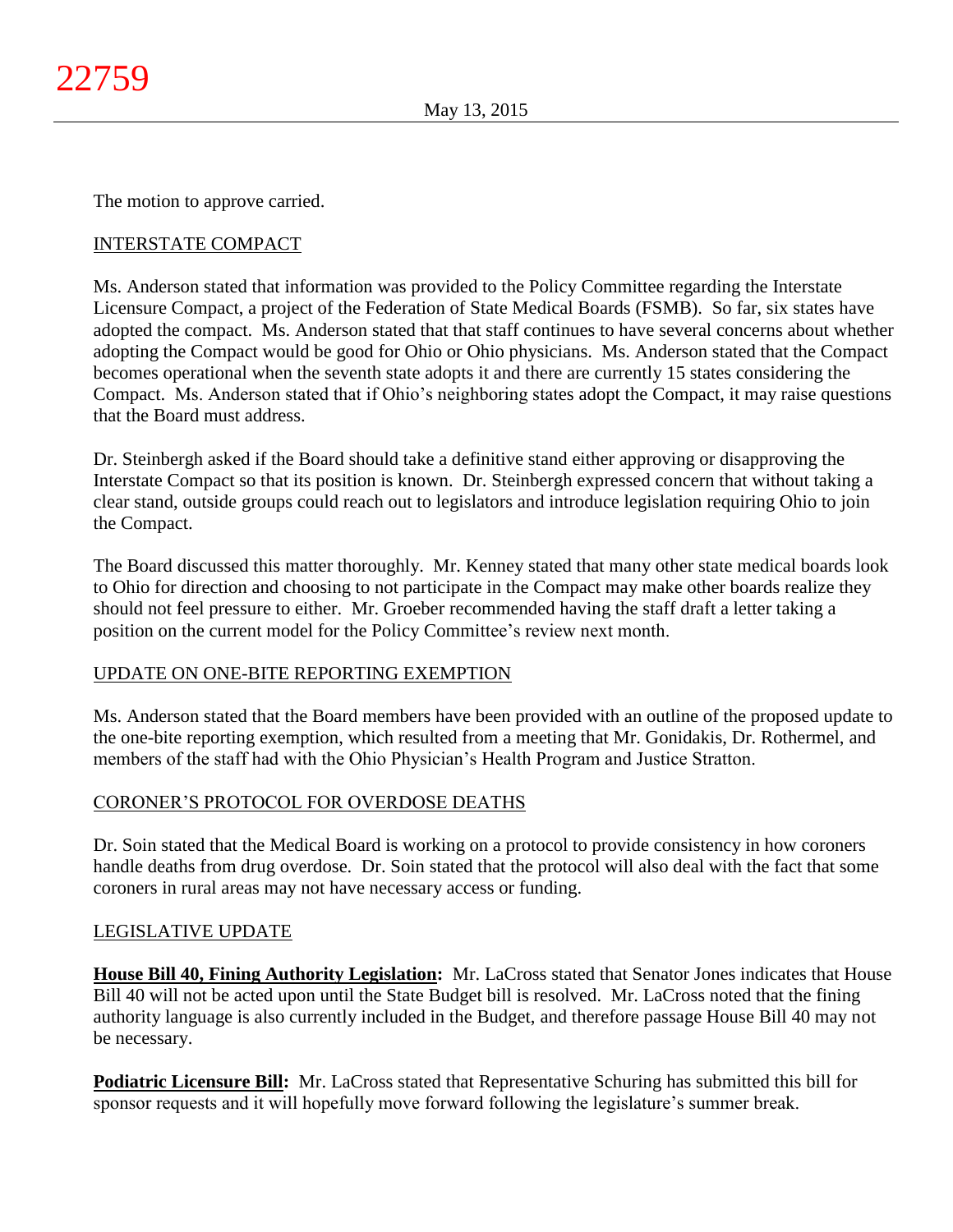The motion to approve carried.

## INTERSTATE COMPACT

Ms. Anderson stated that information was provided to the Policy Committee regarding the Interstate Licensure Compact, a project of the Federation of State Medical Boards (FSMB). So far, six states have adopted the compact. Ms. Anderson stated that that staff continues to have several concerns about whether adopting the Compact would be good for Ohio or Ohio physicians. Ms. Anderson stated that the Compact becomes operational when the seventh state adopts it and there are currently 15 states considering the Compact. Ms. Anderson stated that if Ohio's neighboring states adopt the Compact, it may raise questions that the Board must address.

Dr. Steinbergh asked if the Board should take a definitive stand either approving or disapproving the Interstate Compact so that its position is known. Dr. Steinbergh expressed concern that without taking a clear stand, outside groups could reach out to legislators and introduce legislation requiring Ohio to join the Compact.

The Board discussed this matter thoroughly. Mr. Kenney stated that many other state medical boards look to Ohio for direction and choosing to not participate in the Compact may make other boards realize they should not feel pressure to either. Mr. Groeber recommended having the staff draft a letter taking a position on the current model for the Policy Committee's review next month.

## UPDATE ON ONE-BITE REPORTING EXEMPTION

Ms. Anderson stated that the Board members have been provided with an outline of the proposed update to the one-bite reporting exemption, which resulted from a meeting that Mr. Gonidakis, Dr. Rothermel, and members of the staff had with the Ohio Physician's Health Program and Justice Stratton.

## CORONER'S PROTOCOL FOR OVERDOSE DEATHS

Dr. Soin stated that the Medical Board is working on a protocol to provide consistency in how coroners handle deaths from drug overdose. Dr. Soin stated that the protocol will also deal with the fact that some coroners in rural areas may not have necessary access or funding.

## LEGISLATIVE UPDATE

**House Bill 40, Fining Authority Legislation:** Mr. LaCross stated that Senator Jones indicates that House Bill 40 will not be acted upon until the State Budget bill is resolved. Mr. LaCross noted that the fining authority language is also currently included in the Budget, and therefore passage House Bill 40 may not be necessary.

**Podiatric Licensure Bill:** Mr. LaCross stated that Representative Schuring has submitted this bill for sponsor requests and it will hopefully move forward following the legislature's summer break.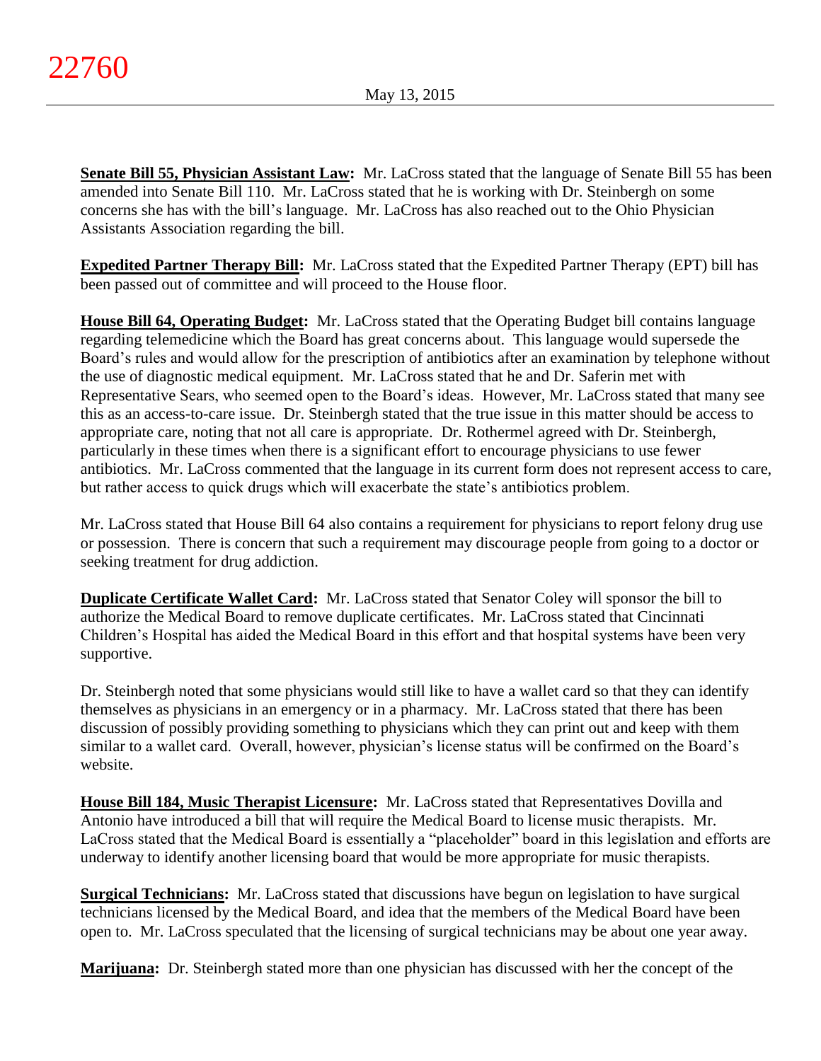**Senate Bill 55, Physician Assistant Law:** Mr. LaCross stated that the language of Senate Bill 55 has been amended into Senate Bill 110. Mr. LaCross stated that he is working with Dr. Steinbergh on some concerns she has with the bill's language. Mr. LaCross has also reached out to the Ohio Physician Assistants Association regarding the bill.

**Expedited Partner Therapy Bill:** Mr. LaCross stated that the Expedited Partner Therapy (EPT) bill has been passed out of committee and will proceed to the House floor.

**House Bill 64, Operating Budget:** Mr. LaCross stated that the Operating Budget bill contains language regarding telemedicine which the Board has great concerns about. This language would supersede the Board's rules and would allow for the prescription of antibiotics after an examination by telephone without the use of diagnostic medical equipment. Mr. LaCross stated that he and Dr. Saferin met with Representative Sears, who seemed open to the Board's ideas. However, Mr. LaCross stated that many see this as an access-to-care issue. Dr. Steinbergh stated that the true issue in this matter should be access to appropriate care, noting that not all care is appropriate. Dr. Rothermel agreed with Dr. Steinbergh, particularly in these times when there is a significant effort to encourage physicians to use fewer antibiotics. Mr. LaCross commented that the language in its current form does not represent access to care, but rather access to quick drugs which will exacerbate the state's antibiotics problem.

Mr. LaCross stated that House Bill 64 also contains a requirement for physicians to report felony drug use or possession. There is concern that such a requirement may discourage people from going to a doctor or seeking treatment for drug addiction.

**Duplicate Certificate Wallet Card:** Mr. LaCross stated that Senator Coley will sponsor the bill to authorize the Medical Board to remove duplicate certificates. Mr. LaCross stated that Cincinnati Children's Hospital has aided the Medical Board in this effort and that hospital systems have been very supportive.

Dr. Steinbergh noted that some physicians would still like to have a wallet card so that they can identify themselves as physicians in an emergency or in a pharmacy. Mr. LaCross stated that there has been discussion of possibly providing something to physicians which they can print out and keep with them similar to a wallet card. Overall, however, physician's license status will be confirmed on the Board's website.

**House Bill 184, Music Therapist Licensure:** Mr. LaCross stated that Representatives Dovilla and Antonio have introduced a bill that will require the Medical Board to license music therapists. Mr. LaCross stated that the Medical Board is essentially a "placeholder" board in this legislation and efforts are underway to identify another licensing board that would be more appropriate for music therapists.

**Surgical Technicians:** Mr. LaCross stated that discussions have begun on legislation to have surgical technicians licensed by the Medical Board, and idea that the members of the Medical Board have been open to. Mr. LaCross speculated that the licensing of surgical technicians may be about one year away.

**Marijuana:** Dr. Steinbergh stated more than one physician has discussed with her the concept of the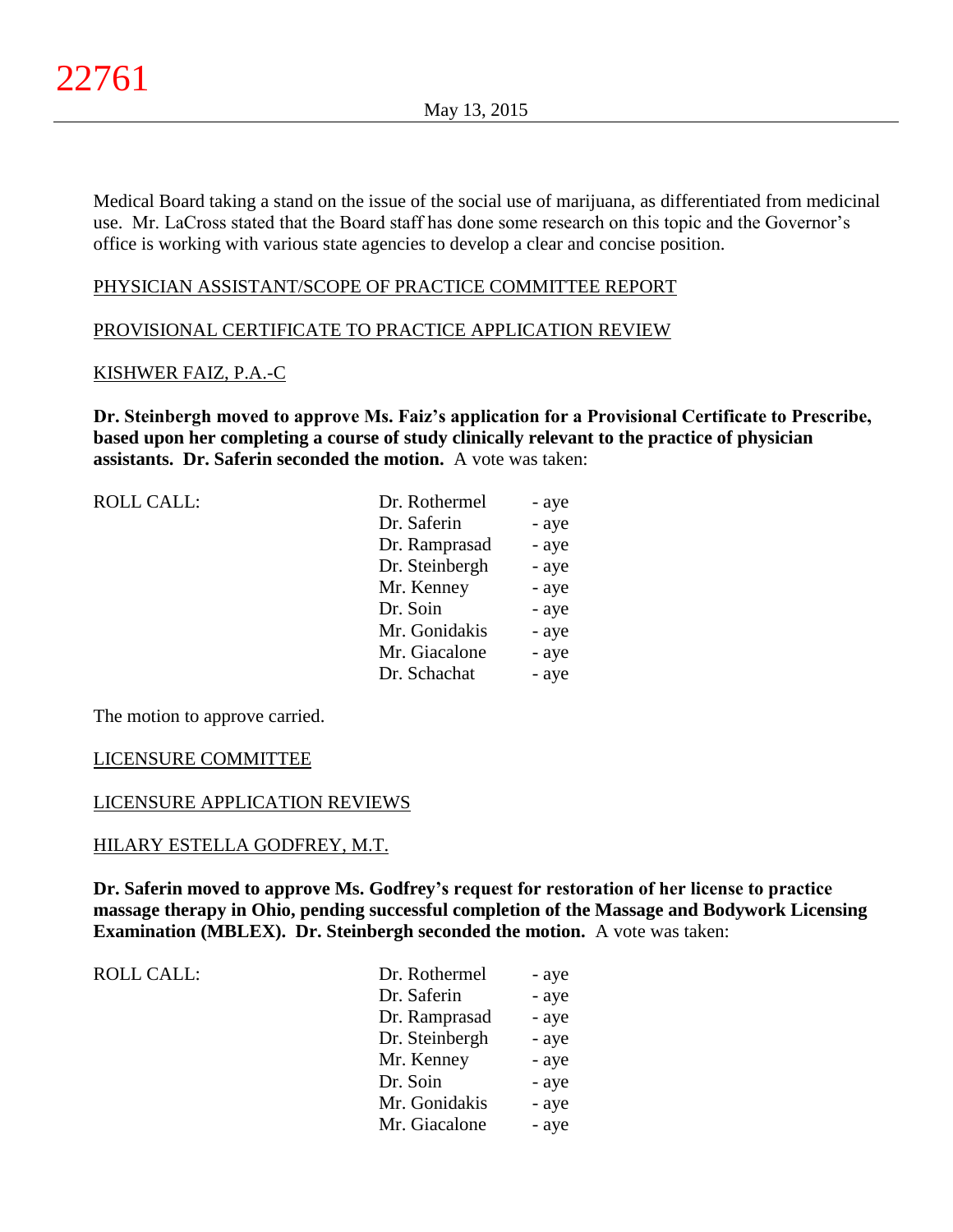Medical Board taking a stand on the issue of the social use of marijuana, as differentiated from medicinal use. Mr. LaCross stated that the Board staff has done some research on this topic and the Governor's office is working with various state agencies to develop a clear and concise position.

PHYSICIAN ASSISTANT/SCOPE OF PRACTICE COMMITTEE REPORT

PROVISIONAL CERTIFICATE TO PRACTICE APPLICATION REVIEW

KISHWER FAIZ, P.A.-C

**Dr. Steinbergh moved to approve Ms. Faiz's application for a Provisional Certificate to Prescribe, based upon her completing a course of study clinically relevant to the practice of physician assistants. Dr. Saferin seconded the motion.** A vote was taken:

| ROLL CALL: | | |
|---|---|---|
| | Dr. Rothermel | - aye |
| | Dr. Saferin | - aye |
| | Dr. Ramprasad | - aye |
| | Dr. Steinbergh | - aye |
| | Mr. Kenney | - aye |
| | Dr. Soin | - aye |
| | Mr. Gonidakis | - aye |
| | Mr. Giacalone | - aye |
| | Dr. Schachat | - aye |

The motion to approve carried.

LICENSURE COMMITTEE

LICENSURE APPLICATION REVIEWS

HILARY ESTELLA GODFREY, M.T.

**Dr. Saferin moved to approve Ms. Godfrey's request for restoration of her license to practice massage therapy in Ohio, pending successful completion of the Massage and Bodywork Licensing Examination (MBLEX). Dr. Steinbergh seconded the motion.** A vote was taken:

| ROLL CALL: | | |
|---|---|---|
| | Dr. Rothermel | - aye |
| | Dr. Saferin | - aye |
| | Dr. Ramprasad | - aye |
| | Dr. Steinbergh | - aye |
| | Mr. Kenney | - aye |
| | Dr. Soin | - aye |
| | Mr. Gonidakis | - aye |
| | Mr. Giacalone | - aye |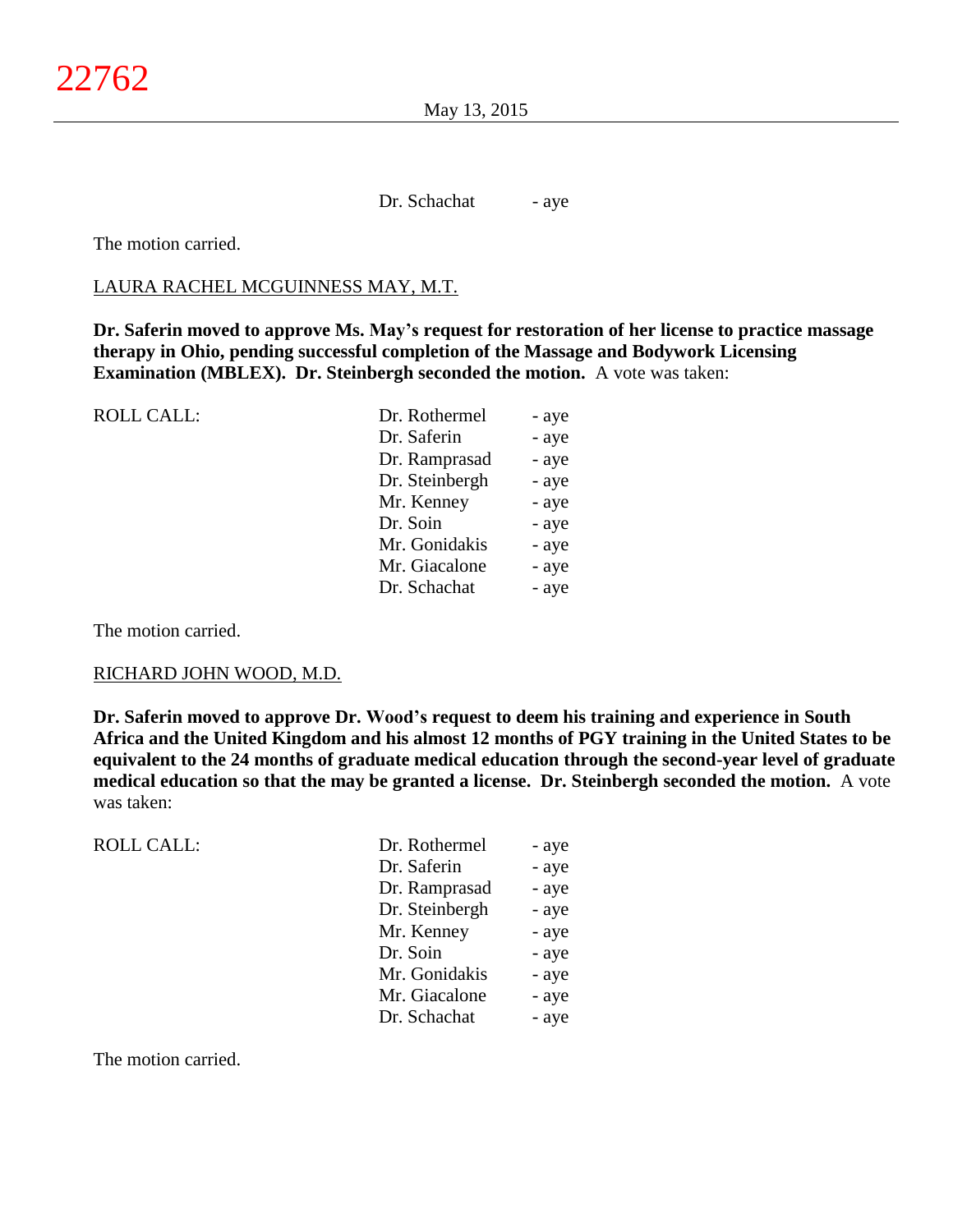Dr. Schachat - aye

The motion carried.

LAURA RACHEL MCGUINNESS MAY, M.T.

**Dr. Saferin moved to approve Ms. May's request for restoration of her license to practice massage therapy in Ohio, pending successful completion of the Massage and Bodywork Licensing Examination (MBLEX). Dr. Steinbergh seconded the motion.** A vote was taken:

| ROLL CALL: | | |
|---|---|---|
| | Dr. Rothermel | - aye |
| | Dr. Saferin | - aye |
| | Dr. Ramprasad | - aye |
| | Dr. Steinbergh | - aye |
| | Mr. Kenney | - aye |
| | Dr. Soin | - aye |
| | Mr. Gonidakis | - aye |
| | Mr. Giacalone | - aye |
| | Dr. Schachat | - aye |

The motion carried.

RICHARD JOHN WOOD, M.D.

**Dr. Saferin moved to approve Dr. Wood's request to deem his training and experience in South Africa and the United Kingdom and his almost 12 months of PGY training in the United States to be equivalent to the 24 months of graduate medical education through the second-year level of graduate medical education so that the may be granted a license. Dr. Steinbergh seconded the motion.** A vote was taken:

| ROLL CALL: | | |
|---|---|---|
| | Dr. Rothermel | - aye |
| | Dr. Saferin | - aye |
| | Dr. Ramprasad | - aye |
| | Dr. Steinbergh | - aye |
| | Mr. Kenney | - aye |
| | Dr. Soin | - aye |
| | Mr. Gonidakis | - aye |
| | Mr. Giacalone | - aye |
| | Dr. Schachat | - aye |

The motion carried.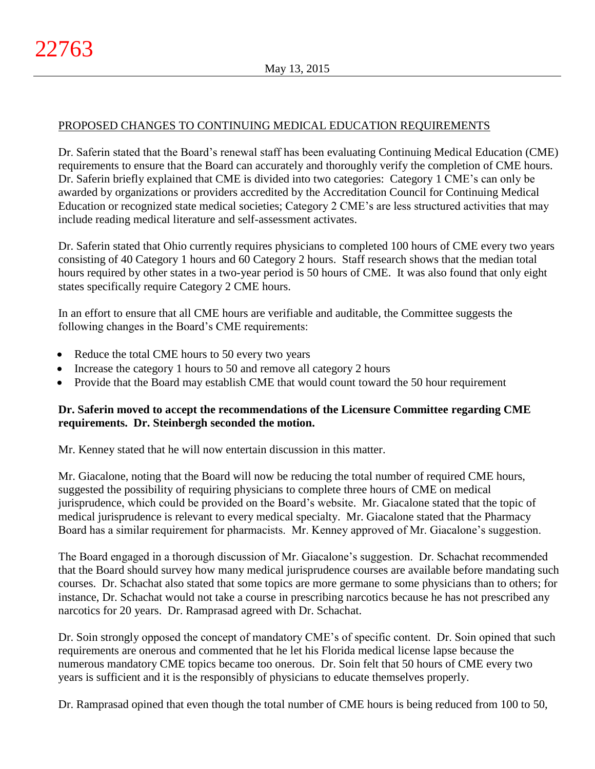PROPOSED CHANGES TO CONTINUING MEDICAL EDUCATION REQUIREMENTS

Dr. Saferin stated that the Board's renewal staff has been evaluating Continuing Medical Education (CME) requirements to ensure that the Board can accurately and thoroughly verify the completion of CME hours. Dr. Saferin briefly explained that CME is divided into two categories: Category 1 CME's can only be awarded by organizations or providers accredited by the Accreditation Council for Continuing Medical Education or recognized state medical societies; Category 2 CME's are less structured activities that may include reading medical literature and self-assessment activates.

Dr. Saferin stated that Ohio currently requires physicians to completed 100 hours of CME every two years consisting of 40 Category 1 hours and 60 Category 2 hours. Staff research shows that the median total hours required by other states in a two-year period is 50 hours of CME. It was also found that only eight states specifically require Category 2 CME hours.

In an effort to ensure that all CME hours are verifiable and auditable, the Committee suggests the following changes in the Board's CME requirements:

- Reduce the total CME hours to 50 every two years
- Increase the category 1 hours to 50 and remove all category 2 hours
- Provide that the Board may establish CME that would count toward the 50 hour requirement

**Dr. Saferin moved to accept the recommendations of the Licensure Committee regarding CME requirements. Dr. Steinbergh seconded the motion.**

Mr. Kenney stated that he will now entertain discussion in this matter.

Mr. Giacalone, noting that the Board will now be reducing the total number of required CME hours, suggested the possibility of requiring physicians to complete three hours of CME on medical jurisprudence, which could be provided on the Board's website. Mr. Giacalone stated that the topic of medical jurisprudence is relevant to every medical specialty. Mr. Giacalone stated that the Pharmacy Board has a similar requirement for pharmacists. Mr. Kenney approved of Mr. Giacalone's suggestion.

The Board engaged in a thorough discussion of Mr. Giacalone's suggestion. Dr. Schachat recommended that the Board should survey how many medical jurisprudence courses are available before mandating such courses. Dr. Schachat also stated that some topics are more germane to some physicians than to others; for instance, Dr. Schachat would not take a course in prescribing narcotics because he has not prescribed any narcotics for 20 years. Dr. Ramprasad agreed with Dr. Schachat.

Dr. Soin strongly opposed the concept of mandatory CME's of specific content. Dr. Soin opined that such requirements are onerous and commented that he let his Florida medical license lapse because the numerous mandatory CME topics became too onerous. Dr. Soin felt that 50 hours of CME every two years is sufficient and it is the responsibly of physicians to educate themselves properly.

Dr. Ramprasad opined that even though the total number of CME hours is being reduced from 100 to 50,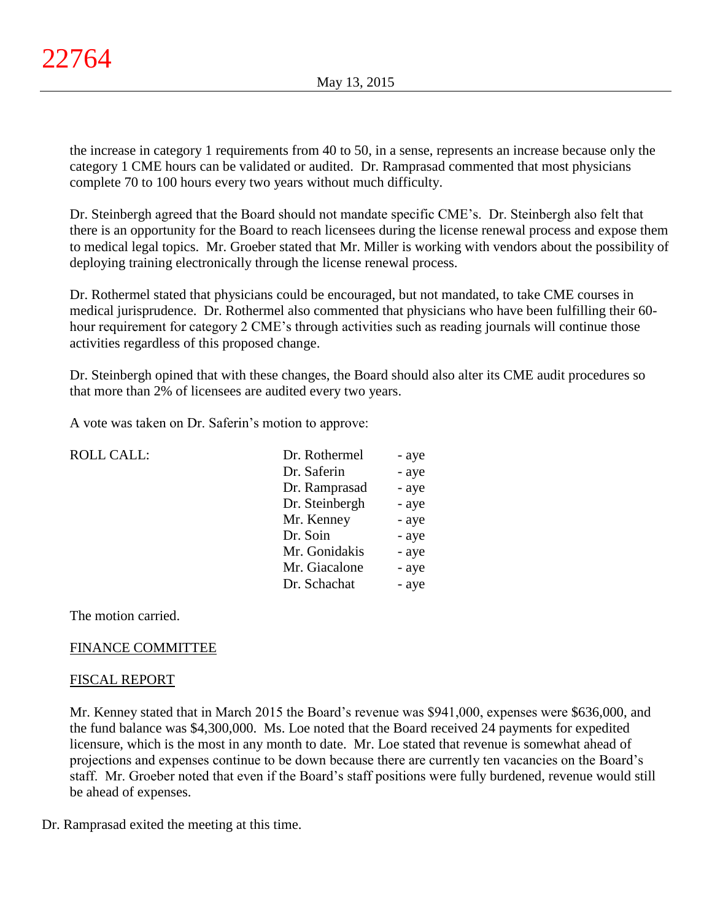the increase in category 1 requirements from 40 to 50, in a sense, represents an increase because only the category 1 CME hours can be validated or audited. Dr. Ramprasad commented that most physicians complete 70 to 100 hours every two years without much difficulty.

Dr. Steinbergh agreed that the Board should not mandate specific CME's. Dr. Steinbergh also felt that there is an opportunity for the Board to reach licensees during the license renewal process and expose them to medical legal topics. Mr. Groeber stated that Mr. Miller is working with vendors about the possibility of deploying training electronically through the license renewal process.

Dr. Rothermel stated that physicians could be encouraged, but not mandated, to take CME courses in medical jurisprudence. Dr. Rothermel also commented that physicians who have been fulfilling their 60-hour requirement for category 2 CME's through activities such as reading journals will continue those activities regardless of this proposed change.

Dr. Steinbergh opined that with these changes, the Board should also alter its CME audit procedures so that more than 2% of licensees are audited every two years.

A vote was taken on Dr. Saferin's motion to approve:

| ROLL CALL: | | |
|---|---|---|
| | Dr. Rothermel | - aye |
| | Dr. Saferin | - aye |
| | Dr. Ramprasad | - aye |
| | Dr. Steinbergh | - aye |
| | Mr. Kenney | - aye |
| | Dr. Soin | - aye |
| | Mr. Gonidakis | - aye |
| | Mr. Giacalone | - aye |
| | Dr. Schachat | - aye |

The motion carried.

FINANCE COMMITTEE

FISCAL REPORT

Mr. Kenney stated that in March 2015 the Board's revenue was $941,000, expenses were $636,000, and the fund balance was $4,300,000. Ms. Loe noted that the Board received 24 payments for expedited licensure, which is the most in any month to date. Mr. Loe stated that revenue is somewhat ahead of projections and expenses continue to be down because there are currently ten vacancies on the Board's staff. Mr. Groeber noted that even if the Board's staff positions were fully burdened, revenue would still be ahead of expenses.

Dr. Ramprasad exited the meeting at this time.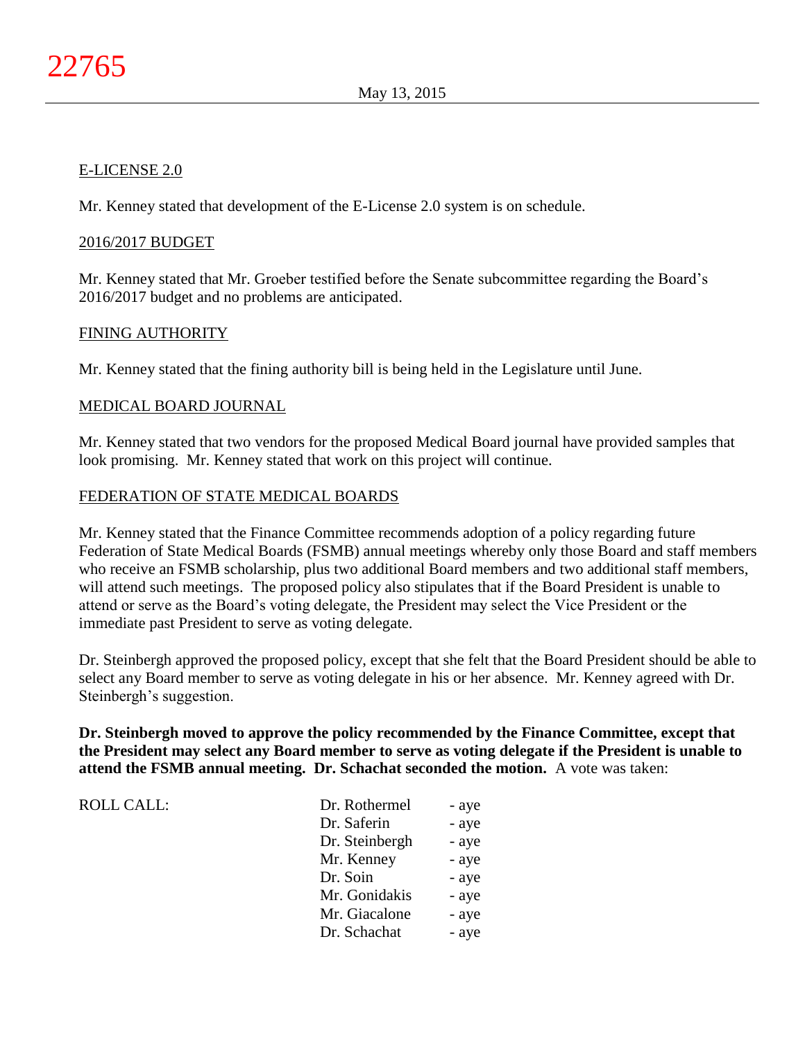## E-LICENSE 2.0

Mr. Kenney stated that development of the E-License 2.0 system is on schedule.

## 2016/2017 BUDGET

Mr. Kenney stated that Mr. Groeber testified before the Senate subcommittee regarding the Board's 2016/2017 budget and no problems are anticipated.

## FINING AUTHORITY

Mr. Kenney stated that the fining authority bill is being held in the Legislature until June.

## MEDICAL BOARD JOURNAL

Mr. Kenney stated that two vendors for the proposed Medical Board journal have provided samples that look promising. Mr. Kenney stated that work on this project will continue.

## FEDERATION OF STATE MEDICAL BOARDS

Mr. Kenney stated that the Finance Committee recommends adoption of a policy regarding future Federation of State Medical Boards (FSMB) annual meetings whereby only those Board and staff members who receive an FSMB scholarship, plus two additional Board members and two additional staff members, will attend such meetings. The proposed policy also stipulates that if the Board President is unable to attend or serve as the Board's voting delegate, the President may select the Vice President or the immediate past President to serve as voting delegate.

Dr. Steinbergh approved the proposed policy, except that she felt that the Board President should be able to select any Board member to serve as voting delegate in his or her absence. Mr. Kenney agreed with Dr. Steinbergh's suggestion.

**Dr. Steinbergh moved to approve the policy recommended by the Finance Committee, except that the President may select any Board member to serve as voting delegate if the President is unable to attend the FSMB annual meeting. Dr. Schachat seconded the motion.** A vote was taken:

| ROLL CALL: | | |
|---|---|---|
| | Dr. Rothermel | - aye |
| | Dr. Saferin | - aye |
| | Dr. Steinbergh | - aye |
| | Mr. Kenney | - aye |
| | Dr. Soin | - aye |
| | Mr. Gonidakis | - aye |
| | Mr. Giacalone | - aye |
| | Dr. Schachat | - aye |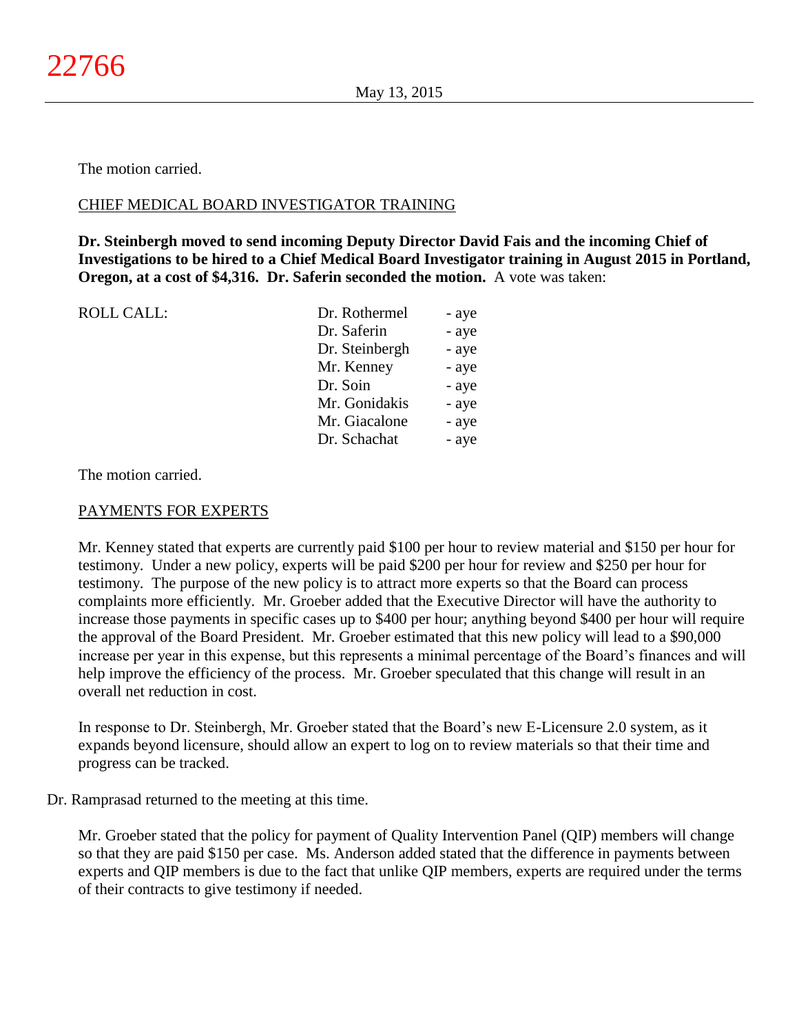The motion carried.

CHIEF MEDICAL BOARD INVESTIGATOR TRAINING

**Dr. Steinbergh moved to send incoming Deputy Director David Fais and the incoming Chief of Investigations to be hired to a Chief Medical Board Investigator training in August 2015 in Portland, Oregon, at a cost of $4,316. Dr. Saferin seconded the motion.** A vote was taken:

| ROLL CALL: | Dr. Rothermel | - aye |
|---|---|---|
| | Dr. Saferin | - aye |
| | Dr. Steinbergh | - aye |
| | Mr. Kenney | - aye |
| | Dr. Soin | - aye |
| | Mr. Gonidakis | - aye |
| | Mr. Giacalone | - aye |
| | Dr. Schachat | - aye |

The motion carried.

PAYMENTS FOR EXPERTS

Mr. Kenney stated that experts are currently paid $100 per hour to review material and $150 per hour for testimony. Under a new policy, experts will be paid $200 per hour for review and $250 per hour for testimony. The purpose of the new policy is to attract more experts so that the Board can process complaints more efficiently. Mr. Groeber added that the Executive Director will have the authority to increase those payments in specific cases up to $400 per hour; anything beyond $400 per hour will require the approval of the Board President. Mr. Groeber estimated that this new policy will lead to a $90,000 increase per year in this expense, but this represents a minimal percentage of the Board's finances and will help improve the efficiency of the process. Mr. Groeber speculated that this change will result in an overall net reduction in cost.

In response to Dr. Steinbergh, Mr. Groeber stated that the Board's new E-Licensure 2.0 system, as it expands beyond licensure, should allow an expert to log on to review materials so that their time and progress can be tracked.

Dr. Ramprasad returned to the meeting at this time.

Mr. Groeber stated that the policy for payment of Quality Intervention Panel (QIP) members will change so that they are paid $150 per case. Ms. Anderson added stated that the difference in payments between experts and QIP members is due to the fact that unlike QIP members, experts are required under the terms of their contracts to give testimony if needed.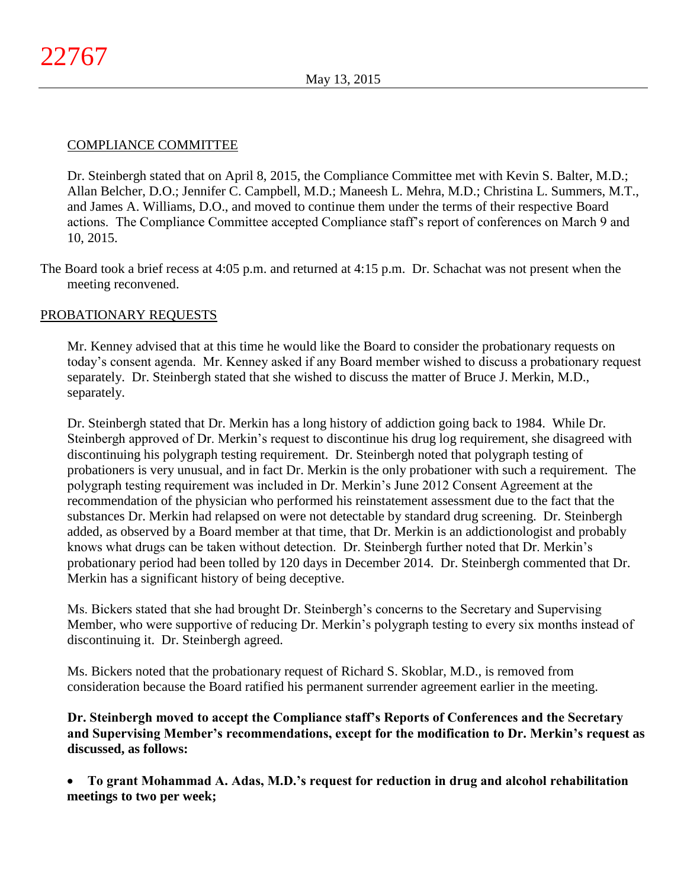## COMPLIANCE COMMITTEE

Dr. Steinbergh stated that on April 8, 2015, the Compliance Committee met with Kevin S. Balter, M.D.; Allan Belcher, D.O.; Jennifer C. Campbell, M.D.; Maneesh L. Mehra, M.D.; Christina L. Summers, M.T., and James A. Williams, D.O., and moved to continue them under the terms of their respective Board actions. The Compliance Committee accepted Compliance staff's report of conferences on March 9 and 10, 2015.

The Board took a brief recess at 4:05 p.m. and returned at 4:15 p.m. Dr. Schachat was not present when the meeting reconvened.

## PROBATIONARY REQUESTS

Mr. Kenney advised that at this time he would like the Board to consider the probationary requests on today's consent agenda. Mr. Kenney asked if any Board member wished to discuss a probationary request separately. Dr. Steinbergh stated that she wished to discuss the matter of Bruce J. Merkin, M.D., separately.

Dr. Steinbergh stated that Dr. Merkin has a long history of addiction going back to 1984. While Dr. Steinbergh approved of Dr. Merkin's request to discontinue his drug log requirement, she disagreed with discontinuing his polygraph testing requirement. Dr. Steinbergh noted that polygraph testing of probationers is very unusual, and in fact Dr. Merkin is the only probationer with such a requirement. The polygraph testing requirement was included in Dr. Merkin's June 2012 Consent Agreement at the recommendation of the physician who performed his reinstatement assessment due to the fact that the substances Dr. Merkin had relapsed on were not detectable by standard drug screening. Dr. Steinbergh added, as observed by a Board member at that time, that Dr. Merkin is an addictionologist and probably knows what drugs can be taken without detection. Dr. Steinbergh further noted that Dr. Merkin's probationary period had been tolled by 120 days in December 2014. Dr. Steinbergh commented that Dr. Merkin has a significant history of being deceptive.

Ms. Bickers stated that she had brought Dr. Steinbergh's concerns to the Secretary and Supervising Member, who were supportive of reducing Dr. Merkin's polygraph testing to every six months instead of discontinuing it. Dr. Steinbergh agreed.

Ms. Bickers noted that the probationary request of Richard S. Skoblar, M.D., is removed from consideration because the Board ratified his permanent surrender agreement earlier in the meeting.

**Dr. Steinbergh moved to accept the Compliance staff's Reports of Conferences and the Secretary and Supervising Member's recommendations, except for the modification to Dr. Merkin's request as discussed, as follows:**

- **To grant Mohammad A. Adas, M.D.'s request for reduction in drug and alcohol rehabilitation meetings to two per week;**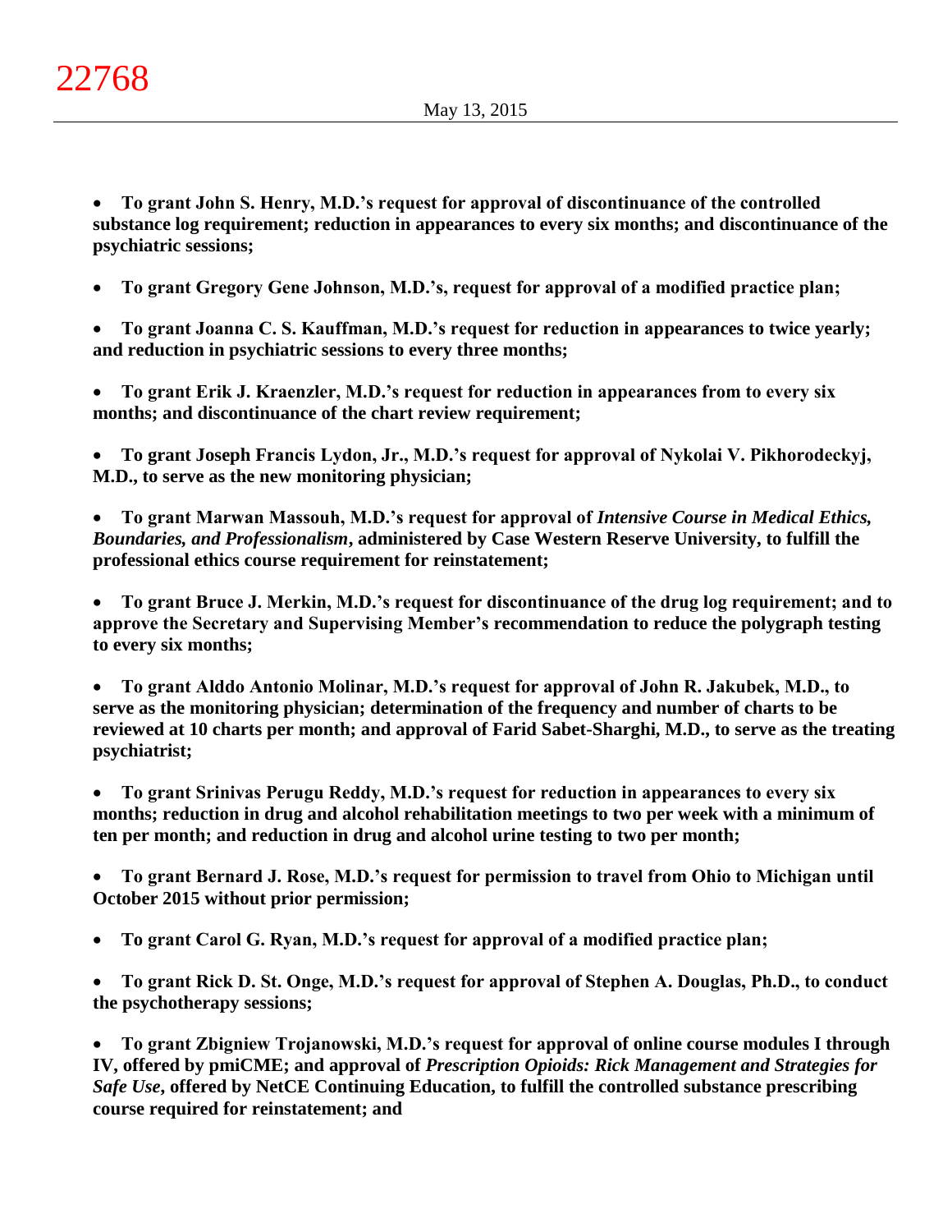- **To grant John S. Henry, M.D.'s request for approval of discontinuance of the controlled substance log requirement; reduction in appearances to every six months; and discontinuance of the psychiatric sessions;**

- **To grant Gregory Gene Johnson, M.D.'s, request for approval of a modified practice plan;**

- **To grant Joanna C. S. Kauffman, M.D.'s request for reduction in appearances to twice yearly; and reduction in psychiatric sessions to every three months;**

- **To grant Erik J. Kraenzler, M.D.'s request for reduction in appearances from to every six months; and discontinuance of the chart review requirement;**

- **To grant Joseph Francis Lydon, Jr., M.D.'s request for approval of Nykolai V. Pikhorodeckyj, M.D., to serve as the new monitoring physician;**

- **To grant Marwan Massouh, M.D.'s request for approval of *Intensive Course in Medical Ethics, Boundaries, and Professionalism*, administered by Case Western Reserve University, to fulfill the professional ethics course requirement for reinstatement;**

- **To grant Bruce J. Merkin, M.D.'s request for discontinuance of the drug log requirement; and to approve the Secretary and Supervising Member's recommendation to reduce the polygraph testing to every six months;**

- **To grant Alddo Antonio Molinar, M.D.'s request for approval of John R. Jakubek, M.D., to serve as the monitoring physician; determination of the frequency and number of charts to be reviewed at 10 charts per month; and approval of Farid Sabet-Sharghi, M.D., to serve as the treating psychiatrist;**

- **To grant Srinivas Perugu Reddy, M.D.'s request for reduction in appearances to every six months; reduction in drug and alcohol rehabilitation meetings to two per week with a minimum of ten per month; and reduction in drug and alcohol urine testing to two per month;**

- **To grant Bernard J. Rose, M.D.'s request for permission to travel from Ohio to Michigan until October 2015 without prior permission;**

- **To grant Carol G. Ryan, M.D.'s request for approval of a modified practice plan;**

- **To grant Rick D. St. Onge, M.D.'s request for approval of Stephen A. Douglas, Ph.D., to conduct the psychotherapy sessions;**

- **To grant Zbigniew Trojanowski, M.D.'s request for approval of online course modules I through IV, offered by pmiCME; and approval of *Prescription Opioids: Rick Management and Strategies for Safe Use*, offered by NetCE Continuing Education, to fulfill the controlled substance prescribing course required for reinstatement; and**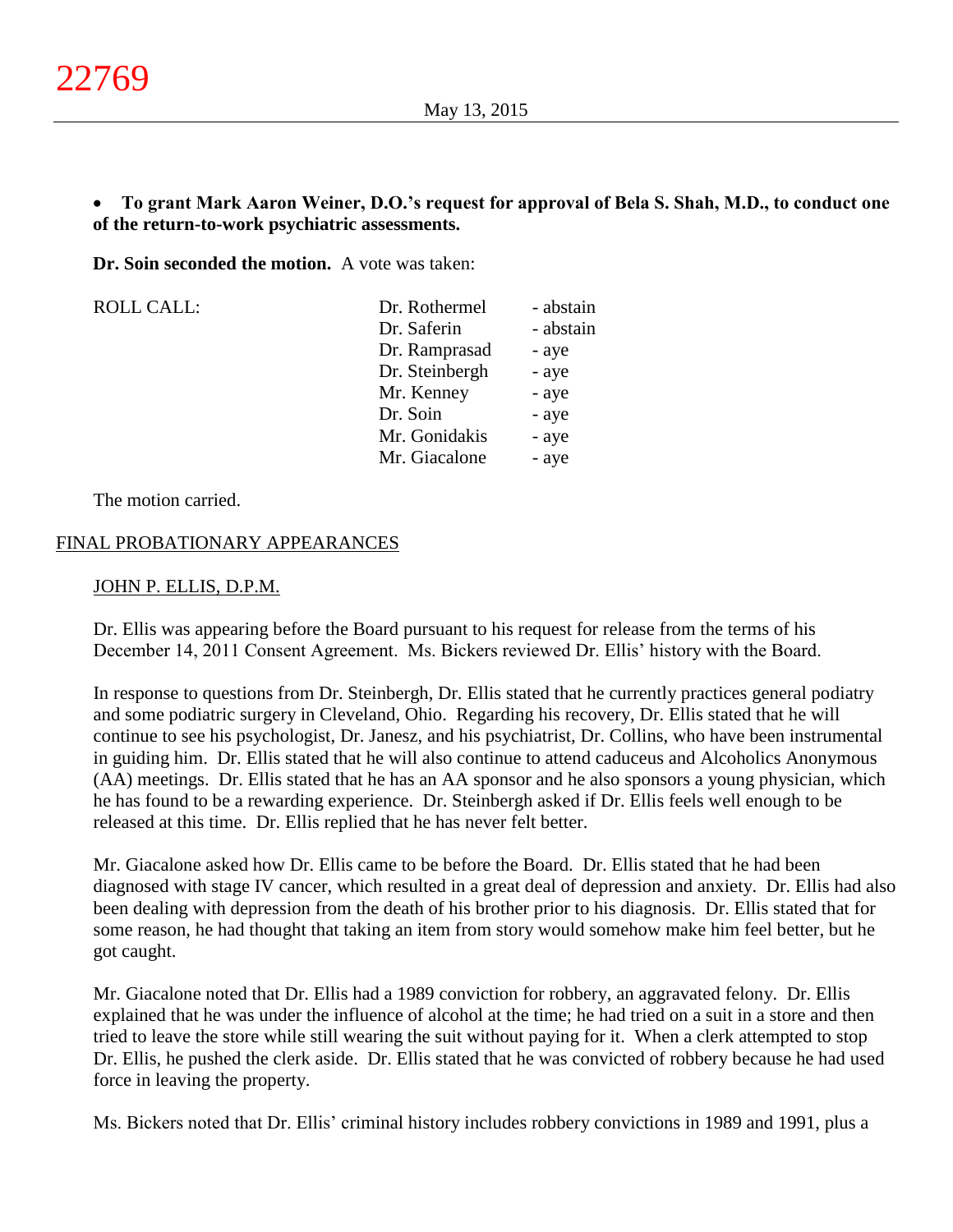- **To grant Mark Aaron Weiner, D.O.'s request for approval of Bela S. Shah, M.D., to conduct one of the return-to-work psychiatric assessments.**

**Dr. Soin seconded the motion.** A vote was taken:

| ROLL CALL: | | |
|---|---|---|
| | Dr. Rothermel | - abstain |
| | Dr. Saferin | - abstain |
| | Dr. Ramprasad | - aye |
| | Dr. Steinbergh | - aye |
| | Mr. Kenney | - aye |
| | Dr. Soin | - aye |
| | Mr. Gonidakis | - aye |
| | Mr. Giacalone | - aye |

The motion carried.

## FINAL PROBATIONARY APPEARANCES

### JOHN P. ELLIS, D.P.M.

Dr. Ellis was appearing before the Board pursuant to his request for release from the terms of his December 14, 2011 Consent Agreement. Ms. Bickers reviewed Dr. Ellis' history with the Board.

In response to questions from Dr. Steinbergh, Dr. Ellis stated that he currently practices general podiatry and some podiatric surgery in Cleveland, Ohio. Regarding his recovery, Dr. Ellis stated that he will continue to see his psychologist, Dr. Janesz, and his psychiatrist, Dr. Collins, who have been instrumental in guiding him. Dr. Ellis stated that he will also continue to attend caduceus and Alcoholics Anonymous (AA) meetings. Dr. Ellis stated that he has an AA sponsor and he also sponsors a young physician, which he has found to be a rewarding experience. Dr. Steinbergh asked if Dr. Ellis feels well enough to be released at this time. Dr. Ellis replied that he has never felt better.

Mr. Giacalone asked how Dr. Ellis came to be before the Board. Dr. Ellis stated that he had been diagnosed with stage IV cancer, which resulted in a great deal of depression and anxiety. Dr. Ellis had also been dealing with depression from the death of his brother prior to his diagnosis. Dr. Ellis stated that for some reason, he had thought that taking an item from story would somehow make him feel better, but he got caught.

Mr. Giacalone noted that Dr. Ellis had a 1989 conviction for robbery, an aggravated felony. Dr. Ellis explained that he was under the influence of alcohol at the time; he had tried on a suit in a store and then tried to leave the store while still wearing the suit without paying for it. When a clerk attempted to stop Dr. Ellis, he pushed the clerk aside. Dr. Ellis stated that he was convicted of robbery because he had used force in leaving the property.

Ms. Bickers noted that Dr. Ellis' criminal history includes robbery convictions in 1989 and 1991, plus a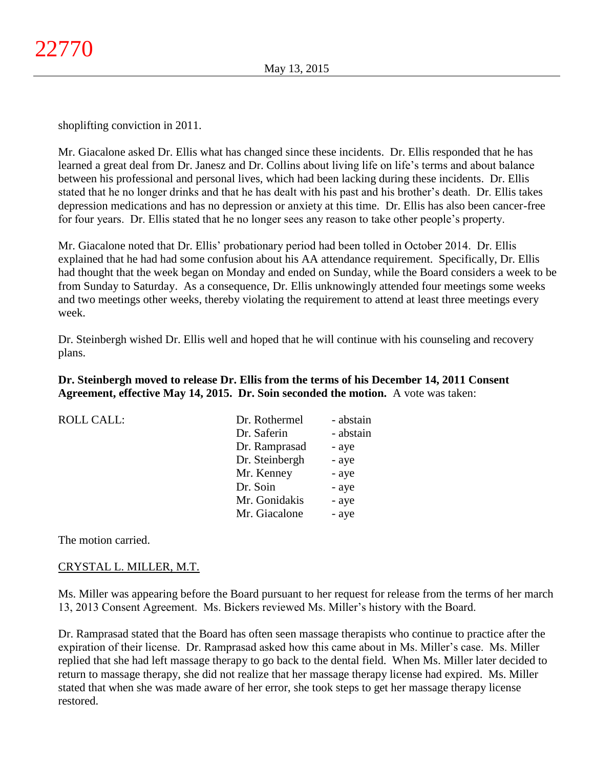shoplifting conviction in 2011.

Mr. Giacalone asked Dr. Ellis what has changed since these incidents. Dr. Ellis responded that he has learned a great deal from Dr. Janesz and Dr. Collins about living life on life's terms and about balance between his professional and personal lives, which had been lacking during these incidents. Dr. Ellis stated that he no longer drinks and that he has dealt with his past and his brother's death. Dr. Ellis takes depression medications and has no depression or anxiety at this time. Dr. Ellis has also been cancer-free for four years. Dr. Ellis stated that he no longer sees any reason to take other people's property.

Mr. Giacalone noted that Dr. Ellis' probationary period had been tolled in October 2014. Dr. Ellis explained that he had had some confusion about his AA attendance requirement. Specifically, Dr. Ellis had thought that the week began on Monday and ended on Sunday, while the Board considers a week to be from Sunday to Saturday. As a consequence, Dr. Ellis unknowingly attended four meetings some weeks and two meetings other weeks, thereby violating the requirement to attend at least three meetings every week.

Dr. Steinbergh wished Dr. Ellis well and hoped that he will continue with his counseling and recovery plans.

**Dr. Steinbergh moved to release Dr. Ellis from the terms of his December 14, 2011 Consent Agreement, effective May 14, 2015. Dr. Soin seconded the motion.** A vote was taken:

| ROLL CALL: | Dr. Rothermel | - abstain |
|---|---|---|
| | Dr. Saferin | - abstain |
| | Dr. Ramprasad | - aye |
| | Dr. Steinbergh | - aye |
| | Mr. Kenney | - aye |
| | Dr. Soin | - aye |
| | Mr. Gonidakis | - aye |
| | Mr. Giacalone | - aye |

The motion carried.

CRYSTAL L. MILLER, M.T.

Ms. Miller was appearing before the Board pursuant to her request for release from the terms of her march 13, 2013 Consent Agreement. Ms. Bickers reviewed Ms. Miller's history with the Board.

Dr. Ramprasad stated that the Board has often seen massage therapists who continue to practice after the expiration of their license. Dr. Ramprasad asked how this came about in Ms. Miller's case. Ms. Miller replied that she had left massage therapy to go back to the dental field. When Ms. Miller later decided to return to massage therapy, she did not realize that her massage therapy license had expired. Ms. Miller stated that when she was made aware of her error, she took steps to get her massage therapy license restored.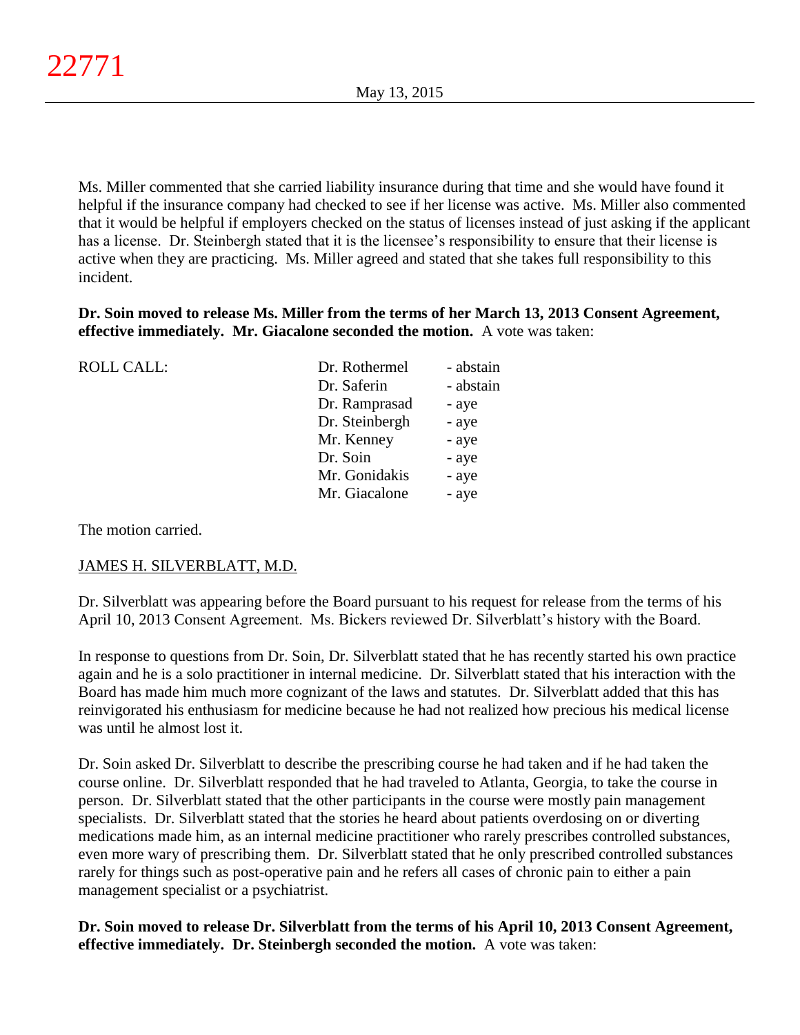Ms. Miller commented that she carried liability insurance during that time and she would have found it helpful if the insurance company had checked to see if her license was active. Ms. Miller also commented that it would be helpful if employers checked on the status of licenses instead of just asking if the applicant has a license. Dr. Steinbergh stated that it is the licensee's responsibility to ensure that their license is active when they are practicing. Ms. Miller agreed and stated that she takes full responsibility to this incident.

**Dr. Soin moved to release Ms. Miller from the terms of her March 13, 2013 Consent Agreement, effective immediately. Mr. Giacalone seconded the motion.** A vote was taken:

| ROLL CALL: | Dr. Rothermel | - abstain |
|---|---|---|
| | Dr. Saferin | - abstain |
| | Dr. Ramprasad | - aye |
| | Dr. Steinbergh | - aye |
| | Mr. Kenney | - aye |
| | Dr. Soin | - aye |
| | Mr. Gonidakis | - aye |
| | Mr. Giacalone | - aye |

The motion carried.

JAMES H. SILVERBLATT, M.D.

Dr. Silverblatt was appearing before the Board pursuant to his request for release from the terms of his April 10, 2013 Consent Agreement. Ms. Bickers reviewed Dr. Silverblatt's history with the Board.

In response to questions from Dr. Soin, Dr. Silverblatt stated that he has recently started his own practice again and he is a solo practitioner in internal medicine. Dr. Silverblatt stated that his interaction with the Board has made him much more cognizant of the laws and statutes. Dr. Silverblatt added that this has reinvigorated his enthusiasm for medicine because he had not realized how precious his medical license was until he almost lost it.

Dr. Soin asked Dr. Silverblatt to describe the prescribing course he had taken and if he had taken the course online. Dr. Silverblatt responded that he had traveled to Atlanta, Georgia, to take the course in person. Dr. Silverblatt stated that the other participants in the course were mostly pain management specialists. Dr. Silverblatt stated that the stories he heard about patients overdosing on or diverting medications made him, as an internal medicine practitioner who rarely prescribes controlled substances, even more wary of prescribing them. Dr. Silverblatt stated that he only prescribed controlled substances rarely for things such as post-operative pain and he refers all cases of chronic pain to either a pain management specialist or a psychiatrist.

**Dr. Soin moved to release Dr. Silverblatt from the terms of his April 10, 2013 Consent Agreement, effective immediately. Dr. Steinbergh seconded the motion.** A vote was taken: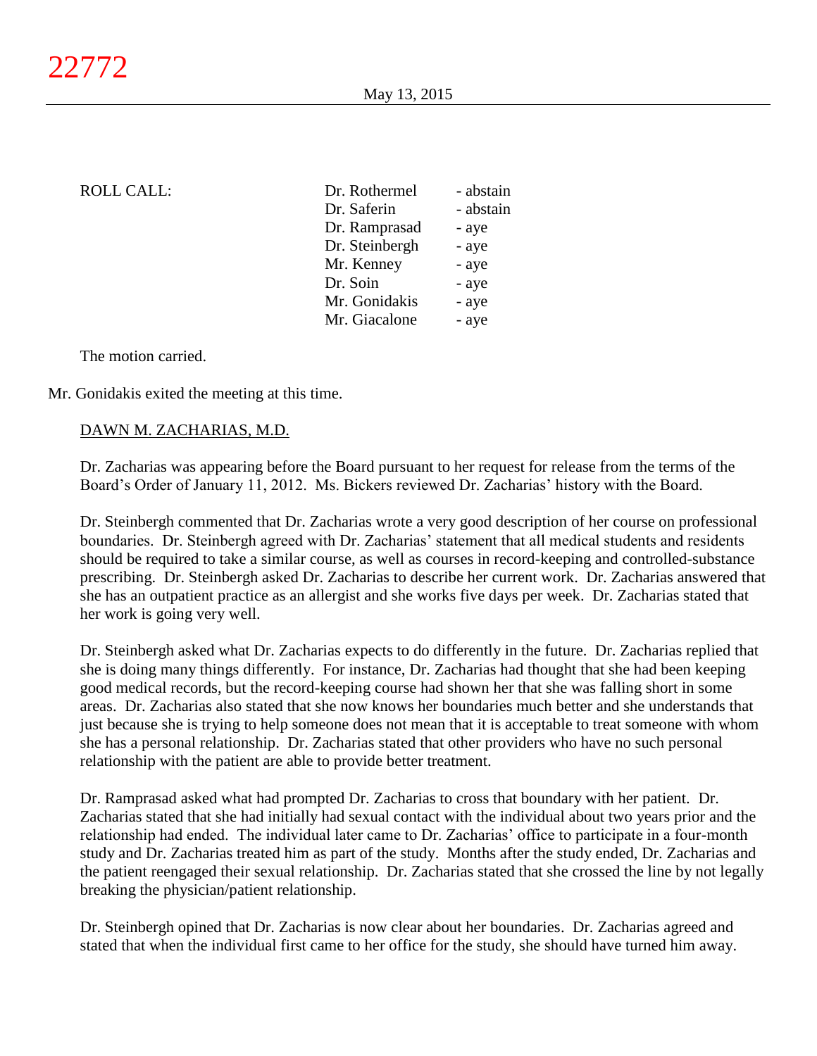ROLL CALL:

| | |
|---|---|
| Dr. Rothermel | - abstain |
| Dr. Saferin | - abstain |
| Dr. Ramprasad | - aye |
| Dr. Steinbergh | - aye |
| Mr. Kenney | - aye |
| Dr. Soin | - aye |
| Mr. Gonidakis | - aye |
| Mr. Giacalone | - aye |

The motion carried.

Mr. Gonidakis exited the meeting at this time.

DAWN M. ZACHARIAS, M.D.

Dr. Zacharias was appearing before the Board pursuant to her request for release from the terms of the Board's Order of January 11, 2012. Ms. Bickers reviewed Dr. Zacharias' history with the Board.

Dr. Steinbergh commented that Dr. Zacharias wrote a very good description of her course on professional boundaries. Dr. Steinbergh agreed with Dr. Zacharias' statement that all medical students and residents should be required to take a similar course, as well as courses in record-keeping and controlled-substance prescribing. Dr. Steinbergh asked Dr. Zacharias to describe her current work. Dr. Zacharias answered that she has an outpatient practice as an allergist and she works five days per week. Dr. Zacharias stated that her work is going very well.

Dr. Steinbergh asked what Dr. Zacharias expects to do differently in the future. Dr. Zacharias replied that she is doing many things differently. For instance, Dr. Zacharias had thought that she had been keeping good medical records, but the record-keeping course had shown her that she was falling short in some areas. Dr. Zacharias also stated that she now knows her boundaries much better and she understands that just because she is trying to help someone does not mean that it is acceptable to treat someone with whom she has a personal relationship. Dr. Zacharias stated that other providers who have no such personal relationship with the patient are able to provide better treatment.

Dr. Ramprasad asked what had prompted Dr. Zacharias to cross that boundary with her patient. Dr. Zacharias stated that she had initially had sexual contact with the individual about two years prior and the relationship had ended. The individual later came to Dr. Zacharias' office to participate in a four-month study and Dr. Zacharias treated him as part of the study. Months after the study ended, Dr. Zacharias and the patient reengaged their sexual relationship. Dr. Zacharias stated that she crossed the line by not legally breaking the physician/patient relationship.

Dr. Steinbergh opined that Dr. Zacharias is now clear about her boundaries. Dr. Zacharias agreed and stated that when the individual first came to her office for the study, she should have turned him away.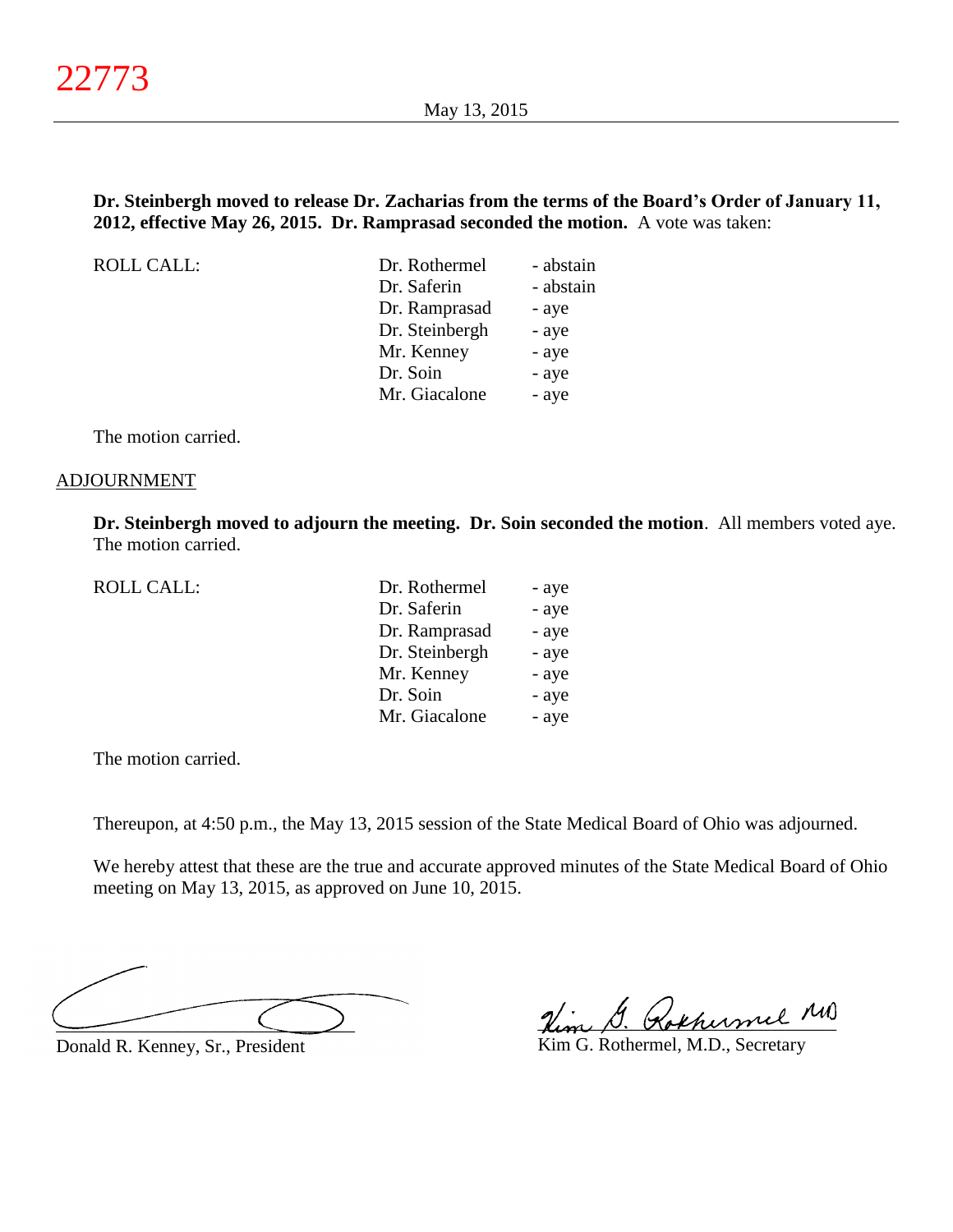**Dr. Steinbergh moved to release Dr. Zacharias from the terms of the Board's Order of January 11, 2012, effective May 26, 2015. Dr. Ramprasad seconded the motion.** A vote was taken:

| ROLL CALL: | Dr. Rothermel | - abstain |
|---|---|---|
| | Dr. Saferin | - abstain |
| | Dr. Ramprasad | - aye |
| | Dr. Steinbergh | - aye |
| | Mr. Kenney | - aye |
| | Dr. Soin | - aye |
| | Mr. Giacalone | - aye |

The motion carried.

ADJOURNMENT

**Dr. Steinbergh moved to adjourn the meeting. Dr. Soin seconded the motion**. All members voted aye. The motion carried.

| ROLL CALL: | Dr. Rothermel | - aye |
|---|---|---|
| | Dr. Saferin | - aye |
| | Dr. Ramprasad | - aye |
| | Dr. Steinbergh | - aye |
| | Mr. Kenney | - aye |
| | Dr. Soin | - aye |
| | Mr. Giacalone | - aye |

The motion carried.

Thereupon, at 4:50 p.m., the May 13, 2015 session of the State Medical Board of Ohio was adjourned.

We hereby attest that these are the true and accurate approved minutes of the State Medical Board of Ohio meeting on May 13, 2015, as approved on June 10, 2015.

Donald R. Kenney, Sr., President

Kim G. Rothermel, M.D., Secretary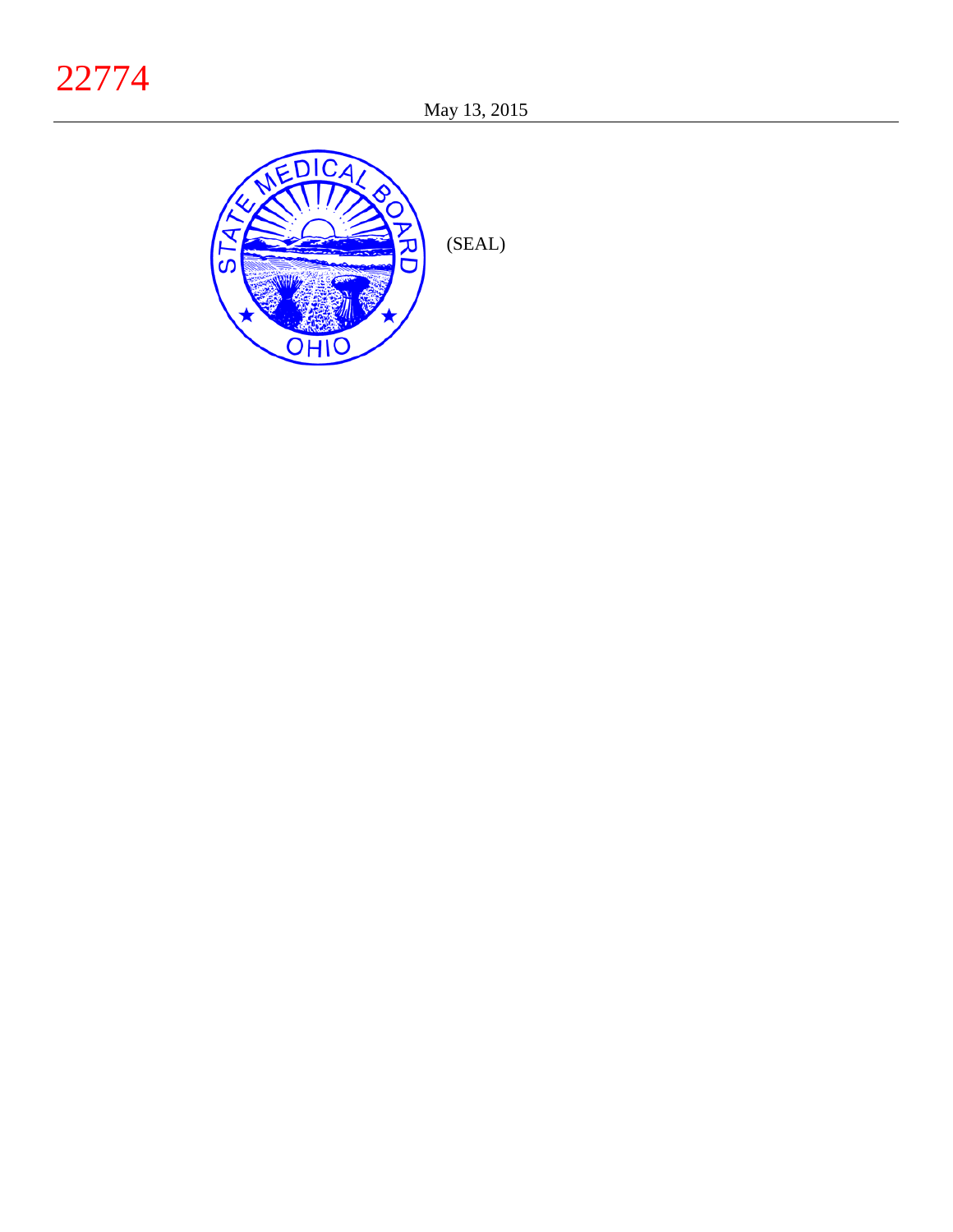22774

May 13, 2015

(SEAL)